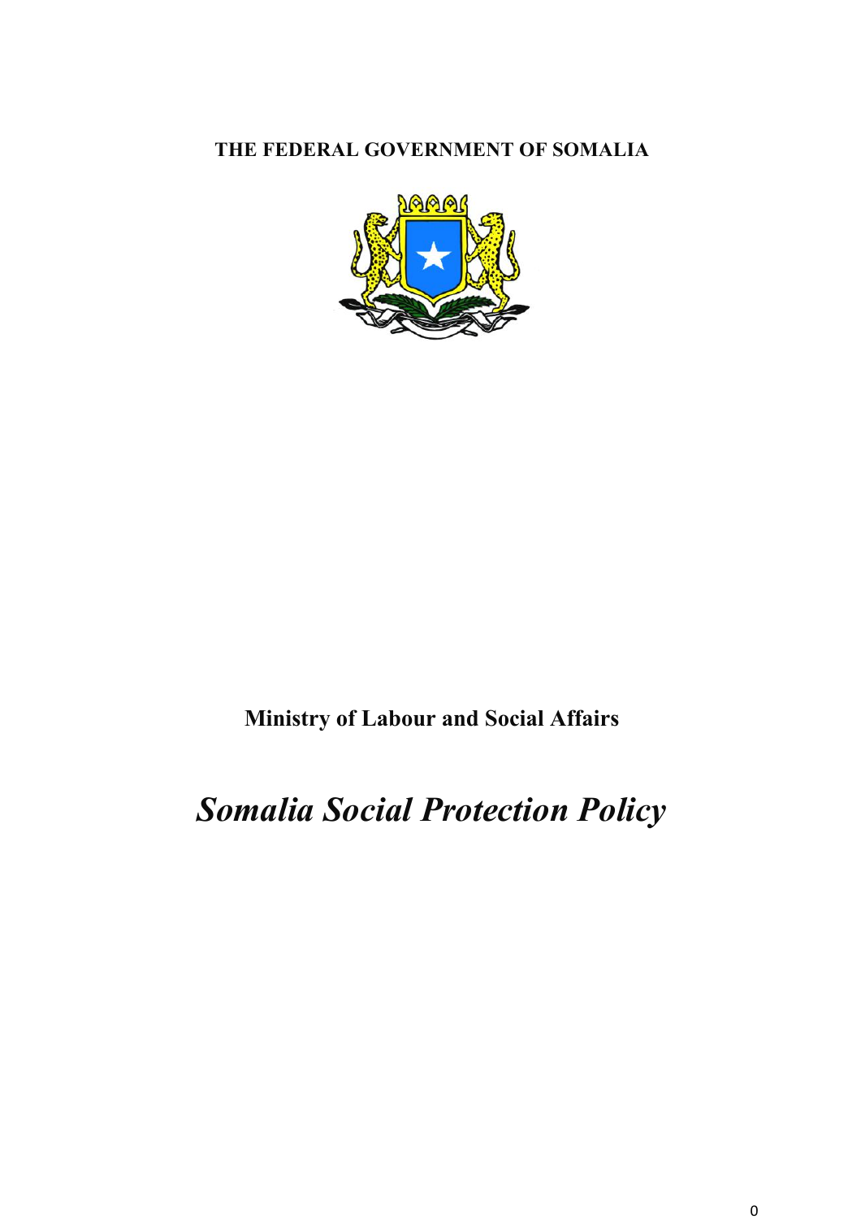**THE FEDERAL GOVERNMENT OF SOMALIA**

**Ministry of Labour and Social Affairs**

# *Somalia Social Protection Policy*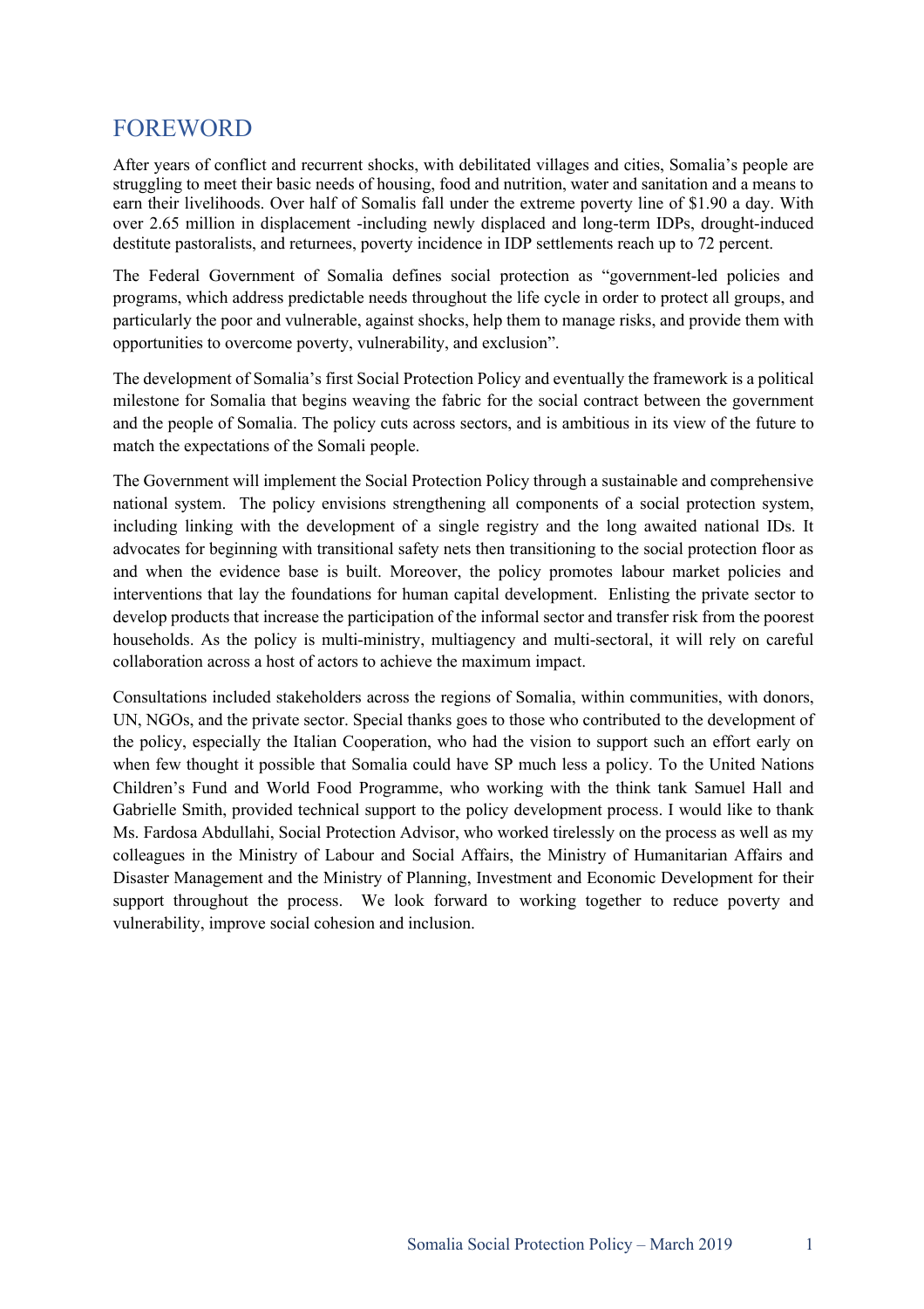## FOREWORD

After years of conflict and recurrent shocks, with debilitated villages and cities, Somalia's people are struggling to meet their basic needs of housing, food and nutrition, water and sanitation and a means to earn their livelihoods. Over half of Somalis fall under the extreme poverty line of $1.90 a day. With over 2.65 million in displacement -including newly displaced and long-term IDPs, drought-induced destitute pastoralists, and returnees, poverty incidence in IDP settlements reach up to 72 percent.

The Federal Government of Somalia defines social protection as "government-led policies and programs, which address predictable needs throughout the life cycle in order to protect all groups, and particularly the poor and vulnerable, against shocks, help them to manage risks, and provide them with opportunities to overcome poverty, vulnerability, and exclusion".

The development of Somalia's first Social Protection Policy and eventually the framework is a political milestone for Somalia that begins weaving the fabric for the social contract between the government and the people of Somalia. The policy cuts across sectors, and is ambitious in its view of the future to match the expectations of the Somali people.

The Government will implement the Social Protection Policy through a sustainable and comprehensive national system. The policy envisions strengthening all components of a social protection system, including linking with the development of a single registry and the long awaited national IDs. It advocates for beginning with transitional safety nets then transitioning to the social protection floor as and when the evidence base is built. Moreover, the policy promotes labour market policies and interventions that lay the foundations for human capital development. Enlisting the private sector to develop products that increase the participation of the informal sector and transfer risk from the poorest households. As the policy is multi-ministry, multiagency and multi-sectoral, it will rely on careful collaboration across a host of actors to achieve the maximum impact.

Consultations included stakeholders across the regions of Somalia, within communities, with donors, UN, NGOs, and the private sector. Special thanks goes to those who contributed to the development of the policy, especially the Italian Cooperation, who had the vision to support such an effort early on when few thought it possible that Somalia could have SP much less a policy. To the United Nations Children's Fund and World Food Programme, who working with the think tank Samuel Hall and Gabrielle Smith, provided technical support to the policy development process. I would like to thank Ms. Fardosa Abdullahi, Social Protection Advisor, who worked tirelessly on the process as well as my colleagues in the Ministry of Labour and Social Affairs, the Ministry of Humanitarian Affairs and Disaster Management and the Ministry of Planning, Investment and Economic Development for their support throughout the process. We look forward to working together to reduce poverty and vulnerability, improve social cohesion and inclusion.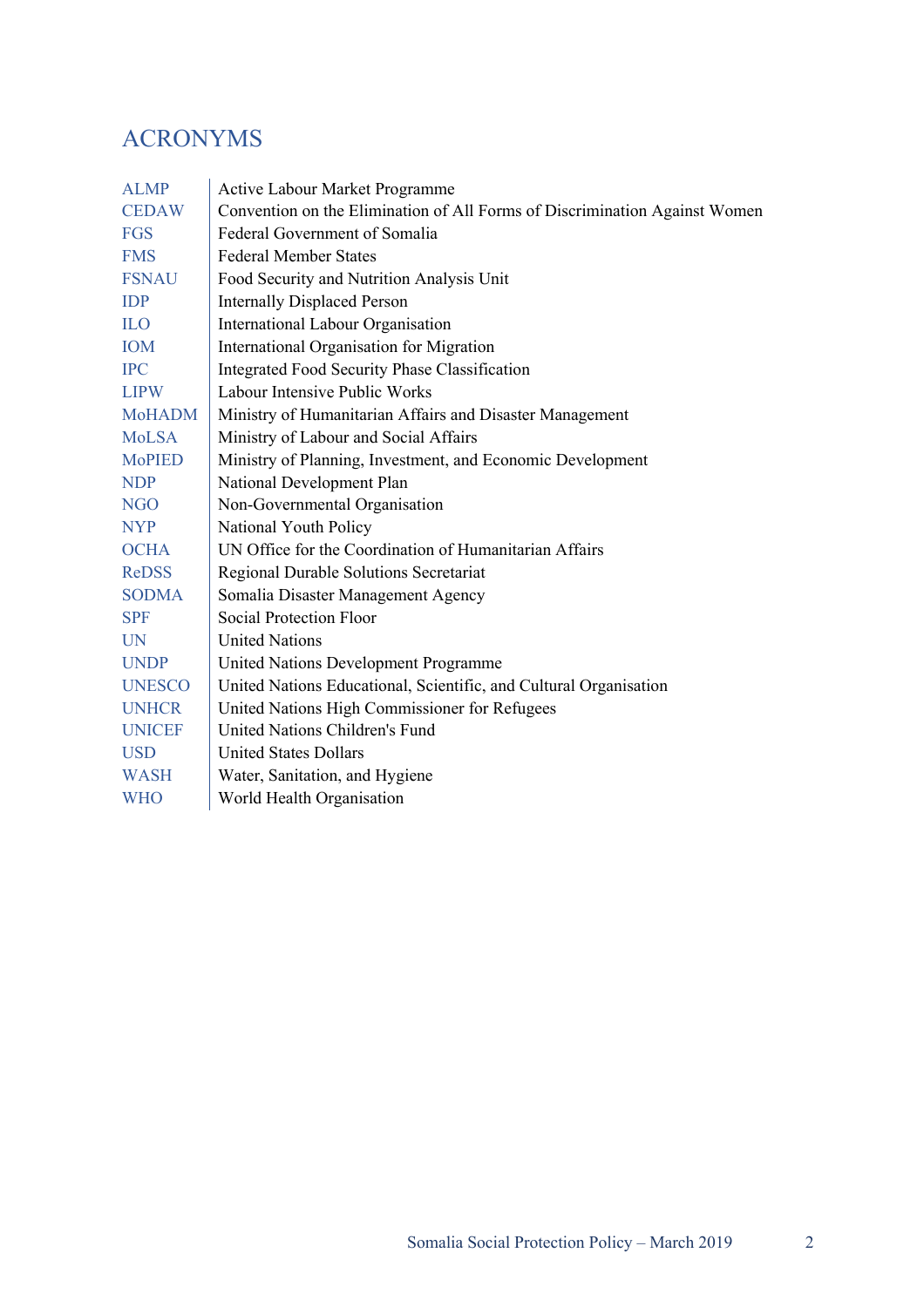# ACRONYMS

| | |
|---|---|
| ALMP | Active Labour Market Programme |
| CEDAW | Convention on the Elimination of All Forms of Discrimination Against Women |
| FGS | Federal Government of Somalia |
| FMS | Federal Member States |
| FSNAU | Food Security and Nutrition Analysis Unit |
| IDP | Internally Displaced Person |
| ILO | International Labour Organisation |
| IOM | International Organisation for Migration |
| IPC | Integrated Food Security Phase Classification |
| LIPW | Labour Intensive Public Works |
| MoHADM | Ministry of Humanitarian Affairs and Disaster Management |
| MoLSA | Ministry of Labour and Social Affairs |
| MoPIED | Ministry of Planning, Investment, and Economic Development |
| NDP | National Development Plan |
| NGO | Non-Governmental Organisation |
| NYP | National Youth Policy |
| OCHA | UN Office for the Coordination of Humanitarian Affairs |
| ReDSS | Regional Durable Solutions Secretariat |
| SODMA | Somalia Disaster Management Agency |
| SPF | Social Protection Floor |
| UN | United Nations |
| UNDP | United Nations Development Programme |
| UNESCO | United Nations Educational, Scientific, and Cultural Organisation |
| UNHCR | United Nations High Commissioner for Refugees |
| UNICEF | United Nations Children's Fund |
| USD | United States Dollars |
| WASH | Water, Sanitation, and Hygiene |
| WHO | World Health Organisation |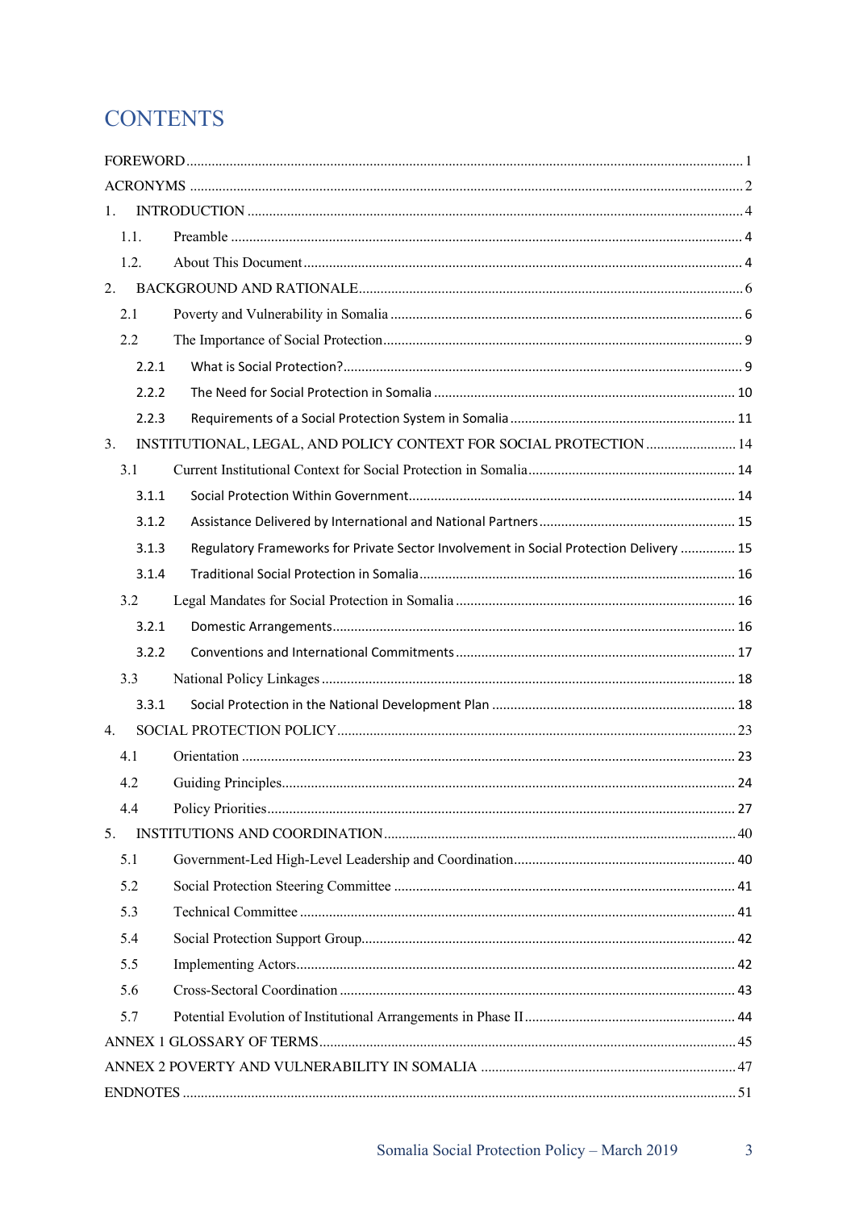# CONTENTS

FOREWORD ........ 1
ACRONYMS ........ 2
1. INTRODUCTION ........ 4
  1.1. Preamble ........ 4
  1.2. About This Document ........ 4
2. BACKGROUND AND RATIONALE ........ 6
  2.1 Poverty and Vulnerability in Somalia ........ 6
  2.2 The Importance of Social Protection ........ 9
    2.2.1 What is Social Protection? ........ 9
    2.2.2 The Need for Social Protection in Somalia ........ 10
    2.2.3 Requirements of a Social Protection System in Somalia ........ 11
3. INSTITUTIONAL, LEGAL, AND POLICY CONTEXT FOR SOCIAL PROTECTION ........ 14
  3.1 Current Institutional Context for Social Protection in Somalia ........ 14
    3.1.1 Social Protection Within Government ........ 14
    3.1.2 Assistance Delivered by International and National Partners ........ 15
    3.1.3 Regulatory Frameworks for Private Sector Involvement in Social Protection Delivery ........ 15
    3.1.4 Traditional Social Protection in Somalia ........ 16
  3.2 Legal Mandates for Social Protection in Somalia ........ 16
    3.2.1 Domestic Arrangements ........ 16
    3.2.2 Conventions and International Commitments ........ 17
  3.3 National Policy Linkages ........ 18
    3.3.1 Social Protection in the National Development Plan ........ 18
4. SOCIAL PROTECTION POLICY ........ 23
  4.1 Orientation ........ 23
  4.2 Guiding Principles ........ 24
  4.4 Policy Priorities ........ 27
5. INSTITUTIONS AND COORDINATION ........ 40
  5.1 Government-Led High-Level Leadership and Coordination ........ 40
  5.2 Social Protection Steering Committee ........ 41
  5.3 Technical Committee ........ 41
  5.4 Social Protection Support Group ........ 42
  5.5 Implementing Actors ........ 42
  5.6 Cross-Sectoral Coordination ........ 43
  5.7 Potential Evolution of Institutional Arrangements in Phase II ........ 44
ANNEX 1 GLOSSARY OF TERMS ........ 45
ANNEX 2 POVERTY AND VULNERABILITY IN SOMALIA ........ 47
ENDNOTES ........ 51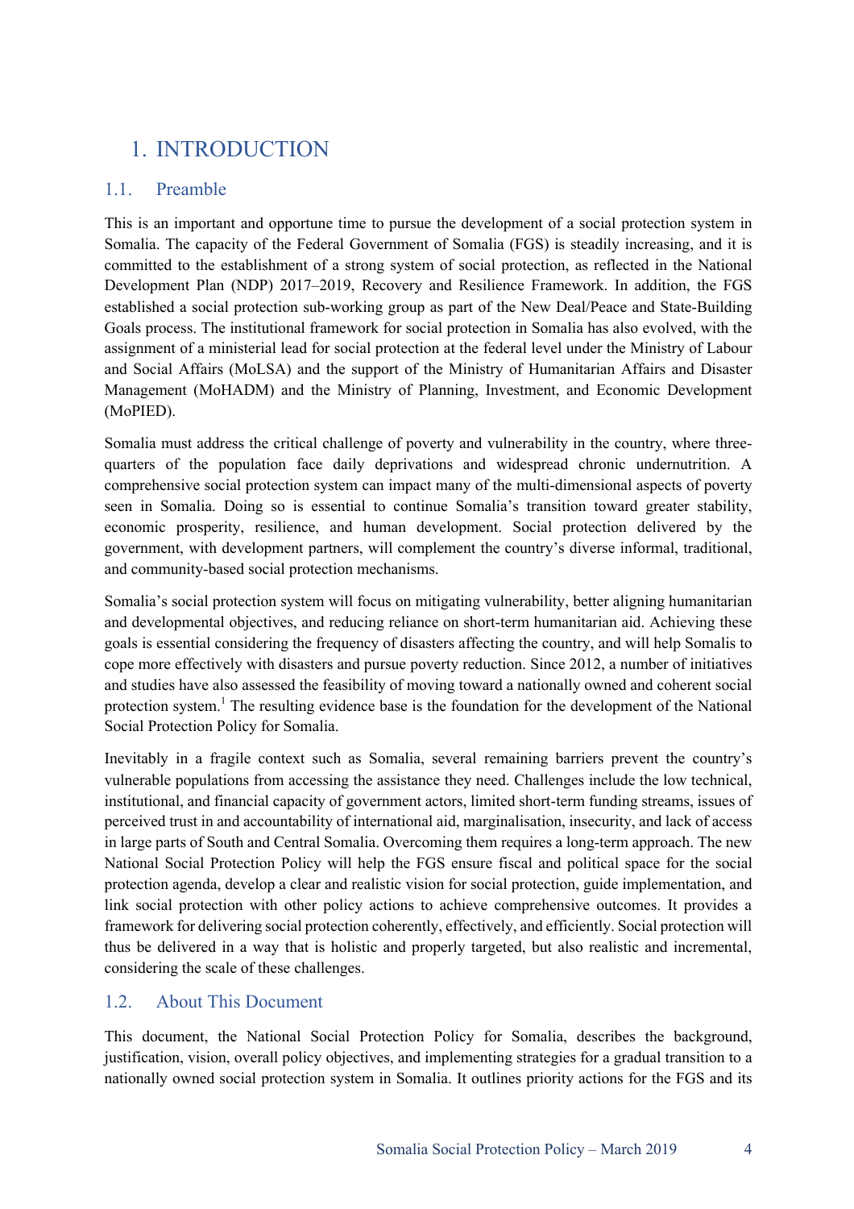# 1. INTRODUCTION

## 1.1. Preamble

This is an important and opportune time to pursue the development of a social protection system in Somalia. The capacity of the Federal Government of Somalia (FGS) is steadily increasing, and it is committed to the establishment of a strong system of social protection, as reflected in the National Development Plan (NDP) 2017–2019, Recovery and Resilience Framework. In addition, the FGS established a social protection sub-working group as part of the New Deal/Peace and State-Building Goals process. The institutional framework for social protection in Somalia has also evolved, with the assignment of a ministerial lead for social protection at the federal level under the Ministry of Labour and Social Affairs (MoLSA) and the support of the Ministry of Humanitarian Affairs and Disaster Management (MoHADM) and the Ministry of Planning, Investment, and Economic Development (MoPIED).

Somalia must address the critical challenge of poverty and vulnerability in the country, where three-quarters of the population face daily deprivations and widespread chronic undernutrition. A comprehensive social protection system can impact many of the multi-dimensional aspects of poverty seen in Somalia. Doing so is essential to continue Somalia's transition toward greater stability, economic prosperity, resilience, and human development. Social protection delivered by the government, with development partners, will complement the country's diverse informal, traditional, and community-based social protection mechanisms.

Somalia's social protection system will focus on mitigating vulnerability, better aligning humanitarian and developmental objectives, and reducing reliance on short-term humanitarian aid. Achieving these goals is essential considering the frequency of disasters affecting the country, and will help Somalis to cope more effectively with disasters and pursue poverty reduction. Since 2012, a number of initiatives and studies have also assessed the feasibility of moving toward a nationally owned and coherent social protection system.[1] The resulting evidence base is the foundation for the development of the National Social Protection Policy for Somalia.

Inevitably in a fragile context such as Somalia, several remaining barriers prevent the country's vulnerable populations from accessing the assistance they need. Challenges include the low technical, institutional, and financial capacity of government actors, limited short-term funding streams, issues of perceived trust in and accountability of international aid, marginalisation, insecurity, and lack of access in large parts of South and Central Somalia. Overcoming them requires a long-term approach. The new National Social Protection Policy will help the FGS ensure fiscal and political space for the social protection agenda, develop a clear and realistic vision for social protection, guide implementation, and link social protection with other policy actions to achieve comprehensive outcomes. It provides a framework for delivering social protection coherently, effectively, and efficiently. Social protection will thus be delivered in a way that is holistic and properly targeted, but also realistic and incremental, considering the scale of these challenges.

## 1.2. About This Document

This document, the National Social Protection Policy for Somalia, describes the background, justification, vision, overall policy objectives, and implementing strategies for a gradual transition to a nationally owned social protection system in Somalia. It outlines priority actions for the FGS and its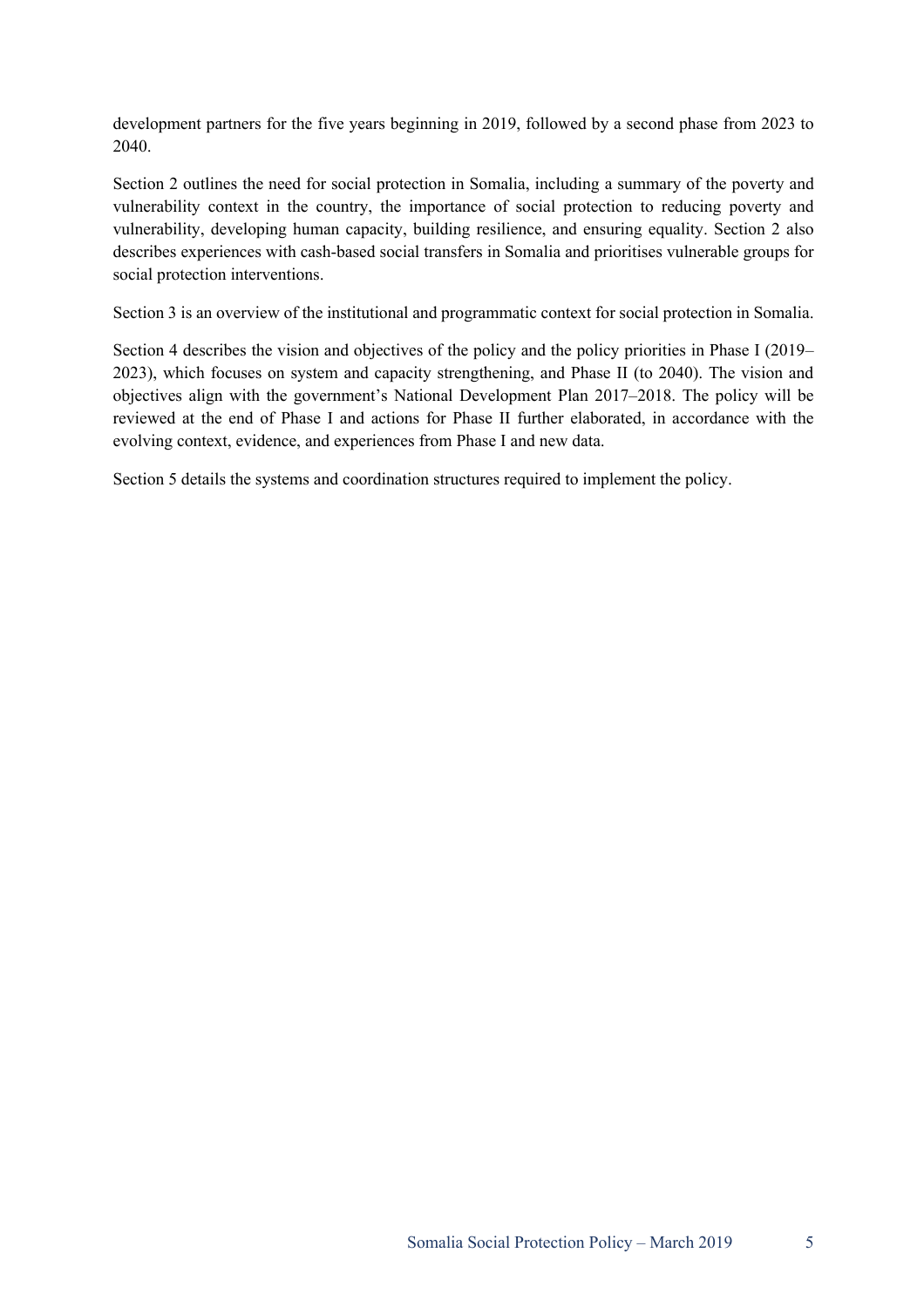development partners for the five years beginning in 2019, followed by a second phase from 2023 to 2040.

Section 2 outlines the need for social protection in Somalia, including a summary of the poverty and vulnerability context in the country, the importance of social protection to reducing poverty and vulnerability, developing human capacity, building resilience, and ensuring equality. Section 2 also describes experiences with cash-based social transfers in Somalia and prioritises vulnerable groups for social protection interventions.

Section 3 is an overview of the institutional and programmatic context for social protection in Somalia.

Section 4 describes the vision and objectives of the policy and the policy priorities in Phase I (2019–2023), which focuses on system and capacity strengthening, and Phase II (to 2040). The vision and objectives align with the government's National Development Plan 2017–2018. The policy will be reviewed at the end of Phase I and actions for Phase II further elaborated, in accordance with the evolving context, evidence, and experiences from Phase I and new data.

Section 5 details the systems and coordination structures required to implement the policy.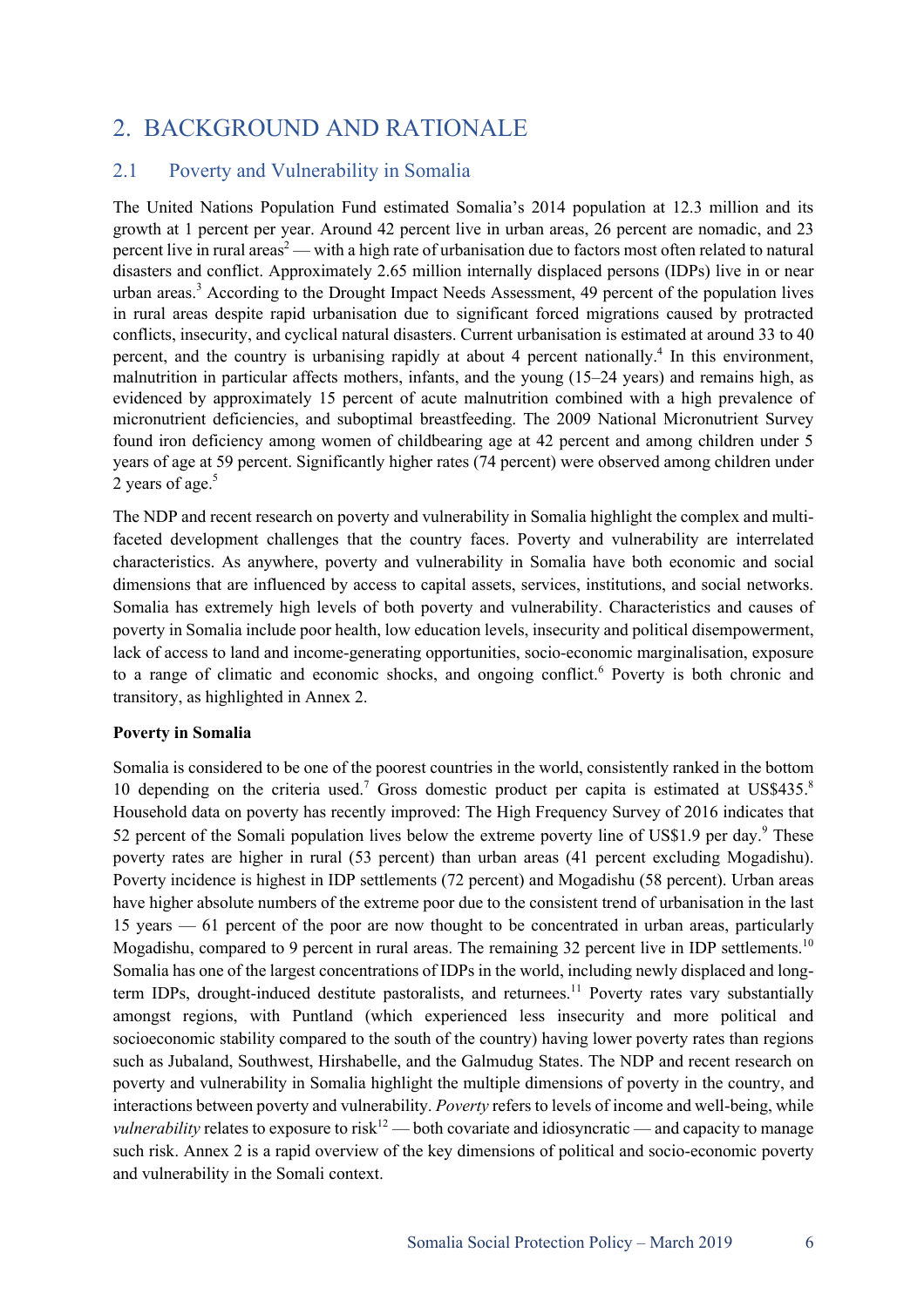# 2. BACKGROUND AND RATIONALE

## 2.1 Poverty and Vulnerability in Somalia

The United Nations Population Fund estimated Somalia's 2014 population at 12.3 million and its growth at 1 percent per year. Around 42 percent live in urban areas, 26 percent are nomadic, and 23 percent live in rural areas[2] — with a high rate of urbanisation due to factors most often related to natural disasters and conflict. Approximately 2.65 million internally displaced persons (IDPs) live in or near urban areas.[3] According to the Drought Impact Needs Assessment, 49 percent of the population lives in rural areas despite rapid urbanisation due to significant forced migrations caused by protracted conflicts, insecurity, and cyclical natural disasters. Current urbanisation is estimated at around 33 to 40 percent, and the country is urbanising rapidly at about 4 percent nationally.[4] In this environment, malnutrition in particular affects mothers, infants, and the young (15–24 years) and remains high, as evidenced by approximately 15 percent of acute malnutrition combined with a high prevalence of micronutrient deficiencies, and suboptimal breastfeeding. The 2009 National Micronutrient Survey found iron deficiency among women of childbearing age at 42 percent and among children under 5 years of age at 59 percent. Significantly higher rates (74 percent) were observed among children under 2 years of age.[5]

The NDP and recent research on poverty and vulnerability in Somalia highlight the complex and multi-faceted development challenges that the country faces. Poverty and vulnerability are interrelated characteristics. As anywhere, poverty and vulnerability in Somalia have both economic and social dimensions that are influenced by access to capital assets, services, institutions, and social networks. Somalia has extremely high levels of both poverty and vulnerability. Characteristics and causes of poverty in Somalia include poor health, low education levels, insecurity and political disempowerment, lack of access to land and income-generating opportunities, socio-economic marginalisation, exposure to a range of climatic and economic shocks, and ongoing conflict.[6] Poverty is both chronic and transitory, as highlighted in Annex 2.

**Poverty in Somalia**

Somalia is considered to be one of the poorest countries in the world, consistently ranked in the bottom 10 depending on the criteria used.[7] Gross domestic product per capita is estimated at US$435.[8] Household data on poverty has recently improved: The High Frequency Survey of 2016 indicates that 52 percent of the Somali population lives below the extreme poverty line of US$1.9 per day.[9] These poverty rates are higher in rural (53 percent) than urban areas (41 percent excluding Mogadishu). Poverty incidence is highest in IDP settlements (72 percent) and Mogadishu (58 percent). Urban areas have higher absolute numbers of the extreme poor due to the consistent trend of urbanisation in the last 15 years — 61 percent of the poor are now thought to be concentrated in urban areas, particularly Mogadishu, compared to 9 percent in rural areas. The remaining 32 percent live in IDP settlements.[10] Somalia has one of the largest concentrations of IDPs in the world, including newly displaced and long-term IDPs, drought-induced destitute pastoralists, and returnees.[11] Poverty rates vary substantially amongst regions, with Puntland (which experienced less insecurity and more political and socioeconomic stability compared to the south of the country) having lower poverty rates than regions such as Jubaland, Southwest, Hirshabelle, and the Galmudug States. The NDP and recent research on poverty and vulnerability in Somalia highlight the multiple dimensions of poverty in the country, and interactions between poverty and vulnerability. *Poverty* refers to levels of income and well-being, while *vulnerability* relates to exposure to risk[12] — both covariate and idiosyncratic — and capacity to manage such risk. Annex 2 is a rapid overview of the key dimensions of political and socio-economic poverty and vulnerability in the Somali context.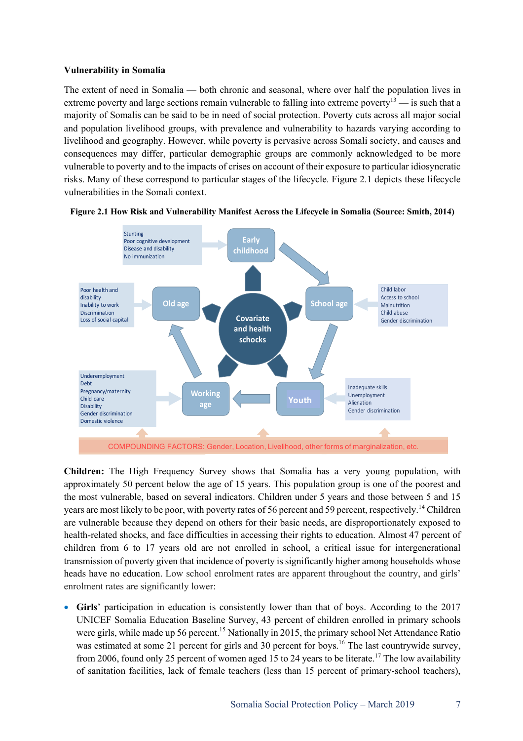**Vulnerability in Somalia**

The extent of need in Somalia — both chronic and seasonal, where over half the population lives in extreme poverty and large sections remain vulnerable to falling into extreme poverty[13] — is such that a majority of Somalis can be said to be in need of social protection. Poverty cuts across all major social and population livelihood groups, with prevalence and vulnerability to hazards varying according to livelihood and geography. However, while poverty is pervasive across Somali society, and causes and consequences may differ, particular demographic groups are commonly acknowledged to be more vulnerable to poverty and to the impacts of crises on account of their exposure to particular idiosyncratic risks. Many of these correspond to particular stages of the lifecycle. Figure 2.1 depicts these lifecycle vulnerabilities in the Somali context.

**Figure 2.1 How Risk and Vulnerability Manifest Across the Lifecycle in Somalia (Source: Smith, 2014)**

Covariate and health schocks

Early childhood: Stunting; Poor cognitive development; Disease and disability; No immunization

School age: Child labor; Access to school; Malnutrition; Child abuse; Gender discrimination

Youth: Inadequate skills; Unemployment; Alienation; Gender discrimination

Working age: Underemployment; Debt; Pregnancy/maternity; Child care; Disability; Gender discrimination; Domestic violence

Old age: Poor health and disability; Inability to work; Discrimination; Loss of social capital

COMPOUNDING FACTORS: Gender, Location, Livelihood, other forms of marginalization, etc.

**Children:** The High Frequency Survey shows that Somalia has a very young population, with approximately 50 percent below the age of 15 years. This population group is one of the poorest and the most vulnerable, based on several indicators. Children under 5 years and those between 5 and 15 years are most likely to be poor, with poverty rates of 56 percent and 59 percent, respectively.[14] Children are vulnerable because they depend on others for their basic needs, are disproportionately exposed to health-related shocks, and face difficulties in accessing their rights to education. Almost 47 percent of children from 6 to 17 years old are not enrolled in school, a critical issue for intergenerational transmission of poverty given that incidence of poverty is significantly higher among households whose heads have no education. Low school enrolment rates are apparent throughout the country, and girls' enrolment rates are significantly lower:

- **Girls**' participation in education is consistently lower than that of boys. According to the 2017 UNICEF Somalia Education Baseline Survey, 43 percent of children enrolled in primary schools were girls, while made up 56 percent.[15] Nationally in 2015, the primary school Net Attendance Ratio was estimated at some 21 percent for girls and 30 percent for boys.[16] The last countrywide survey, from 2006, found only 25 percent of women aged 15 to 24 years to be literate.[17] The low availability of sanitation facilities, lack of female teachers (less than 15 percent of primary-school teachers),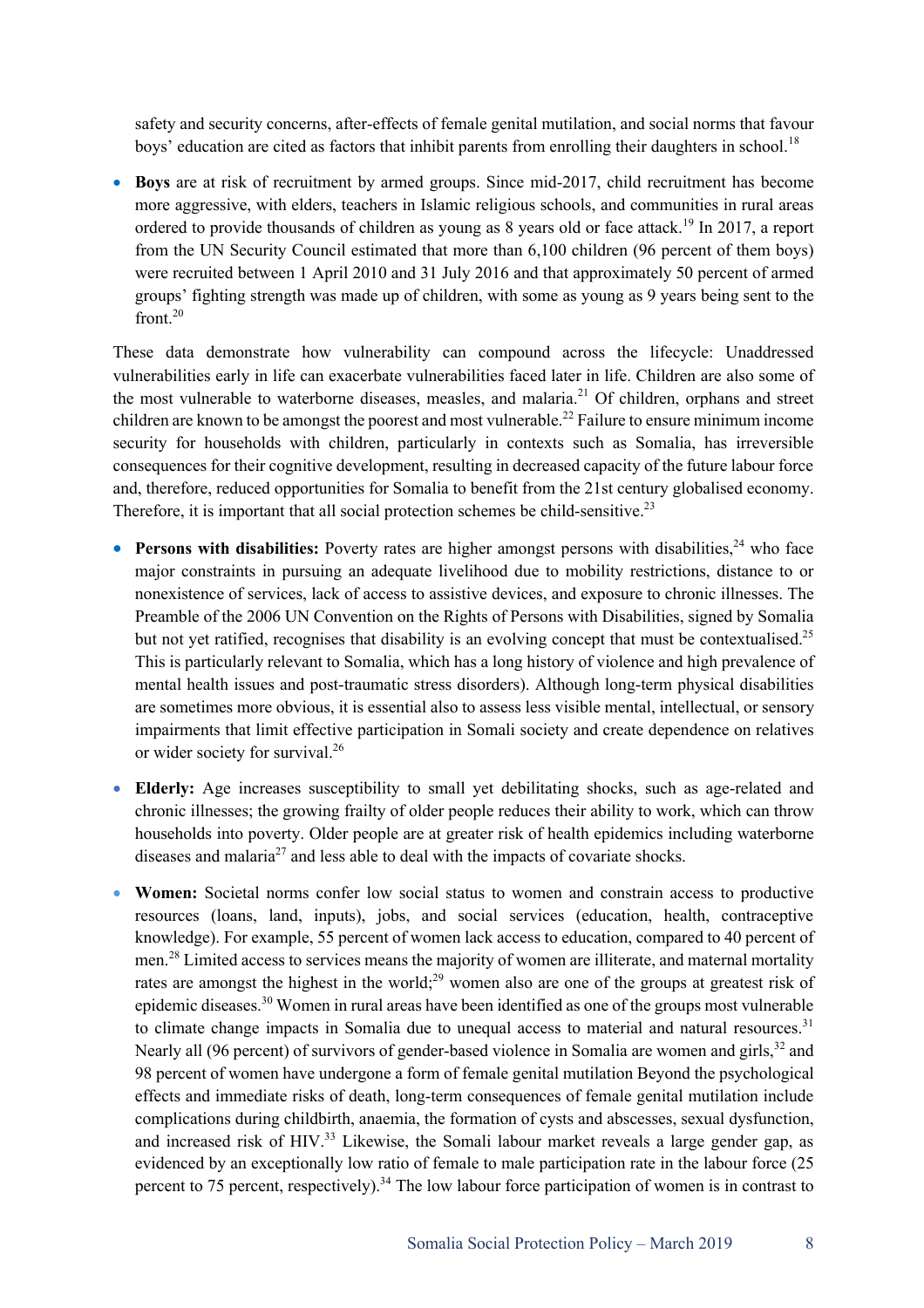safety and security concerns, after-effects of female genital mutilation, and social norms that favour boys' education are cited as factors that inhibit parents from enrolling their daughters in school.[18]

- **Boys** are at risk of recruitment by armed groups. Since mid-2017, child recruitment has become more aggressive, with elders, teachers in Islamic religious schools, and communities in rural areas ordered to provide thousands of children as young as 8 years old or face attack.[19] In 2017, a report from the UN Security Council estimated that more than 6,100 children (96 percent of them boys) were recruited between 1 April 2010 and 31 July 2016 and that approximately 50 percent of armed groups' fighting strength was made up of children, with some as young as 9 years being sent to the front.[20]

These data demonstrate how vulnerability can compound across the lifecycle: Unaddressed vulnerabilities early in life can exacerbate vulnerabilities faced later in life. Children are also some of the most vulnerable to waterborne diseases, measles, and malaria.[21] Of children, orphans and street children are known to be amongst the poorest and most vulnerable.[22] Failure to ensure minimum income security for households with children, particularly in contexts such as Somalia, has irreversible consequences for their cognitive development, resulting in decreased capacity of the future labour force and, therefore, reduced opportunities for Somalia to benefit from the 21st century globalised economy. Therefore, it is important that all social protection schemes be child-sensitive.[23]

- **Persons with disabilities:** Poverty rates are higher amongst persons with disabilities,[24] who face major constraints in pursuing an adequate livelihood due to mobility restrictions, distance to or nonexistence of services, lack of access to assistive devices, and exposure to chronic illnesses. The Preamble of the 2006 UN Convention on the Rights of Persons with Disabilities, signed by Somalia but not yet ratified, recognises that disability is an evolving concept that must be contextualised.[25] This is particularly relevant to Somalia, which has a long history of violence and high prevalence of mental health issues and post-traumatic stress disorders). Although long-term physical disabilities are sometimes more obvious, it is essential also to assess less visible mental, intellectual, or sensory impairments that limit effective participation in Somali society and create dependence on relatives or wider society for survival.[26]

- **Elderly:** Age increases susceptibility to small yet debilitating shocks, such as age-related and chronic illnesses; the growing frailty of older people reduces their ability to work, which can throw households into poverty. Older people are at greater risk of health epidemics including waterborne diseases and malaria[27] and less able to deal with the impacts of covariate shocks.

- **Women:** Societal norms confer low social status to women and constrain access to productive resources (loans, land, inputs), jobs, and social services (education, health, contraceptive knowledge). For example, 55 percent of women lack access to education, compared to 40 percent of men.[28] Limited access to services means the majority of women are illiterate, and maternal mortality rates are amongst the highest in the world;[29] women also are one of the groups at greatest risk of epidemic diseases.[30] Women in rural areas have been identified as one of the groups most vulnerable to climate change impacts in Somalia due to unequal access to material and natural resources.[31] Nearly all (96 percent) of survivors of gender-based violence in Somalia are women and girls,[32] and 98 percent of women have undergone a form of female genital mutilation Beyond the psychological effects and immediate risks of death, long-term consequences of female genital mutilation include complications during childbirth, anaemia, the formation of cysts and abscesses, sexual dysfunction, and increased risk of HIV.[33] Likewise, the Somali labour market reveals a large gender gap, as evidenced by an exceptionally low ratio of female to male participation rate in the labour force (25 percent to 75 percent, respectively).[34] The low labour force participation of women is in contrast to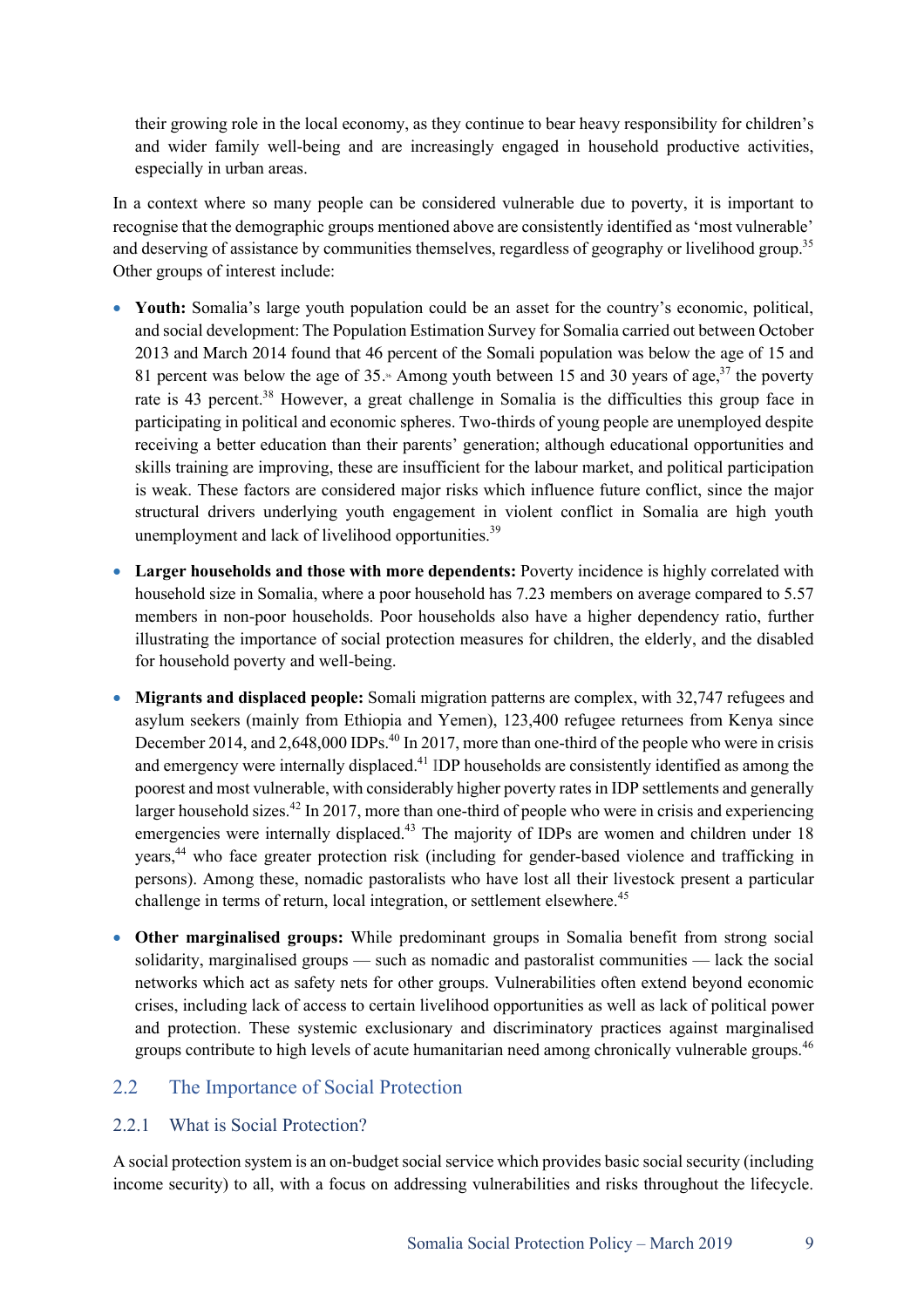their growing role in the local economy, as they continue to bear heavy responsibility for children's and wider family well-being and are increasingly engaged in household productive activities, especially in urban areas.

In a context where so many people can be considered vulnerable due to poverty, it is important to recognise that the demographic groups mentioned above are consistently identified as 'most vulnerable' and deserving of assistance by communities themselves, regardless of geography or livelihood group.[35] Other groups of interest include:

- **Youth:** Somalia's large youth population could be an asset for the country's economic, political, and social development: The Population Estimation Survey for Somalia carried out between October 2013 and March 2014 found that 46 percent of the Somali population was below the age of 15 and 81 percent was below the age of 35.[36] Among youth between 15 and 30 years of age,[37] the poverty rate is 43 percent.[38] However, a great challenge in Somalia is the difficulties this group face in participating in political and economic spheres. Two-thirds of young people are unemployed despite receiving a better education than their parents' generation; although educational opportunities and skills training are improving, these are insufficient for the labour market, and political participation is weak. These factors are considered major risks which influence future conflict, since the major structural drivers underlying youth engagement in violent conflict in Somalia are high youth unemployment and lack of livelihood opportunities.[39]

- **Larger households and those with more dependents:** Poverty incidence is highly correlated with household size in Somalia, where a poor household has 7.23 members on average compared to 5.57 members in non-poor households. Poor households also have a higher dependency ratio, further illustrating the importance of social protection measures for children, the elderly, and the disabled for household poverty and well-being.

- **Migrants and displaced people:** Somali migration patterns are complex, with 32,747 refugees and asylum seekers (mainly from Ethiopia and Yemen), 123,400 refugee returnees from Kenya since December 2014, and 2,648,000 IDPs.[40] In 2017, more than one-third of the people who were in crisis and emergency were internally displaced.[41] IDP households are consistently identified as among the poorest and most vulnerable, with considerably higher poverty rates in IDP settlements and generally larger household sizes.[42] In 2017, more than one-third of people who were in crisis and experiencing emergencies were internally displaced.[43] The majority of IDPs are women and children under 18 years,[44] who face greater protection risk (including for gender-based violence and trafficking in persons). Among these, nomadic pastoralists who have lost all their livestock present a particular challenge in terms of return, local integration, or settlement elsewhere.[45]

- **Other marginalised groups:** While predominant groups in Somalia benefit from strong social solidarity, marginalised groups — such as nomadic and pastoralist communities — lack the social networks which act as safety nets for other groups. Vulnerabilities often extend beyond economic crises, including lack of access to certain livelihood opportunities as well as lack of political power and protection. These systemic exclusionary and discriminatory practices against marginalised groups contribute to high levels of acute humanitarian need among chronically vulnerable groups.[46]

## 2.2 The Importance of Social Protection

### 2.2.1 What is Social Protection?

A social protection system is an on-budget social service which provides basic social security (including income security) to all, with a focus on addressing vulnerabilities and risks throughout the lifecycle.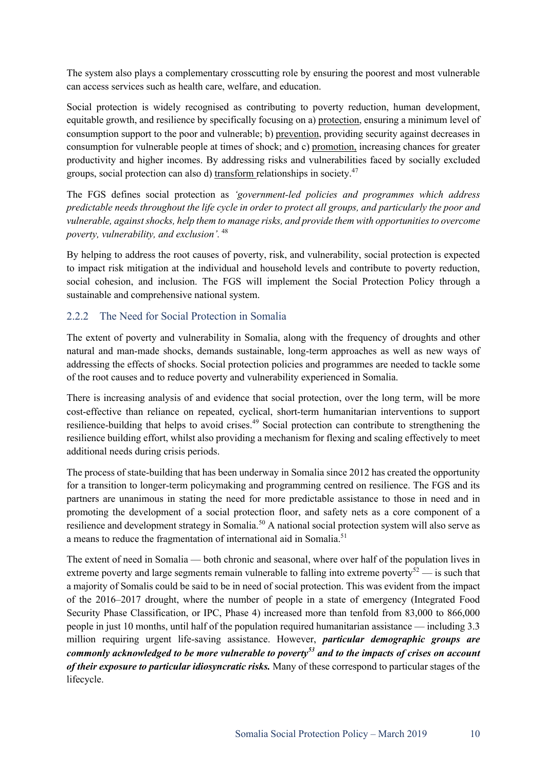The system also plays a complementary crosscutting role by ensuring the poorest and most vulnerable can access services such as health care, welfare, and education.

Social protection is widely recognised as contributing to poverty reduction, human development, equitable growth, and resilience by specifically focusing on a) protection, ensuring a minimum level of consumption support to the poor and vulnerable; b) prevention, providing security against decreases in consumption for vulnerable people at times of shock; and c) promotion, increasing chances for greater productivity and higher incomes. By addressing risks and vulnerabilities faced by socially excluded groups, social protection can also d) transform relationships in society.[47]

The FGS defines social protection as *'government-led policies and programmes which address predictable needs throughout the life cycle in order to protect all groups, and particularly the poor and vulnerable, against shocks, help them to manage risks, and provide them with opportunities to overcome poverty, vulnerability, and exclusion'.* [48]

By helping to address the root causes of poverty, risk, and vulnerability, social protection is expected to impact risk mitigation at the individual and household levels and contribute to poverty reduction, social cohesion, and inclusion. The FGS will implement the Social Protection Policy through a sustainable and comprehensive national system.

### 2.2.2 The Need for Social Protection in Somalia

The extent of poverty and vulnerability in Somalia, along with the frequency of droughts and other natural and man-made shocks, demands sustainable, long-term approaches as well as new ways of addressing the effects of shocks. Social protection policies and programmes are needed to tackle some of the root causes and to reduce poverty and vulnerability experienced in Somalia.

There is increasing analysis of and evidence that social protection, over the long term, will be more cost-effective than reliance on repeated, cyclical, short-term humanitarian interventions to support resilience-building that helps to avoid crises.[49] Social protection can contribute to strengthening the resilience building effort, whilst also providing a mechanism for flexing and scaling effectively to meet additional needs during crisis periods.

The process of state-building that has been underway in Somalia since 2012 has created the opportunity for a transition to longer-term policymaking and programming centred on resilience. The FGS and its partners are unanimous in stating the need for more predictable assistance to those in need and in promoting the development of a social protection floor, and safety nets as a core component of a resilience and development strategy in Somalia.[50] A national social protection system will also serve as a means to reduce the fragmentation of international aid in Somalia.[51]

The extent of need in Somalia — both chronic and seasonal, where over half of the population lives in extreme poverty and large segments remain vulnerable to falling into extreme poverty[52] — is such that a majority of Somalis could be said to be in need of social protection. This was evident from the impact of the 2016–2017 drought, where the number of people in a state of emergency (Integrated Food Security Phase Classification, or IPC, Phase 4) increased more than tenfold from 83,000 to 866,000 people in just 10 months, until half of the population required humanitarian assistance — including 3.3 million requiring urgent life-saving assistance. However, ***particular demographic groups are commonly acknowledged to be more vulnerable to poverty[53] and to the impacts of crises on account of their exposure to particular idiosyncratic risks.*** Many of these correspond to particular stages of the lifecycle.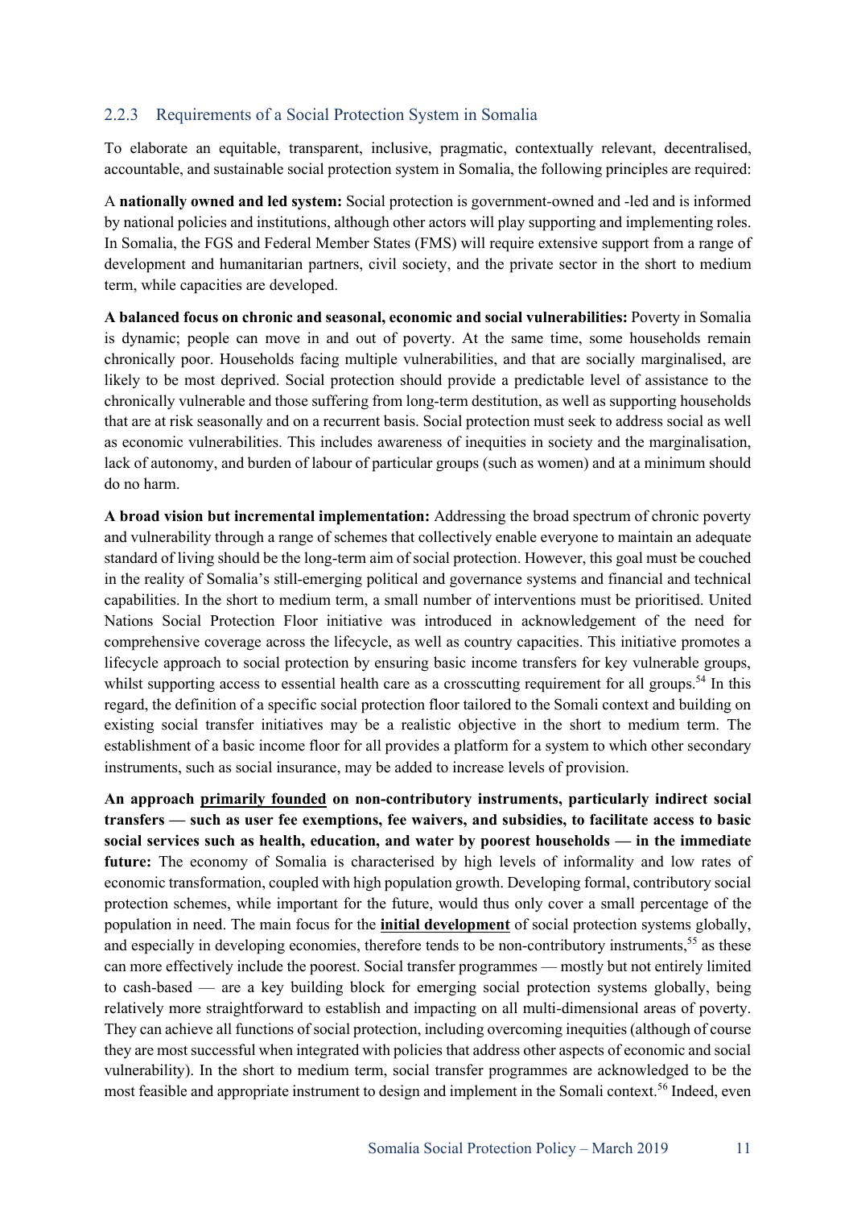### 2.2.3 Requirements of a Social Protection System in Somalia

To elaborate an equitable, transparent, inclusive, pragmatic, contextually relevant, decentralised, accountable, and sustainable social protection system in Somalia, the following principles are required:

A **nationally owned and led system:** Social protection is government-owned and -led and is informed by national policies and institutions, although other actors will play supporting and implementing roles. In Somalia, the FGS and Federal Member States (FMS) will require extensive support from a range of development and humanitarian partners, civil society, and the private sector in the short to medium term, while capacities are developed.

**A balanced focus on chronic and seasonal, economic and social vulnerabilities:** Poverty in Somalia is dynamic; people can move in and out of poverty. At the same time, some households remain chronically poor. Households facing multiple vulnerabilities, and that are socially marginalised, are likely to be most deprived. Social protection should provide a predictable level of assistance to the chronically vulnerable and those suffering from long-term destitution, as well as supporting households that are at risk seasonally and on a recurrent basis. Social protection must seek to address social as well as economic vulnerabilities. This includes awareness of inequities in society and the marginalisation, lack of autonomy, and burden of labour of particular groups (such as women) and at a minimum should do no harm.

**A broad vision but incremental implementation:** Addressing the broad spectrum of chronic poverty and vulnerability through a range of schemes that collectively enable everyone to maintain an adequate standard of living should be the long-term aim of social protection. However, this goal must be couched in the reality of Somalia's still-emerging political and governance systems and financial and technical capabilities. In the short to medium term, a small number of interventions must be prioritised. United Nations Social Protection Floor initiative was introduced in acknowledgement of the need for comprehensive coverage across the lifecycle, as well as country capacities. This initiative promotes a lifecycle approach to social protection by ensuring basic income transfers for key vulnerable groups, whilst supporting access to essential health care as a crosscutting requirement for all groups.[54] In this regard, the definition of a specific social protection floor tailored to the Somali context and building on existing social transfer initiatives may be a realistic objective in the short to medium term. The establishment of a basic income floor for all provides a platform for a system to which other secondary instruments, such as social insurance, may be added to increase levels of provision.

**An approach <u>primarily founded</u> on non-contributory instruments, particularly indirect social transfers — such as user fee exemptions, fee waivers, and subsidies, to facilitate access to basic social services such as health, education, and water by poorest households — in the immediate future:** The economy of Somalia is characterised by high levels of informality and low rates of economic transformation, coupled with high population growth. Developing formal, contributory social protection schemes, while important for the future, would thus only cover a small percentage of the population in need. The main focus for the <u>**initial development**</u> of social protection systems globally, and especially in developing economies, therefore tends to be non-contributory instruments,[55] as these can more effectively include the poorest. Social transfer programmes — mostly but not entirely limited to cash-based — are a key building block for emerging social protection systems globally, being relatively more straightforward to establish and impacting on all multi-dimensional areas of poverty. They can achieve all functions of social protection, including overcoming inequities (although of course they are most successful when integrated with policies that address other aspects of economic and social vulnerability). In the short to medium term, social transfer programmes are acknowledged to be the most feasible and appropriate instrument to design and implement in the Somali context.[56] Indeed, even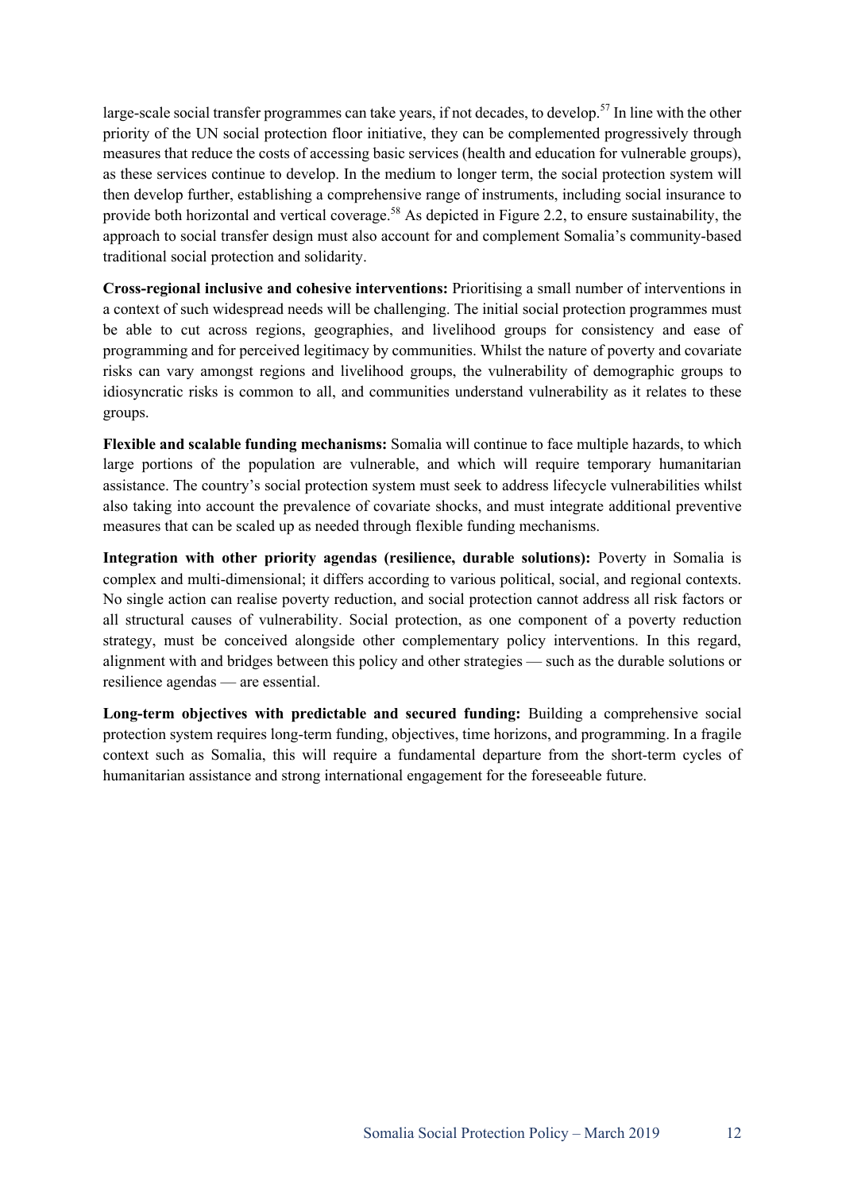large-scale social transfer programmes can take years, if not decades, to develop.[57] In line with the other priority of the UN social protection floor initiative, they can be complemented progressively through measures that reduce the costs of accessing basic services (health and education for vulnerable groups), as these services continue to develop. In the medium to longer term, the social protection system will then develop further, establishing a comprehensive range of instruments, including social insurance to provide both horizontal and vertical coverage.[58] As depicted in Figure 2.2, to ensure sustainability, the approach to social transfer design must also account for and complement Somalia's community-based traditional social protection and solidarity.

**Cross-regional inclusive and cohesive interventions:** Prioritising a small number of interventions in a context of such widespread needs will be challenging. The initial social protection programmes must be able to cut across regions, geographies, and livelihood groups for consistency and ease of programming and for perceived legitimacy by communities. Whilst the nature of poverty and covariate risks can vary amongst regions and livelihood groups, the vulnerability of demographic groups to idiosyncratic risks is common to all, and communities understand vulnerability as it relates to these groups.

**Flexible and scalable funding mechanisms:** Somalia will continue to face multiple hazards, to which large portions of the population are vulnerable, and which will require temporary humanitarian assistance. The country's social protection system must seek to address lifecycle vulnerabilities whilst also taking into account the prevalence of covariate shocks, and must integrate additional preventive measures that can be scaled up as needed through flexible funding mechanisms.

**Integration with other priority agendas (resilience, durable solutions):** Poverty in Somalia is complex and multi-dimensional; it differs according to various political, social, and regional contexts. No single action can realise poverty reduction, and social protection cannot address all risk factors or all structural causes of vulnerability. Social protection, as one component of a poverty reduction strategy, must be conceived alongside other complementary policy interventions. In this regard, alignment with and bridges between this policy and other strategies — such as the durable solutions or resilience agendas — are essential.

**Long-term objectives with predictable and secured funding:** Building a comprehensive social protection system requires long-term funding, objectives, time horizons, and programming. In a fragile context such as Somalia, this will require a fundamental departure from the short-term cycles of humanitarian assistance and strong international engagement for the foreseeable future.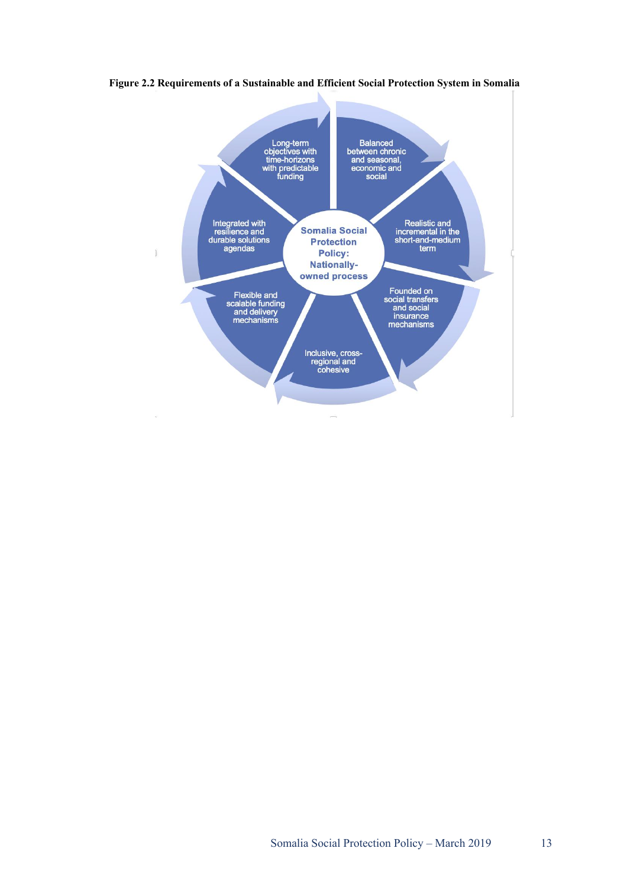**Figure 2.2 Requirements of a Sustainable and Efficient Social Protection System in Somalia**

**Somalia Social Protection Policy: Nationally-owned process**

- Long-term objectives with time-horizons with predictable funding
- Balanced between chronic and seasonal, economic and social
- Realistic and incremental in the short-and-medium term
- Founded on social transfers and social insurance mechanisms
- Inclusive, cross-regional and cohesive
- Flexible and scalable funding and delivery mechanisms
- Integrated with resilience and durable solutions agendas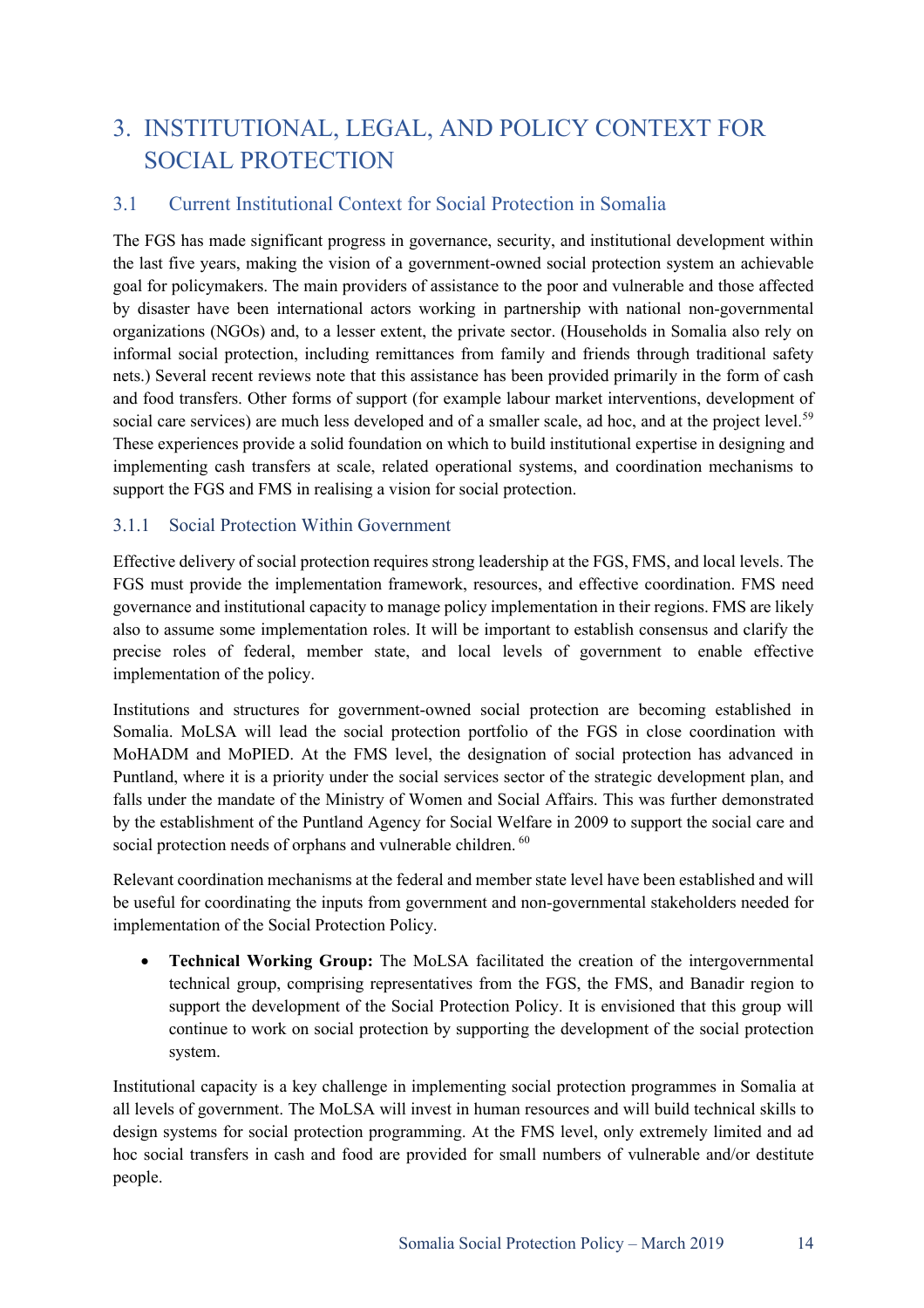# 3. INSTITUTIONAL, LEGAL, AND POLICY CONTEXT FOR SOCIAL PROTECTION

## 3.1 Current Institutional Context for Social Protection in Somalia

The FGS has made significant progress in governance, security, and institutional development within the last five years, making the vision of a government-owned social protection system an achievable goal for policymakers. The main providers of assistance to the poor and vulnerable and those affected by disaster have been international actors working in partnership with national non-governmental organizations (NGOs) and, to a lesser extent, the private sector. (Households in Somalia also rely on informal social protection, including remittances from family and friends through traditional safety nets.) Several recent reviews note that this assistance has been provided primarily in the form of cash and food transfers. Other forms of support (for example labour market interventions, development of social care services) are much less developed and of a smaller scale, ad hoc, and at the project level.[59] These experiences provide a solid foundation on which to build institutional expertise in designing and implementing cash transfers at scale, related operational systems, and coordination mechanisms to support the FGS and FMS in realising a vision for social protection.

### 3.1.1 Social Protection Within Government

Effective delivery of social protection requires strong leadership at the FGS, FMS, and local levels. The FGS must provide the implementation framework, resources, and effective coordination. FMS need governance and institutional capacity to manage policy implementation in their regions. FMS are likely also to assume some implementation roles. It will be important to establish consensus and clarify the precise roles of federal, member state, and local levels of government to enable effective implementation of the policy.

Institutions and structures for government-owned social protection are becoming established in Somalia. MoLSA will lead the social protection portfolio of the FGS in close coordination with MoHADM and MoPIED. At the FMS level, the designation of social protection has advanced in Puntland, where it is a priority under the social services sector of the strategic development plan, and falls under the mandate of the Ministry of Women and Social Affairs. This was further demonstrated by the establishment of the Puntland Agency for Social Welfare in 2009 to support the social care and social protection needs of orphans and vulnerable children. [60]

Relevant coordination mechanisms at the federal and member state level have been established and will be useful for coordinating the inputs from government and non-governmental stakeholders needed for implementation of the Social Protection Policy.

- **Technical Working Group:** The MoLSA facilitated the creation of the intergovernmental technical group, comprising representatives from the FGS, the FMS, and Banadir region to support the development of the Social Protection Policy. It is envisioned that this group will continue to work on social protection by supporting the development of the social protection system.

Institutional capacity is a key challenge in implementing social protection programmes in Somalia at all levels of government. The MoLSA will invest in human resources and will build technical skills to design systems for social protection programming. At the FMS level, only extremely limited and ad hoc social transfers in cash and food are provided for small numbers of vulnerable and/or destitute people.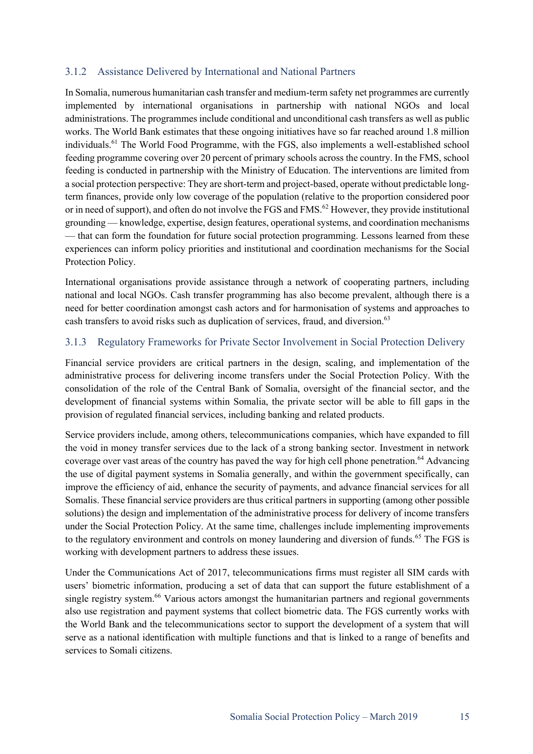### 3.1.2 Assistance Delivered by International and National Partners

In Somalia, numerous humanitarian cash transfer and medium-term safety net programmes are currently implemented by international organisations in partnership with national NGOs and local administrations. The programmes include conditional and unconditional cash transfers as well as public works. The World Bank estimates that these ongoing initiatives have so far reached around 1.8 million individuals.[61] The World Food Programme, with the FGS, also implements a well-established school feeding programme covering over 20 percent of primary schools across the country. In the FMS, school feeding is conducted in partnership with the Ministry of Education. The interventions are limited from a social protection perspective: They are short-term and project-based, operate without predictable long-term finances, provide only low coverage of the population (relative to the proportion considered poor or in need of support), and often do not involve the FGS and FMS.[62] However, they provide institutional grounding — knowledge, expertise, design features, operational systems, and coordination mechanisms — that can form the foundation for future social protection programming. Lessons learned from these experiences can inform policy priorities and institutional and coordination mechanisms for the Social Protection Policy.

International organisations provide assistance through a network of cooperating partners, including national and local NGOs. Cash transfer programming has also become prevalent, although there is a need for better coordination amongst cash actors and for harmonisation of systems and approaches to cash transfers to avoid risks such as duplication of services, fraud, and diversion.[63]

### 3.1.3 Regulatory Frameworks for Private Sector Involvement in Social Protection Delivery

Financial service providers are critical partners in the design, scaling, and implementation of the administrative process for delivering income transfers under the Social Protection Policy. With the consolidation of the role of the Central Bank of Somalia, oversight of the financial sector, and the development of financial systems within Somalia, the private sector will be able to fill gaps in the provision of regulated financial services, including banking and related products.

Service providers include, among others, telecommunications companies, which have expanded to fill the void in money transfer services due to the lack of a strong banking sector. Investment in network coverage over vast areas of the country has paved the way for high cell phone penetration.[64] Advancing the use of digital payment systems in Somalia generally, and within the government specifically, can improve the efficiency of aid, enhance the security of payments, and advance financial services for all Somalis. These financial service providers are thus critical partners in supporting (among other possible solutions) the design and implementation of the administrative process for delivery of income transfers under the Social Protection Policy. At the same time, challenges include implementing improvements to the regulatory environment and controls on money laundering and diversion of funds.[65] The FGS is working with development partners to address these issues.

Under the Communications Act of 2017, telecommunications firms must register all SIM cards with users' biometric information, producing a set of data that can support the future establishment of a single registry system.[66] Various actors amongst the humanitarian partners and regional governments also use registration and payment systems that collect biometric data. The FGS currently works with the World Bank and the telecommunications sector to support the development of a system that will serve as a national identification with multiple functions and that is linked to a range of benefits and services to Somali citizens.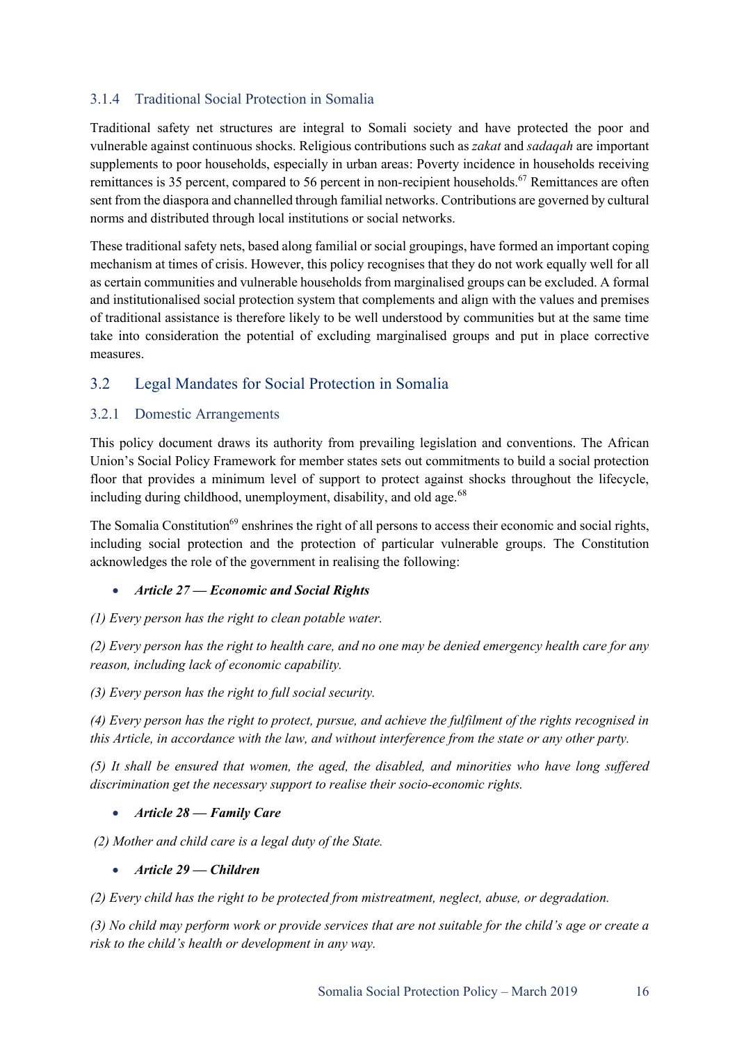### 3.1.4 Traditional Social Protection in Somalia

Traditional safety net structures are integral to Somali society and have protected the poor and vulnerable against continuous shocks. Religious contributions such as *zakat* and *sadaqah* are important supplements to poor households, especially in urban areas: Poverty incidence in households receiving remittances is 35 percent, compared to 56 percent in non-recipient households.[67] Remittances are often sent from the diaspora and channelled through familial networks. Contributions are governed by cultural norms and distributed through local institutions or social networks.

These traditional safety nets, based along familial or social groupings, have formed an important coping mechanism at times of crisis. However, this policy recognises that they do not work equally well for all as certain communities and vulnerable households from marginalised groups can be excluded. A formal and institutionalised social protection system that complements and align with the values and premises of traditional assistance is therefore likely to be well understood by communities but at the same time take into consideration the potential of excluding marginalised groups and put in place corrective measures.

## 3.2 Legal Mandates for Social Protection in Somalia

### 3.2.1 Domestic Arrangements

This policy document draws its authority from prevailing legislation and conventions. The African Union's Social Policy Framework for member states sets out commitments to build a social protection floor that provides a minimum level of support to protect against shocks throughout the lifecycle, including during childhood, unemployment, disability, and old age.[68]

The Somalia Constitution[69] enshrines the right of all persons to access their economic and social rights, including social protection and the protection of particular vulnerable groups. The Constitution acknowledges the role of the government in realising the following:

- ***Article 27 — Economic and Social Rights***

*(1) Every person has the right to clean potable water.*

*(2) Every person has the right to health care, and no one may be denied emergency health care for any reason, including lack of economic capability.*

*(3) Every person has the right to full social security.*

*(4) Every person has the right to protect, pursue, and achieve the fulfilment of the rights recognised in this Article, in accordance with the law, and without interference from the state or any other party.*

*(5) It shall be ensured that women, the aged, the disabled, and minorities who have long suffered discrimination get the necessary support to realise their socio-economic rights.*

- ***Article 28 — Family Care***

*(2) Mother and child care is a legal duty of the State.*

- ***Article 29 — Children***

*(2) Every child has the right to be protected from mistreatment, neglect, abuse, or degradation.*

*(3) No child may perform work or provide services that are not suitable for the child's age or create a risk to the child's health or development in any way.*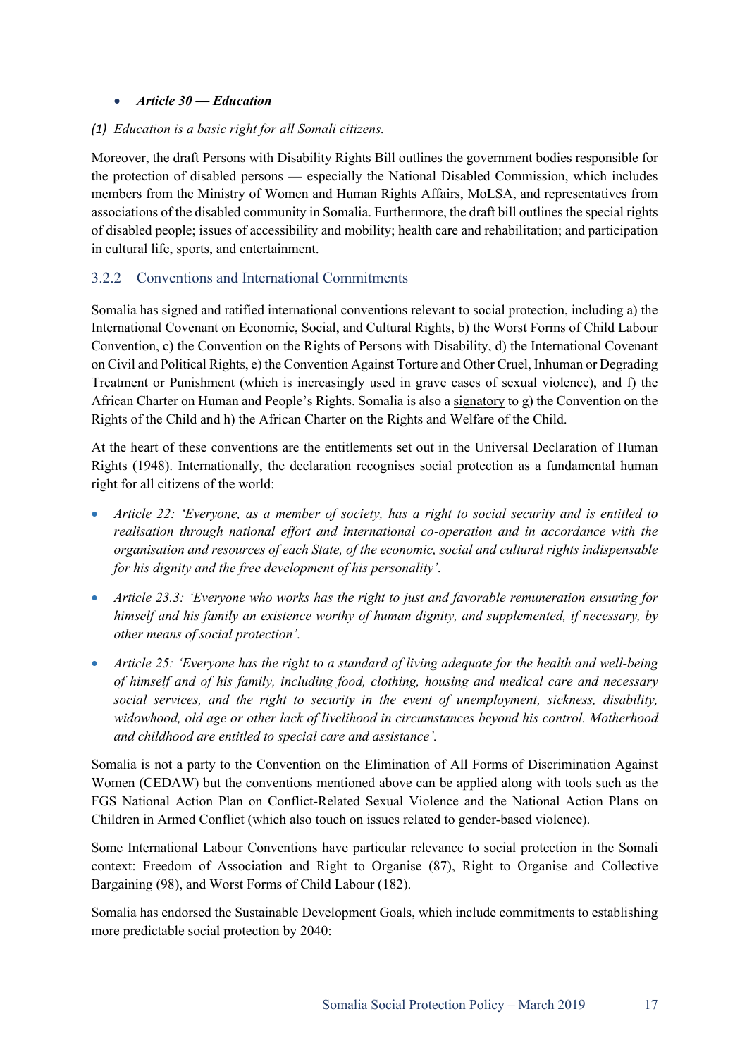- ***Article 30 — Education***

*(1) Education is a basic right for all Somali citizens.*

Moreover, the draft Persons with Disability Rights Bill outlines the government bodies responsible for the protection of disabled persons — especially the National Disabled Commission, which includes members from the Ministry of Women and Human Rights Affairs, MoLSA, and representatives from associations of the disabled community in Somalia. Furthermore, the draft bill outlines the special rights of disabled people; issues of accessibility and mobility; health care and rehabilitation; and participation in cultural life, sports, and entertainment.

### 3.2.2 Conventions and International Commitments

Somalia has signed and ratified international conventions relevant to social protection, including a) the International Covenant on Economic, Social, and Cultural Rights, b) the Worst Forms of Child Labour Convention, c) the Convention on the Rights of Persons with Disability, d) the International Covenant on Civil and Political Rights, e) the Convention Against Torture and Other Cruel, Inhuman or Degrading Treatment or Punishment (which is increasingly used in grave cases of sexual violence), and f) the African Charter on Human and People's Rights. Somalia is also a signatory to g) the Convention on the Rights of the Child and h) the African Charter on the Rights and Welfare of the Child.

At the heart of these conventions are the entitlements set out in the Universal Declaration of Human Rights (1948). Internationally, the declaration recognises social protection as a fundamental human right for all citizens of the world:

- *Article 22: 'Everyone, as a member of society, has a right to social security and is entitled to realisation through national effort and international co-operation and in accordance with the organisation and resources of each State, of the economic, social and cultural rights indispensable for his dignity and the free development of his personality'.*
- *Article 23.3: 'Everyone who works has the right to just and favorable remuneration ensuring for himself and his family an existence worthy of human dignity, and supplemented, if necessary, by other means of social protection'.*
- *Article 25: 'Everyone has the right to a standard of living adequate for the health and well-being of himself and of his family, including food, clothing, housing and medical care and necessary social services, and the right to security in the event of unemployment, sickness, disability, widowhood, old age or other lack of livelihood in circumstances beyond his control. Motherhood and childhood are entitled to special care and assistance'.*

Somalia is not a party to the Convention on the Elimination of All Forms of Discrimination Against Women (CEDAW) but the conventions mentioned above can be applied along with tools such as the FGS National Action Plan on Conflict-Related Sexual Violence and the National Action Plans on Children in Armed Conflict (which also touch on issues related to gender-based violence).

Some International Labour Conventions have particular relevance to social protection in the Somali context: Freedom of Association and Right to Organise (87), Right to Organise and Collective Bargaining (98), and Worst Forms of Child Labour (182).

Somalia has endorsed the Sustainable Development Goals, which include commitments to establishing more predictable social protection by 2040: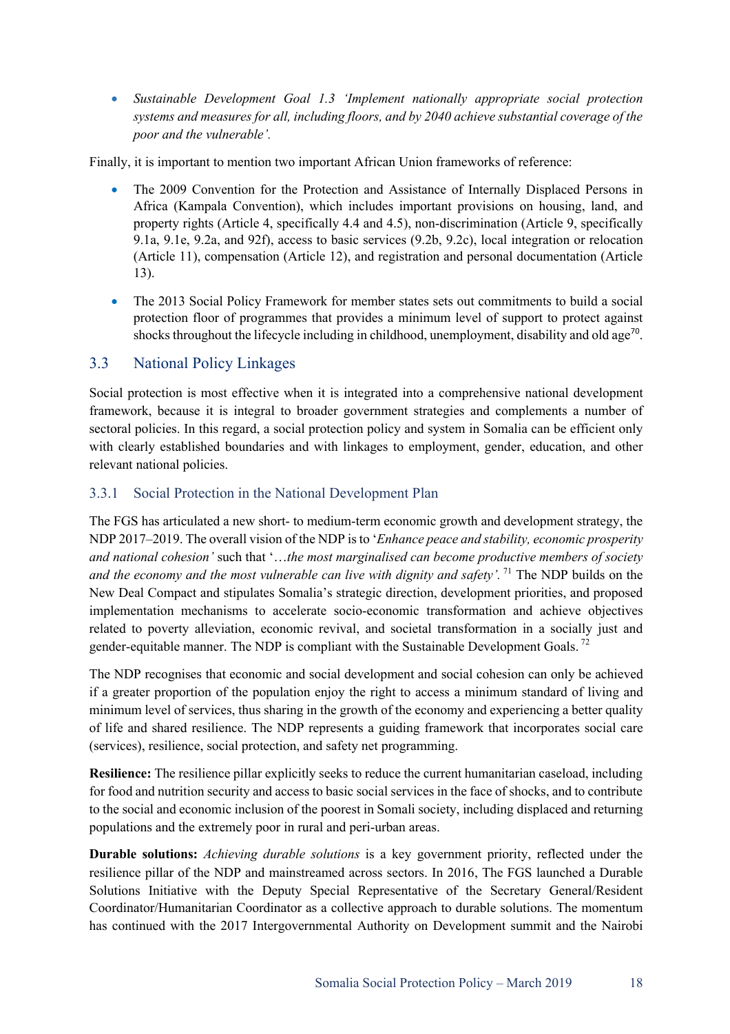- *Sustainable Development Goal 1.3 'Implement nationally appropriate social protection systems and measures for all, including floors, and by 2040 achieve substantial coverage of the poor and the vulnerable'.*

Finally, it is important to mention two important African Union frameworks of reference:

- The 2009 Convention for the Protection and Assistance of Internally Displaced Persons in Africa (Kampala Convention), which includes important provisions on housing, land, and property rights (Article 4, specifically 4.4 and 4.5), non-discrimination (Article 9, specifically 9.1a, 9.1e, 9.2a, and 92f), access to basic services (9.2b, 9.2c), local integration or relocation (Article 11), compensation (Article 12), and registration and personal documentation (Article 13).
- The 2013 Social Policy Framework for member states sets out commitments to build a social protection floor of programmes that provides a minimum level of support to protect against shocks throughout the lifecycle including in childhood, unemployment, disability and old age[70].

## 3.3 National Policy Linkages

Social protection is most effective when it is integrated into a comprehensive national development framework, because it is integral to broader government strategies and complements a number of sectoral policies. In this regard, a social protection policy and system in Somalia can be efficient only with clearly established boundaries and with linkages to employment, gender, education, and other relevant national policies.

### 3.3.1 Social Protection in the National Development Plan

The FGS has articulated a new short- to medium-term economic growth and development strategy, the NDP 2017–2019. The overall vision of the NDP is to '*Enhance peace and stability, economic prosperity and national cohesion'* such that '*…the most marginalised can become productive members of society and the economy and the most vulnerable can live with dignity and safety'.* [71] The NDP builds on the New Deal Compact and stipulates Somalia's strategic direction, development priorities, and proposed implementation mechanisms to accelerate socio-economic transformation and achieve objectives related to poverty alleviation, economic revival, and societal transformation in a socially just and gender-equitable manner. The NDP is compliant with the Sustainable Development Goals. [72]

The NDP recognises that economic and social development and social cohesion can only be achieved if a greater proportion of the population enjoy the right to access a minimum standard of living and minimum level of services, thus sharing in the growth of the economy and experiencing a better quality of life and shared resilience. The NDP represents a guiding framework that incorporates social care (services), resilience, social protection, and safety net programming.

**Resilience:** The resilience pillar explicitly seeks to reduce the current humanitarian caseload, including for food and nutrition security and access to basic social services in the face of shocks, and to contribute to the social and economic inclusion of the poorest in Somali society, including displaced and returning populations and the extremely poor in rural and peri-urban areas.

**Durable solutions:** *Achieving durable solutions* is a key government priority, reflected under the resilience pillar of the NDP and mainstreamed across sectors. In 2016, The FGS launched a Durable Solutions Initiative with the Deputy Special Representative of the Secretary General/Resident Coordinator/Humanitarian Coordinator as a collective approach to durable solutions. The momentum has continued with the 2017 Intergovernmental Authority on Development summit and the Nairobi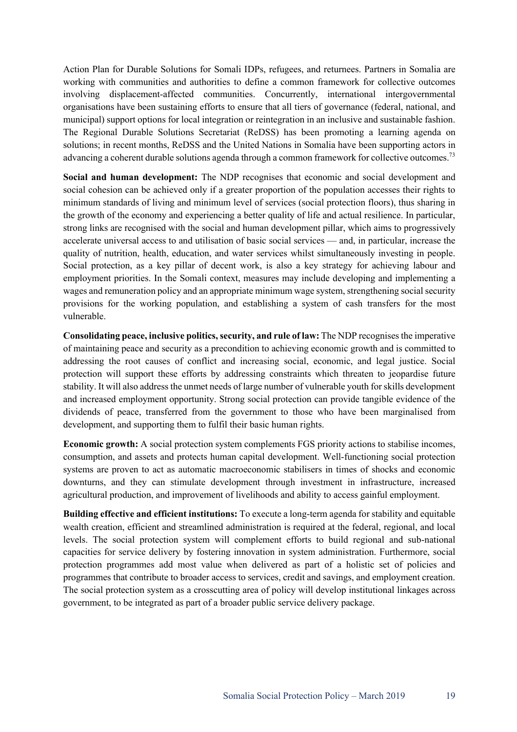Action Plan for Durable Solutions for Somali IDPs, refugees, and returnees. Partners in Somalia are working with communities and authorities to define a common framework for collective outcomes involving displacement-affected communities. Concurrently, international intergovernmental organisations have been sustaining efforts to ensure that all tiers of governance (federal, national, and municipal) support options for local integration or reintegration in an inclusive and sustainable fashion. The Regional Durable Solutions Secretariat (ReDSS) has been promoting a learning agenda on solutions; in recent months, ReDSS and the United Nations in Somalia have been supporting actors in advancing a coherent durable solutions agenda through a common framework for collective outcomes.[73]

**Social and human development:** The NDP recognises that economic and social development and social cohesion can be achieved only if a greater proportion of the population accesses their rights to minimum standards of living and minimum level of services (social protection floors), thus sharing in the growth of the economy and experiencing a better quality of life and actual resilience. In particular, strong links are recognised with the social and human development pillar, which aims to progressively accelerate universal access to and utilisation of basic social services — and, in particular, increase the quality of nutrition, health, education, and water services whilst simultaneously investing in people. Social protection, as a key pillar of decent work, is also a key strategy for achieving labour and employment priorities. In the Somali context, measures may include developing and implementing a wages and remuneration policy and an appropriate minimum wage system, strengthening social security provisions for the working population, and establishing a system of cash transfers for the most vulnerable.

**Consolidating peace, inclusive politics, security, and rule of law:** The NDP recognises the imperative of maintaining peace and security as a precondition to achieving economic growth and is committed to addressing the root causes of conflict and increasing social, economic, and legal justice. Social protection will support these efforts by addressing constraints which threaten to jeopardise future stability. It will also address the unmet needs of large number of vulnerable youth for skills development and increased employment opportunity. Strong social protection can provide tangible evidence of the dividends of peace, transferred from the government to those who have been marginalised from development, and supporting them to fulfil their basic human rights.

**Economic growth:** A social protection system complements FGS priority actions to stabilise incomes, consumption, and assets and protects human capital development. Well-functioning social protection systems are proven to act as automatic macroeconomic stabilisers in times of shocks and economic downturns, and they can stimulate development through investment in infrastructure, increased agricultural production, and improvement of livelihoods and ability to access gainful employment.

**Building effective and efficient institutions:** To execute a long-term agenda for stability and equitable wealth creation, efficient and streamlined administration is required at the federal, regional, and local levels. The social protection system will complement efforts to build regional and sub-national capacities for service delivery by fostering innovation in system administration. Furthermore, social protection programmes add most value when delivered as part of a holistic set of policies and programmes that contribute to broader access to services, credit and savings, and employment creation. The social protection system as a crosscutting area of policy will develop institutional linkages across government, to be integrated as part of a broader public service delivery package.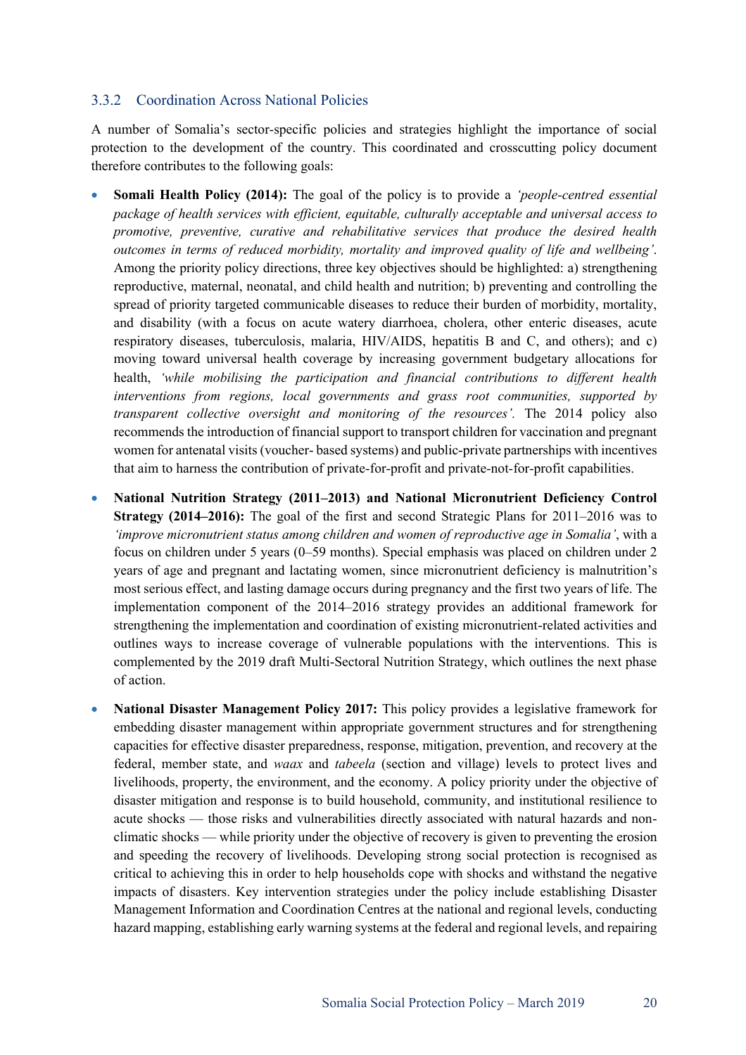### 3.3.2 Coordination Across National Policies

A number of Somalia's sector-specific policies and strategies highlight the importance of social protection to the development of the country. This coordinated and crosscutting policy document therefore contributes to the following goals:

- **Somali Health Policy (2014):** The goal of the policy is to provide a *'people-centred essential package of health services with efficient, equitable, culturally acceptable and universal access to promotive, preventive, curative and rehabilitative services that produce the desired health outcomes in terms of reduced morbidity, mortality and improved quality of life and wellbeing'*. Among the priority policy directions, three key objectives should be highlighted: a) strengthening reproductive, maternal, neonatal, and child health and nutrition; b) preventing and controlling the spread of priority targeted communicable diseases to reduce their burden of morbidity, mortality, and disability (with a focus on acute watery diarrhoea, cholera, other enteric diseases, acute respiratory diseases, tuberculosis, malaria, HIV/AIDS, hepatitis B and C, and others); and c) moving toward universal health coverage by increasing government budgetary allocations for health, *'while mobilising the participation and financial contributions to different health interventions from regions, local governments and grass root communities, supported by transparent collective oversight and monitoring of the resources'*. The 2014 policy also recommends the introduction of financial support to transport children for vaccination and pregnant women for antenatal visits (voucher- based systems) and public-private partnerships with incentives that aim to harness the contribution of private-for-profit and private-not-for-profit capabilities.
- **National Nutrition Strategy (2011–2013) and National Micronutrient Deficiency Control Strategy (2014–2016):** The goal of the first and second Strategic Plans for 2011–2016 was to *'improve micronutrient status among children and women of reproductive age in Somalia'*, with a focus on children under 5 years (0–59 months). Special emphasis was placed on children under 2 years of age and pregnant and lactating women, since micronutrient deficiency is malnutrition's most serious effect, and lasting damage occurs during pregnancy and the first two years of life. The implementation component of the 2014–2016 strategy provides an additional framework for strengthening the implementation and coordination of existing micronutrient-related activities and outlines ways to increase coverage of vulnerable populations with the interventions. This is complemented by the 2019 draft Multi-Sectoral Nutrition Strategy, which outlines the next phase of action.
- **National Disaster Management Policy 2017:** This policy provides a legislative framework for embedding disaster management within appropriate government structures and for strengthening capacities for effective disaster preparedness, response, mitigation, prevention, and recovery at the federal, member state, and *waax* and *tabeela* (section and village) levels to protect lives and livelihoods, property, the environment, and the economy. A policy priority under the objective of disaster mitigation and response is to build household, community, and institutional resilience to acute shocks — those risks and vulnerabilities directly associated with natural hazards and non-climatic shocks — while priority under the objective of recovery is given to preventing the erosion and speeding the recovery of livelihoods. Developing strong social protection is recognised as critical to achieving this in order to help households cope with shocks and withstand the negative impacts of disasters. Key intervention strategies under the policy include establishing Disaster Management Information and Coordination Centres at the national and regional levels, conducting hazard mapping, establishing early warning systems at the federal and regional levels, and repairing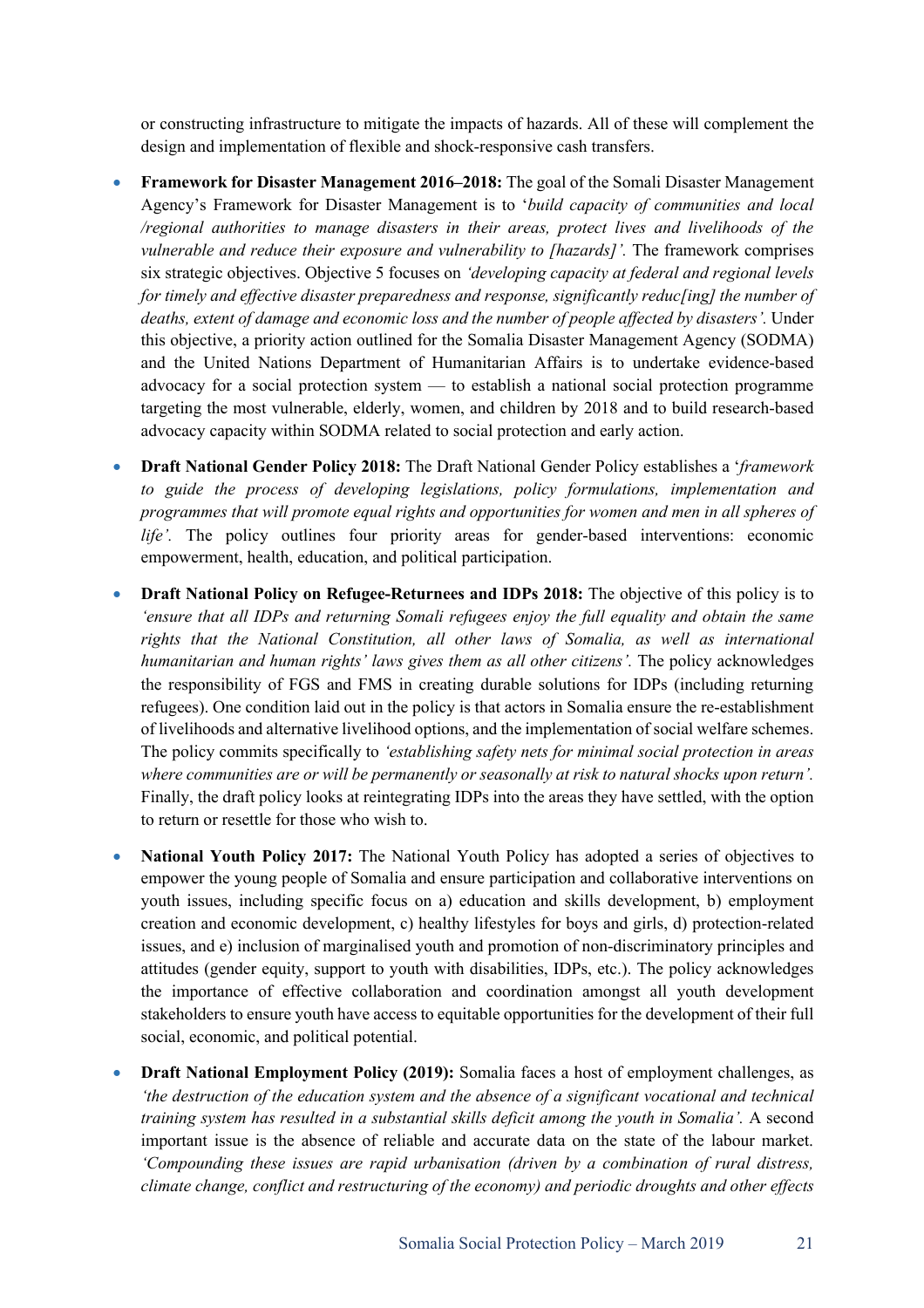or constructing infrastructure to mitigate the impacts of hazards. All of these will complement the design and implementation of flexible and shock-responsive cash transfers.

- **Framework for Disaster Management 2016–2018:** The goal of the Somali Disaster Management Agency's Framework for Disaster Management is to '*build capacity of communities and local /regional authorities to manage disasters in their areas, protect lives and livelihoods of the vulnerable and reduce their exposure and vulnerability to [hazards]'.* The framework comprises six strategic objectives. Objective 5 focuses on *'developing capacity at federal and regional levels for timely and effective disaster preparedness and response, significantly reduc[ing] the number of deaths, extent of damage and economic loss and the number of people affected by disasters'.* Under this objective, a priority action outlined for the Somalia Disaster Management Agency (SODMA) and the United Nations Department of Humanitarian Affairs is to undertake evidence-based advocacy for a social protection system — to establish a national social protection programme targeting the most vulnerable, elderly, women, and children by 2018 and to build research-based advocacy capacity within SODMA related to social protection and early action.

- **Draft National Gender Policy 2018:** The Draft National Gender Policy establishes a '*framework to guide the process of developing legislations, policy formulations, implementation and programmes that will promote equal rights and opportunities for women and men in all spheres of life'.* The policy outlines four priority areas for gender-based interventions: economic empowerment, health, education, and political participation.

- **Draft National Policy on Refugee-Returnees and IDPs 2018:** The objective of this policy is to *'ensure that all IDPs and returning Somali refugees enjoy the full equality and obtain the same rights that the National Constitution, all other laws of Somalia, as well as international humanitarian and human rights' laws gives them as all other citizens'.* The policy acknowledges the responsibility of FGS and FMS in creating durable solutions for IDPs (including returning refugees). One condition laid out in the policy is that actors in Somalia ensure the re-establishment of livelihoods and alternative livelihood options, and the implementation of social welfare schemes. The policy commits specifically to *'establishing safety nets for minimal social protection in areas where communities are or will be permanently or seasonally at risk to natural shocks upon return'.* Finally, the draft policy looks at reintegrating IDPs into the areas they have settled, with the option to return or resettle for those who wish to.

- **National Youth Policy 2017:** The National Youth Policy has adopted a series of objectives to empower the young people of Somalia and ensure participation and collaborative interventions on youth issues, including specific focus on a) education and skills development, b) employment creation and economic development, c) healthy lifestyles for boys and girls, d) protection-related issues, and e) inclusion of marginalised youth and promotion of non-discriminatory principles and attitudes (gender equity, support to youth with disabilities, IDPs, etc.). The policy acknowledges the importance of effective collaboration and coordination amongst all youth development stakeholders to ensure youth have access to equitable opportunities for the development of their full social, economic, and political potential.

- **Draft National Employment Policy (2019):** Somalia faces a host of employment challenges, as *'the destruction of the education system and the absence of a significant vocational and technical training system has resulted in a substantial skills deficit among the youth in Somalia'.* A second important issue is the absence of reliable and accurate data on the state of the labour market. *'Compounding these issues are rapid urbanisation (driven by a combination of rural distress, climate change, conflict and restructuring of the economy) and periodic droughts and other effects*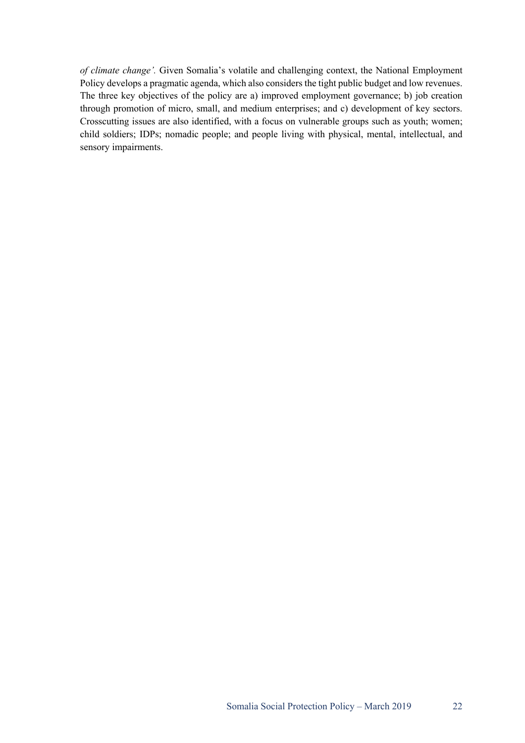*of climate change'.* Given Somalia's volatile and challenging context, the National Employment Policy develops a pragmatic agenda, which also considers the tight public budget and low revenues. The three key objectives of the policy are a) improved employment governance; b) job creation through promotion of micro, small, and medium enterprises; and c) development of key sectors. Crosscutting issues are also identified, with a focus on vulnerable groups such as youth; women; child soldiers; IDPs; nomadic people; and people living with physical, mental, intellectual, and sensory impairments.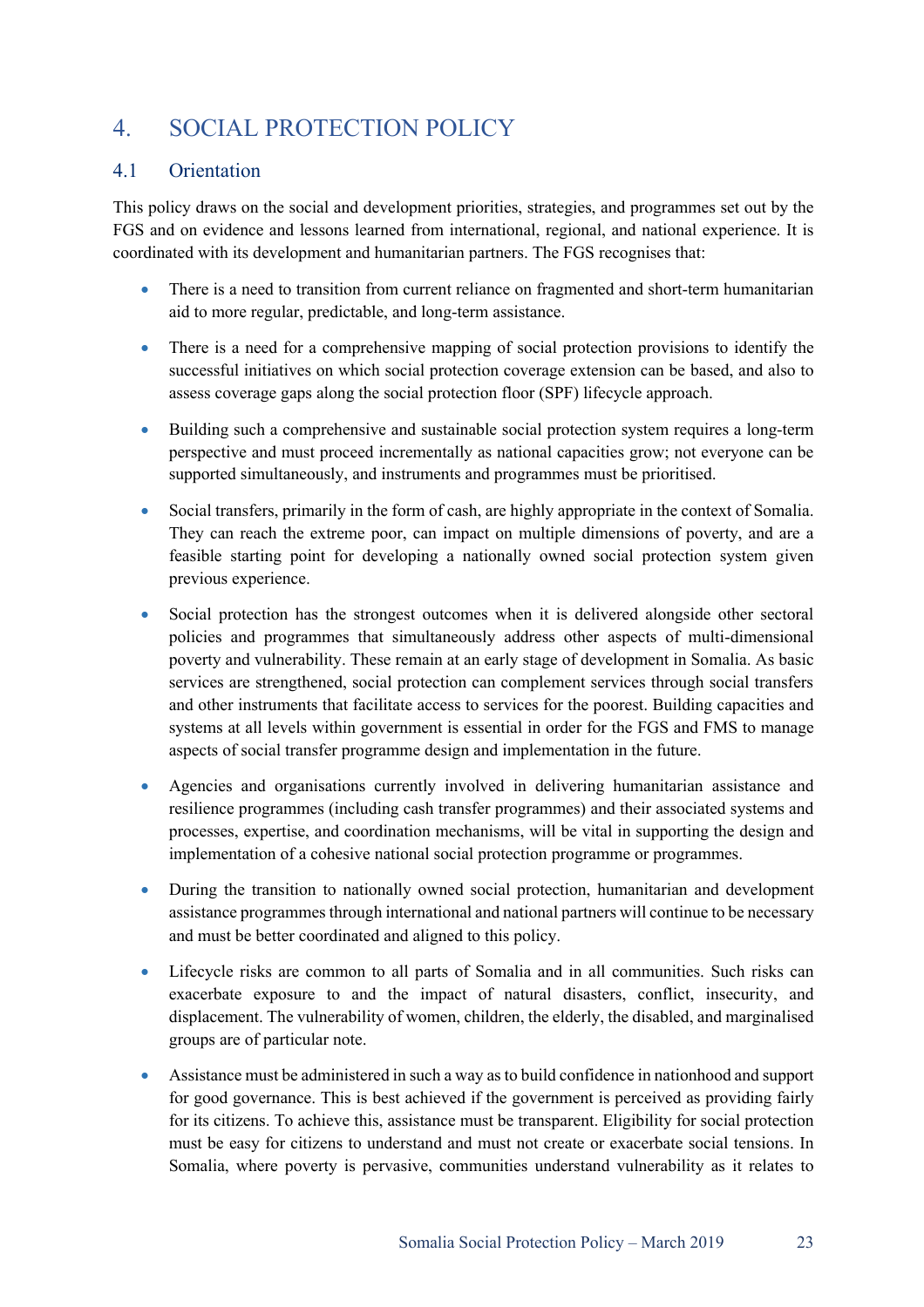# 4. SOCIAL PROTECTION POLICY

## 4.1 Orientation

This policy draws on the social and development priorities, strategies, and programmes set out by the FGS and on evidence and lessons learned from international, regional, and national experience. It is coordinated with its development and humanitarian partners. The FGS recognises that:

- There is a need to transition from current reliance on fragmented and short-term humanitarian aid to more regular, predictable, and long-term assistance.
- There is a need for a comprehensive mapping of social protection provisions to identify the successful initiatives on which social protection coverage extension can be based, and also to assess coverage gaps along the social protection floor (SPF) lifecycle approach.
- Building such a comprehensive and sustainable social protection system requires a long-term perspective and must proceed incrementally as national capacities grow; not everyone can be supported simultaneously, and instruments and programmes must be prioritised.
- Social transfers, primarily in the form of cash, are highly appropriate in the context of Somalia. They can reach the extreme poor, can impact on multiple dimensions of poverty, and are a feasible starting point for developing a nationally owned social protection system given previous experience.
- Social protection has the strongest outcomes when it is delivered alongside other sectoral policies and programmes that simultaneously address other aspects of multi-dimensional poverty and vulnerability. These remain at an early stage of development in Somalia. As basic services are strengthened, social protection can complement services through social transfers and other instruments that facilitate access to services for the poorest. Building capacities and systems at all levels within government is essential in order for the FGS and FMS to manage aspects of social transfer programme design and implementation in the future.
- Agencies and organisations currently involved in delivering humanitarian assistance and resilience programmes (including cash transfer programmes) and their associated systems and processes, expertise, and coordination mechanisms, will be vital in supporting the design and implementation of a cohesive national social protection programme or programmes.
- During the transition to nationally owned social protection, humanitarian and development assistance programmes through international and national partners will continue to be necessary and must be better coordinated and aligned to this policy.
- Lifecycle risks are common to all parts of Somalia and in all communities. Such risks can exacerbate exposure to and the impact of natural disasters, conflict, insecurity, and displacement. The vulnerability of women, children, the elderly, the disabled, and marginalised groups are of particular note.
- Assistance must be administered in such a way as to build confidence in nationhood and support for good governance. This is best achieved if the government is perceived as providing fairly for its citizens. To achieve this, assistance must be transparent. Eligibility for social protection must be easy for citizens to understand and must not create or exacerbate social tensions. In Somalia, where poverty is pervasive, communities understand vulnerability as it relates to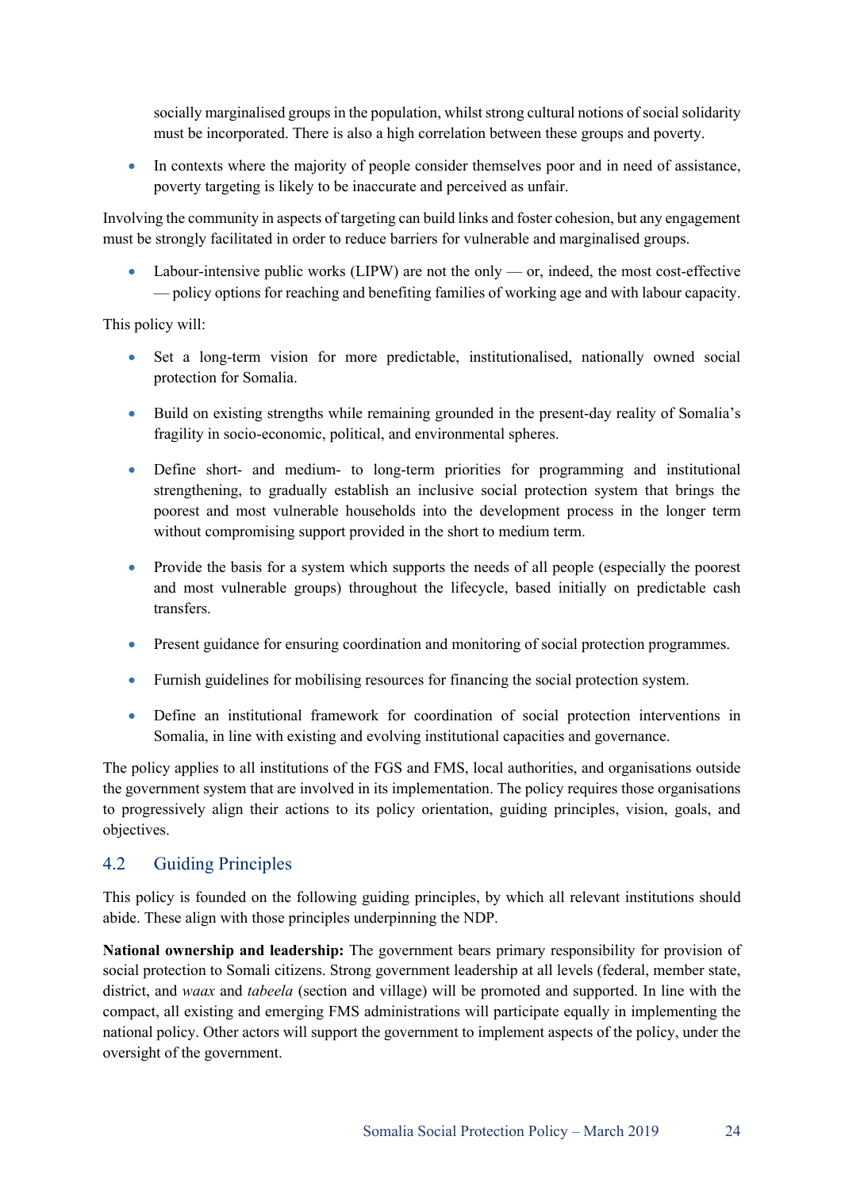socially marginalised groups in the population, whilst strong cultural notions of social solidarity must be incorporated. There is also a high correlation between these groups and poverty.

- In contexts where the majority of people consider themselves poor and in need of assistance, poverty targeting is likely to be inaccurate and perceived as unfair.

Involving the community in aspects of targeting can build links and foster cohesion, but any engagement must be strongly facilitated in order to reduce barriers for vulnerable and marginalised groups.

- Labour-intensive public works (LIPW) are not the only — or, indeed, the most cost-effective — policy options for reaching and benefiting families of working age and with labour capacity.

This policy will:

- Set a long-term vision for more predictable, institutionalised, nationally owned social protection for Somalia.
- Build on existing strengths while remaining grounded in the present-day reality of Somalia's fragility in socio-economic, political, and environmental spheres.
- Define short- and medium- to long-term priorities for programming and institutional strengthening, to gradually establish an inclusive social protection system that brings the poorest and most vulnerable households into the development process in the longer term without compromising support provided in the short to medium term.
- Provide the basis for a system which supports the needs of all people (especially the poorest and most vulnerable groups) throughout the lifecycle, based initially on predictable cash transfers.
- Present guidance for ensuring coordination and monitoring of social protection programmes.
- Furnish guidelines for mobilising resources for financing the social protection system.
- Define an institutional framework for coordination of social protection interventions in Somalia, in line with existing and evolving institutional capacities and governance.

The policy applies to all institutions of the FGS and FMS, local authorities, and organisations outside the government system that are involved in its implementation. The policy requires those organisations to progressively align their actions to its policy orientation, guiding principles, vision, goals, and objectives.

## 4.2 Guiding Principles

This policy is founded on the following guiding principles, by which all relevant institutions should abide. These align with those principles underpinning the NDP.

**National ownership and leadership:** The government bears primary responsibility for provision of social protection to Somali citizens. Strong government leadership at all levels (federal, member state, district, and *waax* and *tabeela* (section and village) will be promoted and supported. In line with the compact, all existing and emerging FMS administrations will participate equally in implementing the national policy. Other actors will support the government to implement aspects of the policy, under the oversight of the government.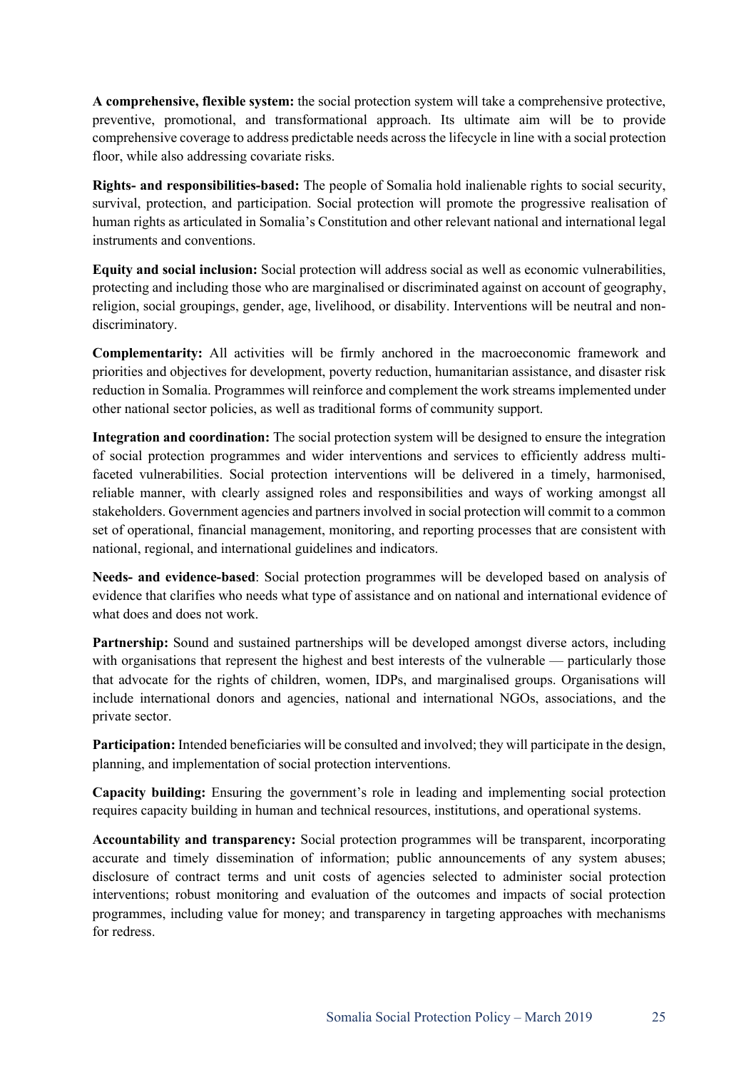**A comprehensive, flexible system:** the social protection system will take a comprehensive protective, preventive, promotional, and transformational approach. Its ultimate aim will be to provide comprehensive coverage to address predictable needs across the lifecycle in line with a social protection floor, while also addressing covariate risks.

**Rights- and responsibilities-based:** The people of Somalia hold inalienable rights to social security, survival, protection, and participation. Social protection will promote the progressive realisation of human rights as articulated in Somalia's Constitution and other relevant national and international legal instruments and conventions.

**Equity and social inclusion:** Social protection will address social as well as economic vulnerabilities, protecting and including those who are marginalised or discriminated against on account of geography, religion, social groupings, gender, age, livelihood, or disability. Interventions will be neutral and non-discriminatory.

**Complementarity:** All activities will be firmly anchored in the macroeconomic framework and priorities and objectives for development, poverty reduction, humanitarian assistance, and disaster risk reduction in Somalia. Programmes will reinforce and complement the work streams implemented under other national sector policies, as well as traditional forms of community support.

**Integration and coordination:** The social protection system will be designed to ensure the integration of social protection programmes and wider interventions and services to efficiently address multi-faceted vulnerabilities. Social protection interventions will be delivered in a timely, harmonised, reliable manner, with clearly assigned roles and responsibilities and ways of working amongst all stakeholders. Government agencies and partners involved in social protection will commit to a common set of operational, financial management, monitoring, and reporting processes that are consistent with national, regional, and international guidelines and indicators.

**Needs- and evidence-based**: Social protection programmes will be developed based on analysis of evidence that clarifies who needs what type of assistance and on national and international evidence of what does and does not work.

**Partnership:** Sound and sustained partnerships will be developed amongst diverse actors, including with organisations that represent the highest and best interests of the vulnerable — particularly those that advocate for the rights of children, women, IDPs, and marginalised groups. Organisations will include international donors and agencies, national and international NGOs, associations, and the private sector.

**Participation:** Intended beneficiaries will be consulted and involved; they will participate in the design, planning, and implementation of social protection interventions.

**Capacity building:** Ensuring the government's role in leading and implementing social protection requires capacity building in human and technical resources, institutions, and operational systems.

**Accountability and transparency:** Social protection programmes will be transparent, incorporating accurate and timely dissemination of information; public announcements of any system abuses; disclosure of contract terms and unit costs of agencies selected to administer social protection interventions; robust monitoring and evaluation of the outcomes and impacts of social protection programmes, including value for money; and transparency in targeting approaches with mechanisms for redress.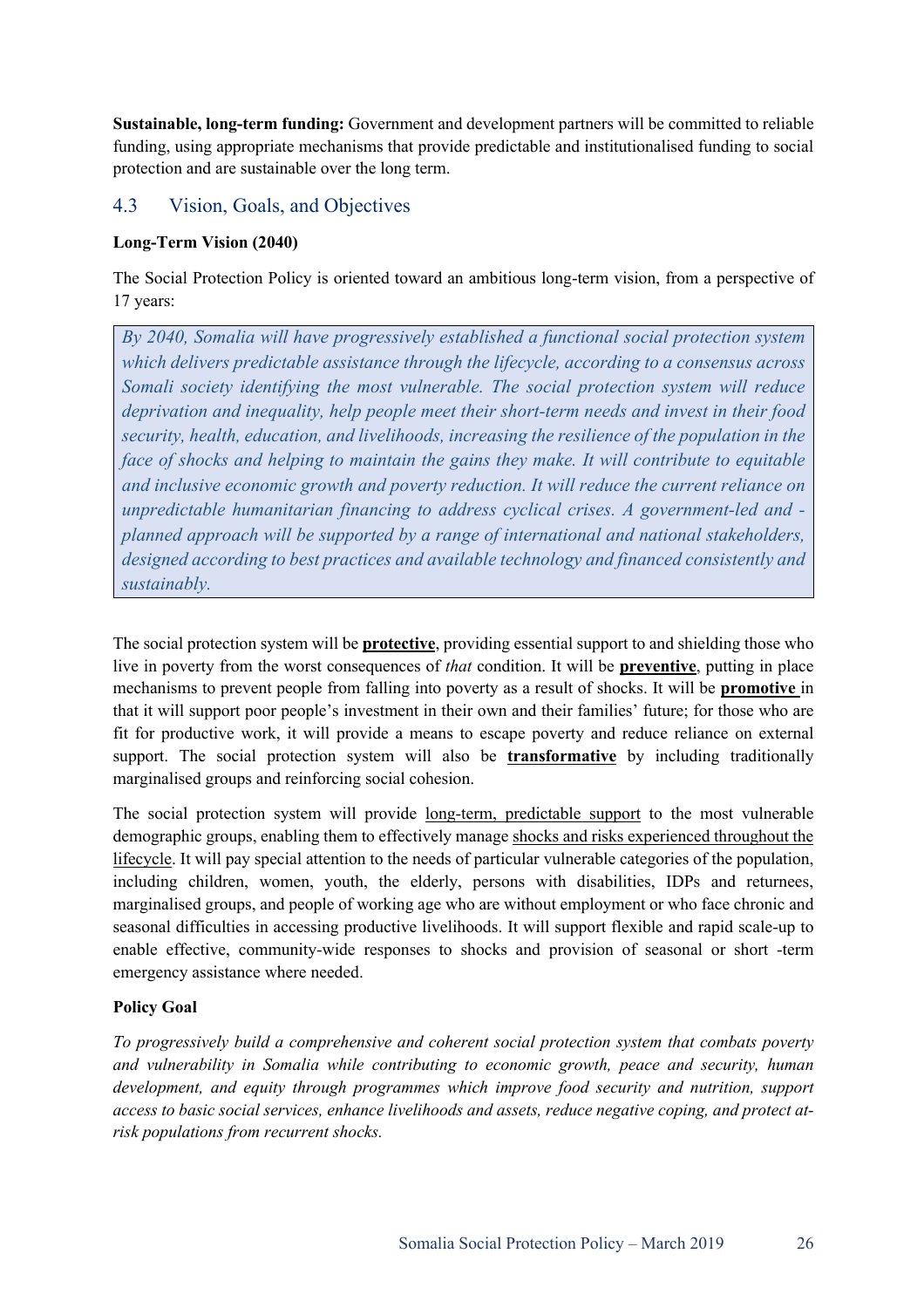**Sustainable, long-term funding:** Government and development partners will be committed to reliable funding, using appropriate mechanisms that provide predictable and institutionalised funding to social protection and are sustainable over the long term.

## 4.3 Vision, Goals, and Objectives

**Long-Term Vision (2040)**

The Social Protection Policy is oriented toward an ambitious long-term vision, from a perspective of 17 years:

> *By 2040, Somalia will have progressively established a functional social protection system which delivers predictable assistance through the lifecycle, according to a consensus across Somali society identifying the most vulnerable. The social protection system will reduce deprivation and inequality, help people meet their short-term needs and invest in their food security, health, education, and livelihoods, increasing the resilience of the population in the face of shocks and helping to maintain the gains they make. It will contribute to equitable and inclusive economic growth and poverty reduction. It will reduce the current reliance on unpredictable humanitarian financing to address cyclical crises. A government-led and -planned approach will be supported by a range of international and national stakeholders, designed according to best practices and available technology and financed consistently and sustainably.*

The social protection system will be **protective**, providing essential support to and shielding those who live in poverty from the worst consequences of *that* condition. It will be **preventive**, putting in place mechanisms to prevent people from falling into poverty as a result of shocks. It will be **promotive** in that it will support poor people's investment in their own and their families' future; for those who are fit for productive work, it will provide a means to escape poverty and reduce reliance on external support. The social protection system will also be **transformative** by including traditionally marginalised groups and reinforcing social cohesion.

The social protection system will provide long-term, predictable support to the most vulnerable demographic groups, enabling them to effectively manage shocks and risks experienced throughout the lifecycle. It will pay special attention to the needs of particular vulnerable categories of the population, including children, women, youth, the elderly, persons with disabilities, IDPs and returnees, marginalised groups, and people of working age who are without employment or who face chronic and seasonal difficulties in accessing productive livelihoods. It will support flexible and rapid scale-up to enable effective, community-wide responses to shocks and provision of seasonal or short -term emergency assistance where needed.

**Policy Goal**

*To progressively build a comprehensive and coherent social protection system that combats poverty and vulnerability in Somalia while contributing to economic growth, peace and security, human development, and equity through programmes which improve food security and nutrition, support access to basic social services, enhance livelihoods and assets, reduce negative coping, and protect at-risk populations from recurrent shocks.*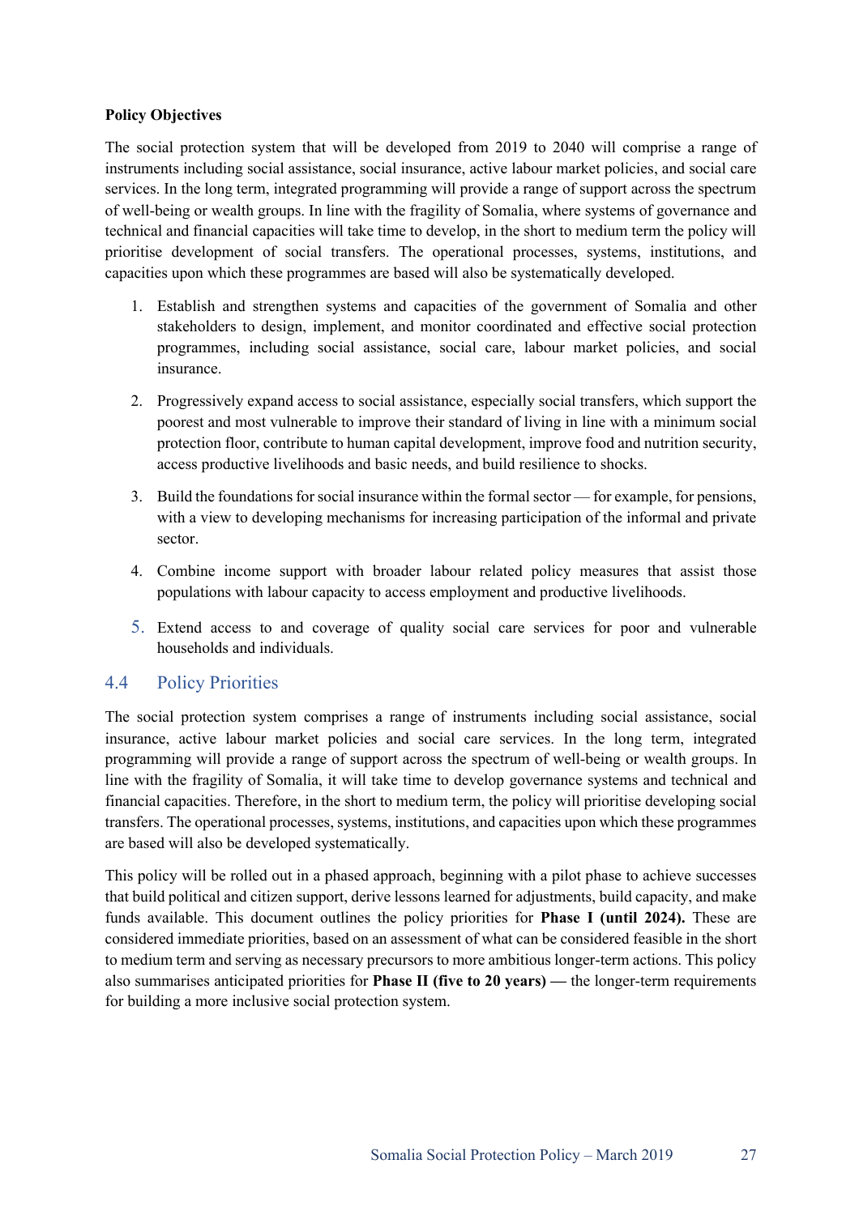**Policy Objectives**

The social protection system that will be developed from 2019 to 2040 will comprise a range of instruments including social assistance, social insurance, active labour market policies, and social care services. In the long term, integrated programming will provide a range of support across the spectrum of well-being or wealth groups. In line with the fragility of Somalia, where systems of governance and technical and financial capacities will take time to develop, in the short to medium term the policy will prioritise development of social transfers. The operational processes, systems, institutions, and capacities upon which these programmes are based will also be systematically developed.

1. Establish and strengthen systems and capacities of the government of Somalia and other stakeholders to design, implement, and monitor coordinated and effective social protection programmes, including social assistance, social care, labour market policies, and social insurance.
2. Progressively expand access to social assistance, especially social transfers, which support the poorest and most vulnerable to improve their standard of living in line with a minimum social protection floor, contribute to human capital development, improve food and nutrition security, access productive livelihoods and basic needs, and build resilience to shocks.
3. Build the foundations for social insurance within the formal sector — for example, for pensions, with a view to developing mechanisms for increasing participation of the informal and private sector.
4. Combine income support with broader labour related policy measures that assist those populations with labour capacity to access employment and productive livelihoods.
5. Extend access to and coverage of quality social care services for poor and vulnerable households and individuals.

## 4.4 Policy Priorities

The social protection system comprises a range of instruments including social assistance, social insurance, active labour market policies and social care services. In the long term, integrated programming will provide a range of support across the spectrum of well-being or wealth groups. In line with the fragility of Somalia, it will take time to develop governance systems and technical and financial capacities. Therefore, in the short to medium term, the policy will prioritise developing social transfers. The operational processes, systems, institutions, and capacities upon which these programmes are based will also be developed systematically.

This policy will be rolled out in a phased approach, beginning with a pilot phase to achieve successes that build political and citizen support, derive lessons learned for adjustments, build capacity, and make funds available. This document outlines the policy priorities for **Phase I (until 2024).** These are considered immediate priorities, based on an assessment of what can be considered feasible in the short to medium term and serving as necessary precursors to more ambitious longer-term actions. This policy also summarises anticipated priorities for **Phase II (five to 20 years) —** the longer-term requirements for building a more inclusive social protection system.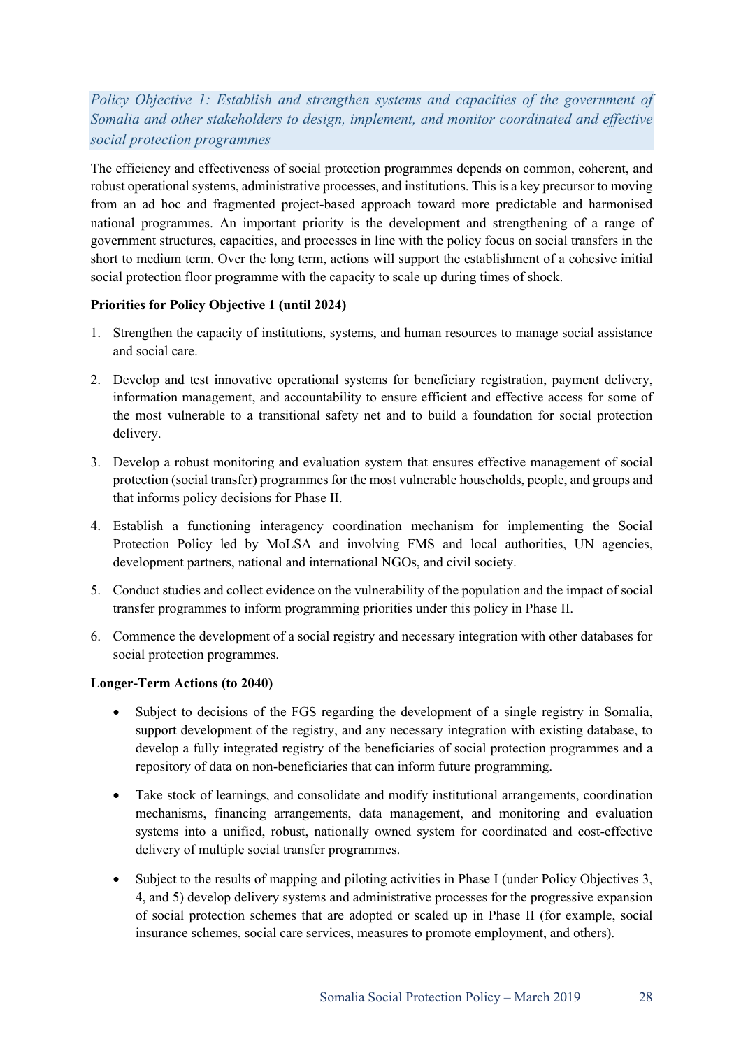*Policy Objective 1: Establish and strengthen systems and capacities of the government of Somalia and other stakeholders to design, implement, and monitor coordinated and effective social protection programmes*

The efficiency and effectiveness of social protection programmes depends on common, coherent, and robust operational systems, administrative processes, and institutions. This is a key precursor to moving from an ad hoc and fragmented project-based approach toward more predictable and harmonised national programmes. An important priority is the development and strengthening of a range of government structures, capacities, and processes in line with the policy focus on social transfers in the short to medium term. Over the long term, actions will support the establishment of a cohesive initial social protection floor programme with the capacity to scale up during times of shock.

**Priorities for Policy Objective 1 (until 2024)**

1. Strengthen the capacity of institutions, systems, and human resources to manage social assistance and social care.
2. Develop and test innovative operational systems for beneficiary registration, payment delivery, information management, and accountability to ensure efficient and effective access for some of the most vulnerable to a transitional safety net and to build a foundation for social protection delivery.
3. Develop a robust monitoring and evaluation system that ensures effective management of social protection (social transfer) programmes for the most vulnerable households, people, and groups and that informs policy decisions for Phase II.
4. Establish a functioning interagency coordination mechanism for implementing the Social Protection Policy led by MoLSA and involving FMS and local authorities, UN agencies, development partners, national and international NGOs, and civil society.
5. Conduct studies and collect evidence on the vulnerability of the population and the impact of social transfer programmes to inform programming priorities under this policy in Phase II.
6. Commence the development of a social registry and necessary integration with other databases for social protection programmes.

**Longer-Term Actions (to 2040)**

- Subject to decisions of the FGS regarding the development of a single registry in Somalia, support development of the registry, and any necessary integration with existing database, to develop a fully integrated registry of the beneficiaries of social protection programmes and a repository of data on non-beneficiaries that can inform future programming.
- Take stock of learnings, and consolidate and modify institutional arrangements, coordination mechanisms, financing arrangements, data management, and monitoring and evaluation systems into a unified, robust, nationally owned system for coordinated and cost-effective delivery of multiple social transfer programmes.
- Subject to the results of mapping and piloting activities in Phase I (under Policy Objectives 3, 4, and 5) develop delivery systems and administrative processes for the progressive expansion of social protection schemes that are adopted or scaled up in Phase II (for example, social insurance schemes, social care services, measures to promote employment, and others).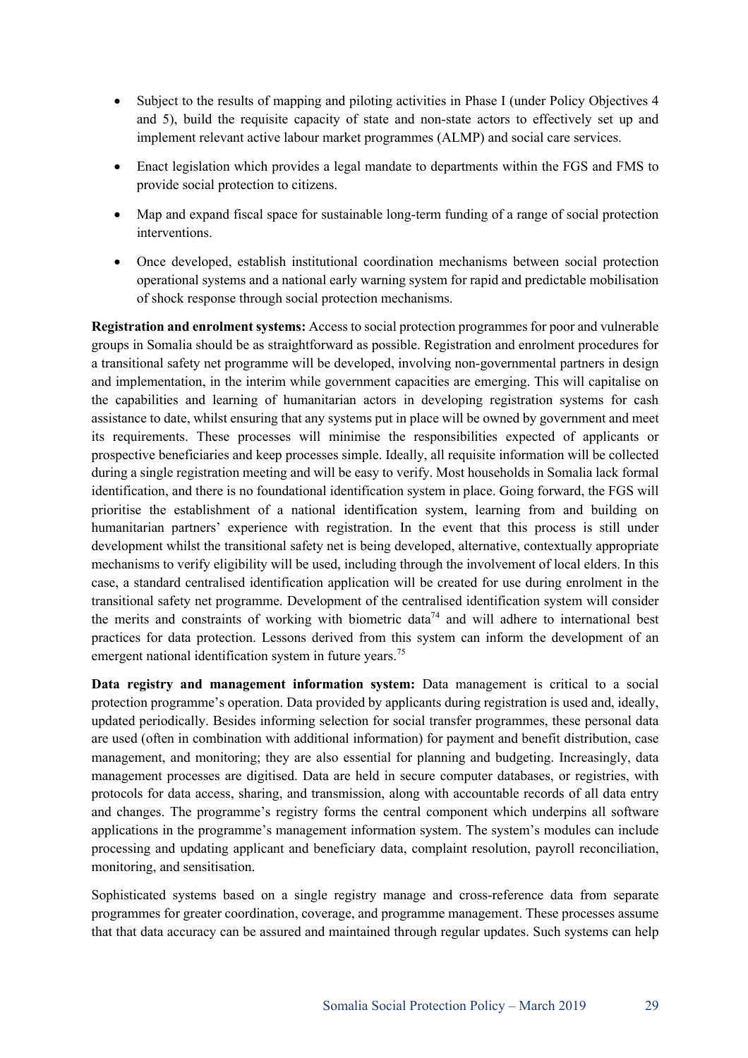- Subject to the results of mapping and piloting activities in Phase I (under Policy Objectives 4 and 5), build the requisite capacity of state and non-state actors to effectively set up and implement relevant active labour market programmes (ALMP) and social care services.
- Enact legislation which provides a legal mandate to departments within the FGS and FMS to provide social protection to citizens.
- Map and expand fiscal space for sustainable long-term funding of a range of social protection interventions.
- Once developed, establish institutional coordination mechanisms between social protection operational systems and a national early warning system for rapid and predictable mobilisation of shock response through social protection mechanisms.

**Registration and enrolment systems:** Access to social protection programmes for poor and vulnerable groups in Somalia should be as straightforward as possible. Registration and enrolment procedures for a transitional safety net programme will be developed, involving non-governmental partners in design and implementation, in the interim while government capacities are emerging. This will capitalise on the capabilities and learning of humanitarian actors in developing registration systems for cash assistance to date, whilst ensuring that any systems put in place will be owned by government and meet its requirements. These processes will minimise the responsibilities expected of applicants or prospective beneficiaries and keep processes simple. Ideally, all requisite information will be collected during a single registration meeting and will be easy to verify. Most households in Somalia lack formal identification, and there is no foundational identification system in place. Going forward, the FGS will prioritise the establishment of a national identification system, learning from and building on humanitarian partners' experience with registration. In the event that this process is still under development whilst the transitional safety net is being developed, alternative, contextually appropriate mechanisms to verify eligibility will be used, including through the involvement of local elders. In this case, a standard centralised identification application will be created for use during enrolment in the transitional safety net programme. Development of the centralised identification system will consider the merits and constraints of working with biometric data[74] and will adhere to international best practices for data protection. Lessons derived from this system can inform the development of an emergent national identification system in future years.[75]

**Data registry and management information system:** Data management is critical to a social protection programme's operation. Data provided by applicants during registration is used and, ideally, updated periodically. Besides informing selection for social transfer programmes, these personal data are used (often in combination with additional information) for payment and benefit distribution, case management, and monitoring; they are also essential for planning and budgeting. Increasingly, data management processes are digitised. Data are held in secure computer databases, or registries, with protocols for data access, sharing, and transmission, along with accountable records of all data entry and changes. The programme's registry forms the central component which underpins all software applications in the programme's management information system. The system's modules can include processing and updating applicant and beneficiary data, complaint resolution, payroll reconciliation, monitoring, and sensitisation.

Sophisticated systems based on a single registry manage and cross-reference data from separate programmes for greater coordination, coverage, and programme management. These processes assume that that data accuracy can be assured and maintained through regular updates. Such systems can help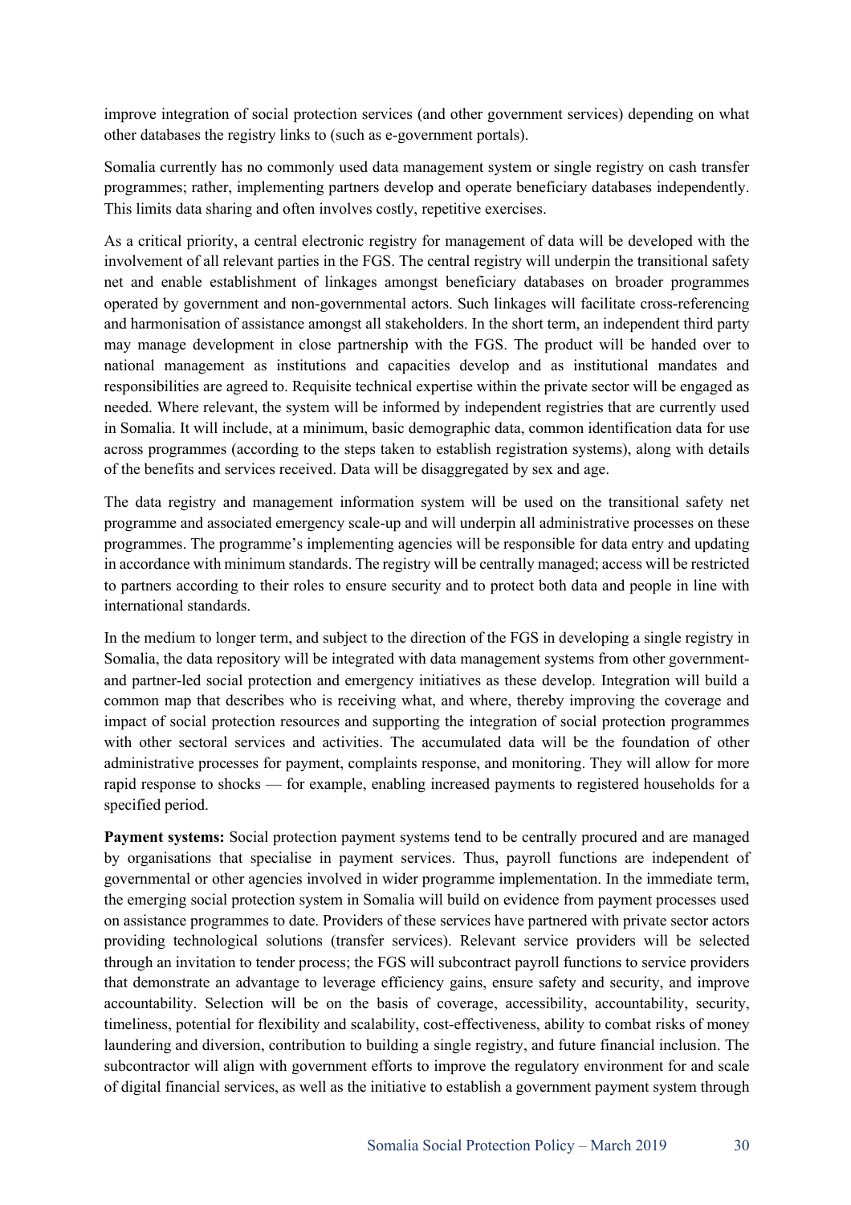improve integration of social protection services (and other government services) depending on what other databases the registry links to (such as e-government portals).

Somalia currently has no commonly used data management system or single registry on cash transfer programmes; rather, implementing partners develop and operate beneficiary databases independently. This limits data sharing and often involves costly, repetitive exercises.

As a critical priority, a central electronic registry for management of data will be developed with the involvement of all relevant parties in the FGS. The central registry will underpin the transitional safety net and enable establishment of linkages amongst beneficiary databases on broader programmes operated by government and non-governmental actors. Such linkages will facilitate cross-referencing and harmonisation of assistance amongst all stakeholders. In the short term, an independent third party may manage development in close partnership with the FGS. The product will be handed over to national management as institutions and capacities develop and as institutional mandates and responsibilities are agreed to. Requisite technical expertise within the private sector will be engaged as needed. Where relevant, the system will be informed by independent registries that are currently used in Somalia. It will include, at a minimum, basic demographic data, common identification data for use across programmes (according to the steps taken to establish registration systems), along with details of the benefits and services received. Data will be disaggregated by sex and age.

The data registry and management information system will be used on the transitional safety net programme and associated emergency scale-up and will underpin all administrative processes on these programmes. The programme's implementing agencies will be responsible for data entry and updating in accordance with minimum standards. The registry will be centrally managed; access will be restricted to partners according to their roles to ensure security and to protect both data and people in line with international standards.

In the medium to longer term, and subject to the direction of the FGS in developing a single registry in Somalia, the data repository will be integrated with data management systems from other government- and partner-led social protection and emergency initiatives as these develop. Integration will build a common map that describes who is receiving what, and where, thereby improving the coverage and impact of social protection resources and supporting the integration of social protection programmes with other sectoral services and activities. The accumulated data will be the foundation of other administrative processes for payment, complaints response, and monitoring. They will allow for more rapid response to shocks — for example, enabling increased payments to registered households for a specified period.

**Payment systems:** Social protection payment systems tend to be centrally procured and are managed by organisations that specialise in payment services. Thus, payroll functions are independent of governmental or other agencies involved in wider programme implementation. In the immediate term, the emerging social protection system in Somalia will build on evidence from payment processes used on assistance programmes to date. Providers of these services have partnered with private sector actors providing technological solutions (transfer services). Relevant service providers will be selected through an invitation to tender process; the FGS will subcontract payroll functions to service providers that demonstrate an advantage to leverage efficiency gains, ensure safety and security, and improve accountability. Selection will be on the basis of coverage, accessibility, accountability, security, timeliness, potential for flexibility and scalability, cost-effectiveness, ability to combat risks of money laundering and diversion, contribution to building a single registry, and future financial inclusion. The subcontractor will align with government efforts to improve the regulatory environment for and scale of digital financial services, as well as the initiative to establish a government payment system through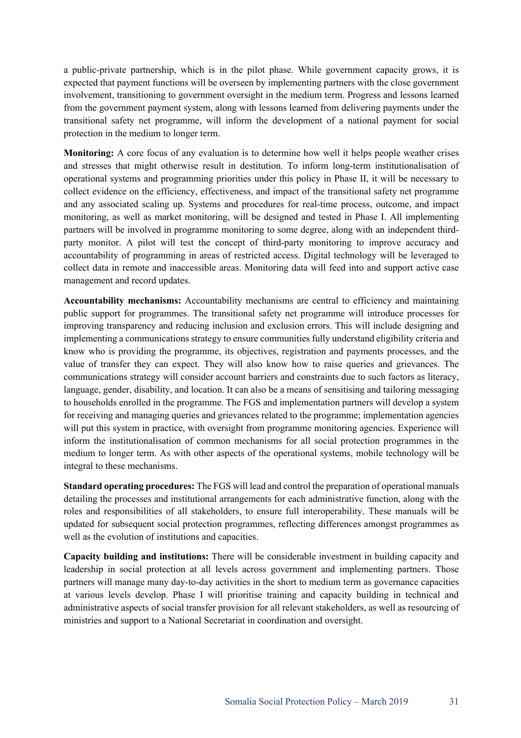a public-private partnership, which is in the pilot phase. While government capacity grows, it is expected that payment functions will be overseen by implementing partners with the close government involvement, transitioning to government oversight in the medium term. Progress and lessons learned from the government payment system, along with lessons learned from delivering payments under the transitional safety net programme, will inform the development of a national payment for social protection in the medium to longer term.

**Monitoring:** A core focus of any evaluation is to determine how well it helps people weather crises and stresses that might otherwise result in destitution. To inform long-term institutionalisation of operational systems and programming priorities under this policy in Phase II, it will be necessary to collect evidence on the efficiency, effectiveness, and impact of the transitional safety net programme and any associated scaling up. Systems and procedures for real-time process, outcome, and impact monitoring, as well as market monitoring, will be designed and tested in Phase I. All implementing partners will be involved in programme monitoring to some degree, along with an independent third-party monitor. A pilot will test the concept of third-party monitoring to improve accuracy and accountability of programming in areas of restricted access. Digital technology will be leveraged to collect data in remote and inaccessible areas. Monitoring data will feed into and support active case management and record updates.

**Accountability mechanisms:** Accountability mechanisms are central to efficiency and maintaining public support for programmes. The transitional safety net programme will introduce processes for improving transparency and reducing inclusion and exclusion errors. This will include designing and implementing a communications strategy to ensure communities fully understand eligibility criteria and know who is providing the programme, its objectives, registration and payments processes, and the value of transfer they can expect. They will also know how to raise queries and grievances. The communications strategy will consider account barriers and constraints due to such factors as literacy, language, gender, disability, and location. It can also be a means of sensitising and tailoring messaging to households enrolled in the programme. The FGS and implementation partners will develop a system for receiving and managing queries and grievances related to the programme; implementation agencies will put this system in practice, with oversight from programme monitoring agencies. Experience will inform the institutionalisation of common mechanisms for all social protection programmes in the medium to longer term. As with other aspects of the operational systems, mobile technology will be integral to these mechanisms.

**Standard operating procedures:** The FGS will lead and control the preparation of operational manuals detailing the processes and institutional arrangements for each administrative function, along with the roles and responsibilities of all stakeholders, to ensure full interoperability. These manuals will be updated for subsequent social protection programmes, reflecting differences amongst programmes as well as the evolution of institutions and capacities.

**Capacity building and institutions:** There will be considerable investment in building capacity and leadership in social protection at all levels across government and implementing partners. Those partners will manage many day-to-day activities in the short to medium term as governance capacities at various levels develop. Phase I will prioritise training and capacity building in technical and administrative aspects of social transfer provision for all relevant stakeholders, as well as resourcing of ministries and support to a National Secretariat in coordination and oversight.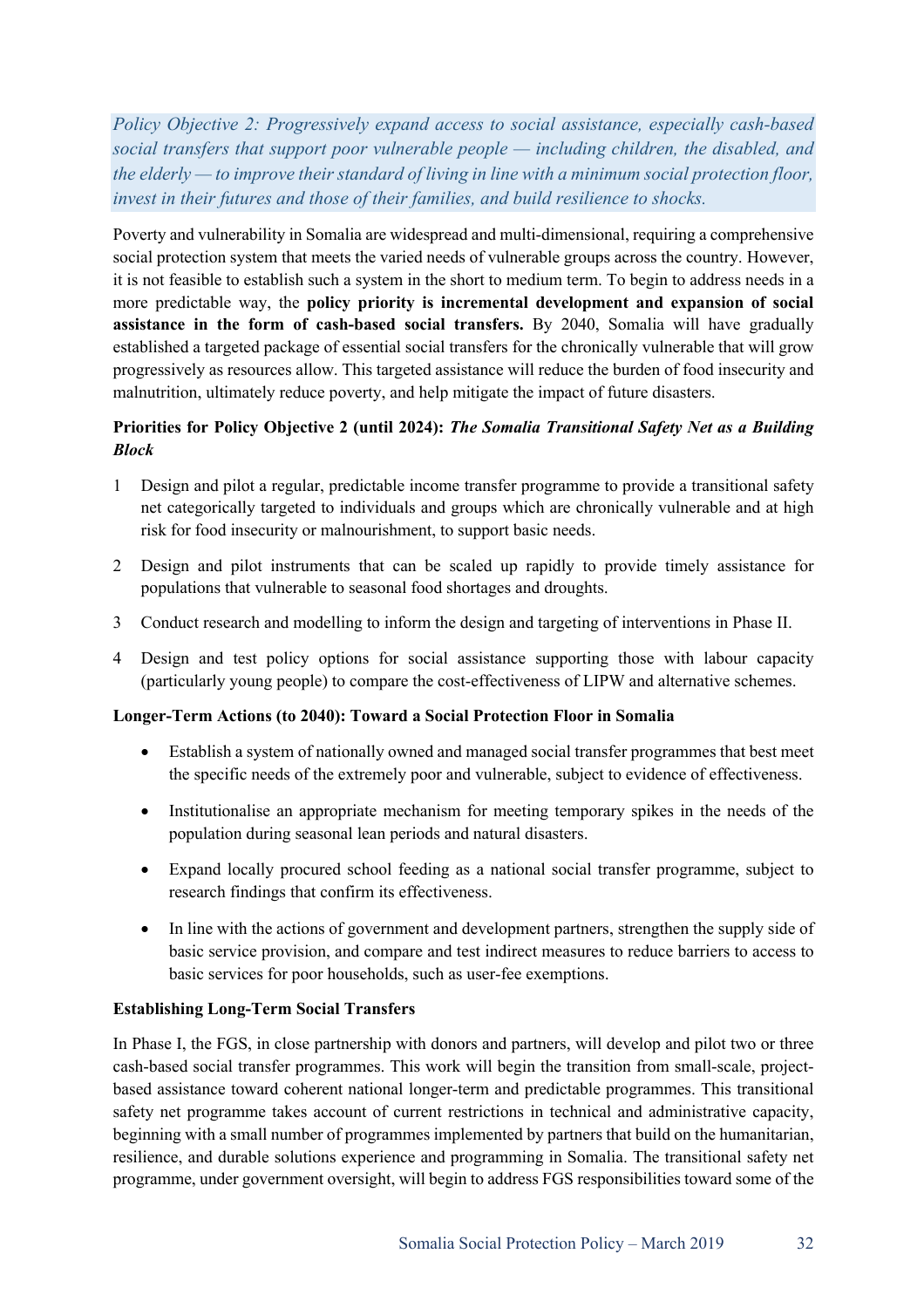*Policy Objective 2: Progressively expand access to social assistance, especially cash-based social transfers that support poor vulnerable people — including children, the disabled, and the elderly — to improve their standard of living in line with a minimum social protection floor, invest in their futures and those of their families, and build resilience to shocks.*

Poverty and vulnerability in Somalia are widespread and multi-dimensional, requiring a comprehensive social protection system that meets the varied needs of vulnerable groups across the country. However, it is not feasible to establish such a system in the short to medium term. To begin to address needs in a more predictable way, the **policy priority is incremental development and expansion of social assistance in the form of cash-based social transfers.** By 2040, Somalia will have gradually established a targeted package of essential social transfers for the chronically vulnerable that will grow progressively as resources allow. This targeted assistance will reduce the burden of food insecurity and malnutrition, ultimately reduce poverty, and help mitigate the impact of future disasters.

**Priorities for Policy Objective 2 (until 2024):** ***The Somalia Transitional Safety Net as a Building Block***

1. Design and pilot a regular, predictable income transfer programme to provide a transitional safety net categorically targeted to individuals and groups which are chronically vulnerable and at high risk for food insecurity or malnourishment, to support basic needs.
2. Design and pilot instruments that can be scaled up rapidly to provide timely assistance for populations that vulnerable to seasonal food shortages and droughts.
3. Conduct research and modelling to inform the design and targeting of interventions in Phase II.
4. Design and test policy options for social assistance supporting those with labour capacity (particularly young people) to compare the cost-effectiveness of LIPW and alternative schemes.

**Longer-Term Actions (to 2040): Toward a Social Protection Floor in Somalia**

- Establish a system of nationally owned and managed social transfer programmes that best meet the specific needs of the extremely poor and vulnerable, subject to evidence of effectiveness.
- Institutionalise an appropriate mechanism for meeting temporary spikes in the needs of the population during seasonal lean periods and natural disasters.
- Expand locally procured school feeding as a national social transfer programme, subject to research findings that confirm its effectiveness.
- In line with the actions of government and development partners, strengthen the supply side of basic service provision, and compare and test indirect measures to reduce barriers to access to basic services for poor households, such as user-fee exemptions.

**Establishing Long-Term Social Transfers**

In Phase I, the FGS, in close partnership with donors and partners, will develop and pilot two or three cash-based social transfer programmes. This work will begin the transition from small-scale, project-based assistance toward coherent national longer-term and predictable programmes. This transitional safety net programme takes account of current restrictions in technical and administrative capacity, beginning with a small number of programmes implemented by partners that build on the humanitarian, resilience, and durable solutions experience and programming in Somalia. The transitional safety net programme, under government oversight, will begin to address FGS responsibilities toward some of the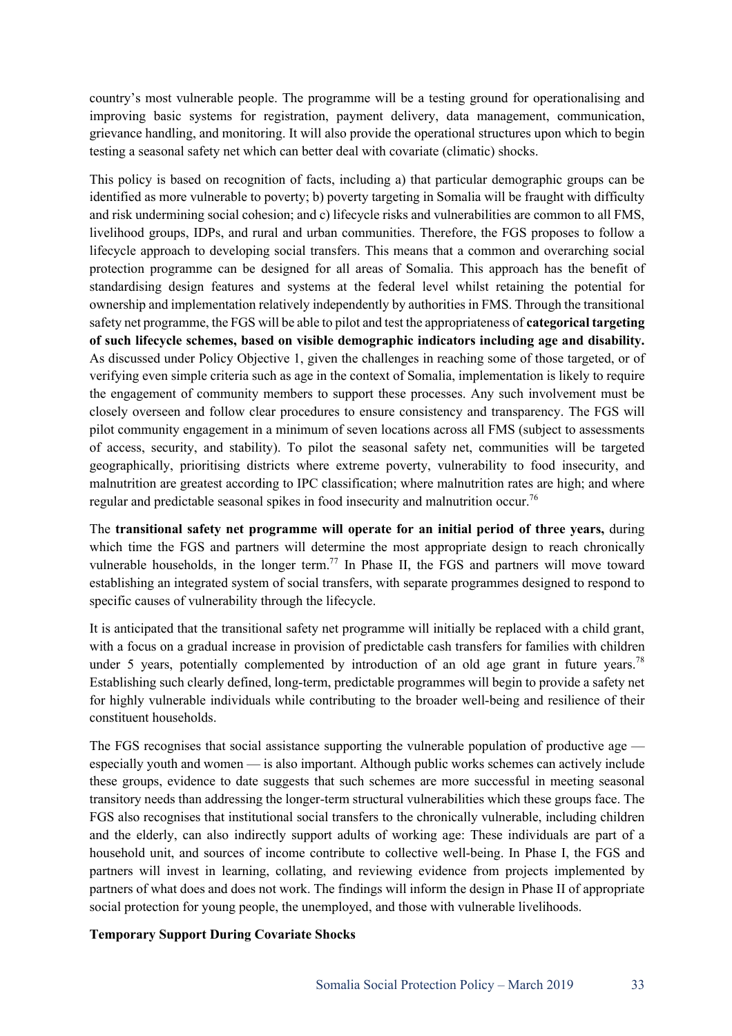country's most vulnerable people. The programme will be a testing ground for operationalising and improving basic systems for registration, payment delivery, data management, communication, grievance handling, and monitoring. It will also provide the operational structures upon which to begin testing a seasonal safety net which can better deal with covariate (climatic) shocks.

This policy is based on recognition of facts, including a) that particular demographic groups can be identified as more vulnerable to poverty; b) poverty targeting in Somalia will be fraught with difficulty and risk undermining social cohesion; and c) lifecycle risks and vulnerabilities are common to all FMS, livelihood groups, IDPs, and rural and urban communities. Therefore, the FGS proposes to follow a lifecycle approach to developing social transfers. This means that a common and overarching social protection programme can be designed for all areas of Somalia. This approach has the benefit of standardising design features and systems at the federal level whilst retaining the potential for ownership and implementation relatively independently by authorities in FMS. Through the transitional safety net programme, the FGS will be able to pilot and test the appropriateness of **categorical targeting of such lifecycle schemes, based on visible demographic indicators including age and disability.** As discussed under Policy Objective 1, given the challenges in reaching some of those targeted, or of verifying even simple criteria such as age in the context of Somalia, implementation is likely to require the engagement of community members to support these processes. Any such involvement must be closely overseen and follow clear procedures to ensure consistency and transparency. The FGS will pilot community engagement in a minimum of seven locations across all FMS (subject to assessments of access, security, and stability). To pilot the seasonal safety net, communities will be targeted geographically, prioritising districts where extreme poverty, vulnerability to food insecurity, and malnutrition are greatest according to IPC classification; where malnutrition rates are high; and where regular and predictable seasonal spikes in food insecurity and malnutrition occur.[76]

The **transitional safety net programme will operate for an initial period of three years,** during which time the FGS and partners will determine the most appropriate design to reach chronically vulnerable households, in the longer term.[77] In Phase II, the FGS and partners will move toward establishing an integrated system of social transfers, with separate programmes designed to respond to specific causes of vulnerability through the lifecycle.

It is anticipated that the transitional safety net programme will initially be replaced with a child grant, with a focus on a gradual increase in provision of predictable cash transfers for families with children under 5 years, potentially complemented by introduction of an old age grant in future years.[78] Establishing such clearly defined, long-term, predictable programmes will begin to provide a safety net for highly vulnerable individuals while contributing to the broader well-being and resilience of their constituent households.

The FGS recognises that social assistance supporting the vulnerable population of productive age — especially youth and women — is also important. Although public works schemes can actively include these groups, evidence to date suggests that such schemes are more successful in meeting seasonal transitory needs than addressing the longer-term structural vulnerabilities which these groups face. The FGS also recognises that institutional social transfers to the chronically vulnerable, including children and the elderly, can also indirectly support adults of working age: These individuals are part of a household unit, and sources of income contribute to collective well-being. In Phase I, the FGS and partners will invest in learning, collating, and reviewing evidence from projects implemented by partners of what does and does not work. The findings will inform the design in Phase II of appropriate social protection for young people, the unemployed, and those with vulnerable livelihoods.

**Temporary Support During Covariate Shocks**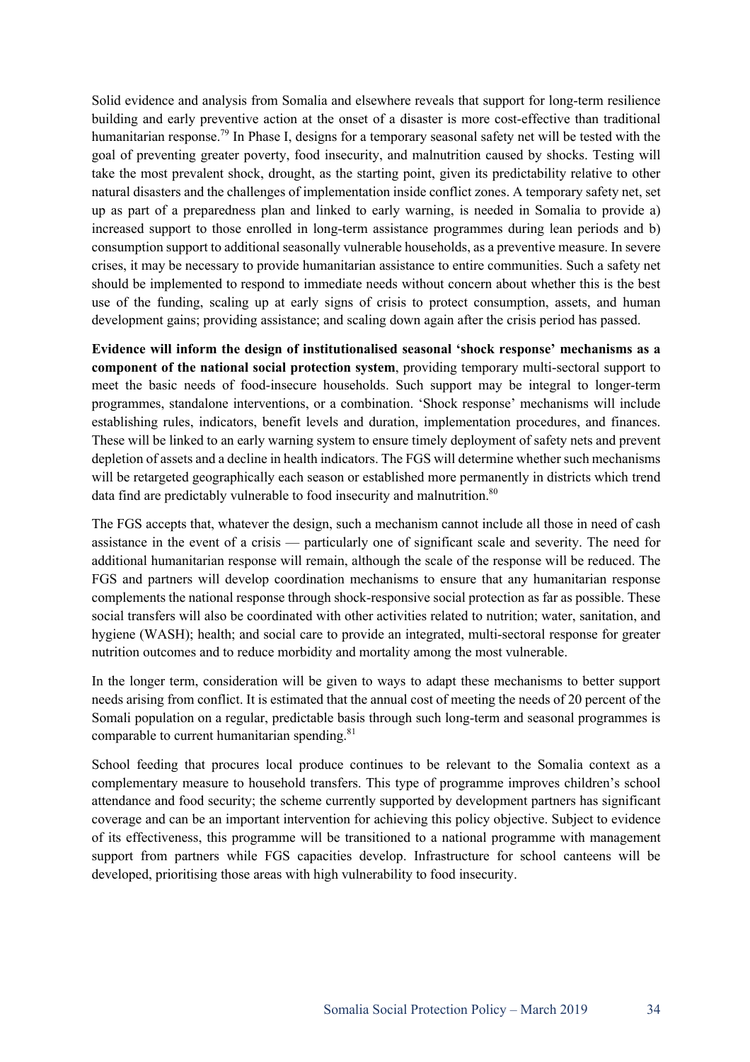Solid evidence and analysis from Somalia and elsewhere reveals that support for long-term resilience building and early preventive action at the onset of a disaster is more cost-effective than traditional humanitarian response.[79] In Phase I, designs for a temporary seasonal safety net will be tested with the goal of preventing greater poverty, food insecurity, and malnutrition caused by shocks. Testing will take the most prevalent shock, drought, as the starting point, given its predictability relative to other natural disasters and the challenges of implementation inside conflict zones. A temporary safety net, set up as part of a preparedness plan and linked to early warning, is needed in Somalia to provide a) increased support to those enrolled in long-term assistance programmes during lean periods and b) consumption support to additional seasonally vulnerable households, as a preventive measure. In severe crises, it may be necessary to provide humanitarian assistance to entire communities. Such a safety net should be implemented to respond to immediate needs without concern about whether this is the best use of the funding, scaling up at early signs of crisis to protect consumption, assets, and human development gains; providing assistance; and scaling down again after the crisis period has passed.

**Evidence will inform the design of institutionalised seasonal 'shock response' mechanisms as a component of the national social protection system**, providing temporary multi-sectoral support to meet the basic needs of food-insecure households. Such support may be integral to longer-term programmes, standalone interventions, or a combination. 'Shock response' mechanisms will include establishing rules, indicators, benefit levels and duration, implementation procedures, and finances. These will be linked to an early warning system to ensure timely deployment of safety nets and prevent depletion of assets and a decline in health indicators. The FGS will determine whether such mechanisms will be retargeted geographically each season or established more permanently in districts which trend data find are predictably vulnerable to food insecurity and malnutrition.[80]

The FGS accepts that, whatever the design, such a mechanism cannot include all those in need of cash assistance in the event of a crisis — particularly one of significant scale and severity. The need for additional humanitarian response will remain, although the scale of the response will be reduced. The FGS and partners will develop coordination mechanisms to ensure that any humanitarian response complements the national response through shock-responsive social protection as far as possible. These social transfers will also be coordinated with other activities related to nutrition; water, sanitation, and hygiene (WASH); health; and social care to provide an integrated, multi-sectoral response for greater nutrition outcomes and to reduce morbidity and mortality among the most vulnerable.

In the longer term, consideration will be given to ways to adapt these mechanisms to better support needs arising from conflict. It is estimated that the annual cost of meeting the needs of 20 percent of the Somali population on a regular, predictable basis through such long-term and seasonal programmes is comparable to current humanitarian spending.[81]

School feeding that procures local produce continues to be relevant to the Somalia context as a complementary measure to household transfers. This type of programme improves children's school attendance and food security; the scheme currently supported by development partners has significant coverage and can be an important intervention for achieving this policy objective. Subject to evidence of its effectiveness, this programme will be transitioned to a national programme with management support from partners while FGS capacities develop. Infrastructure for school canteens will be developed, prioritising those areas with high vulnerability to food insecurity.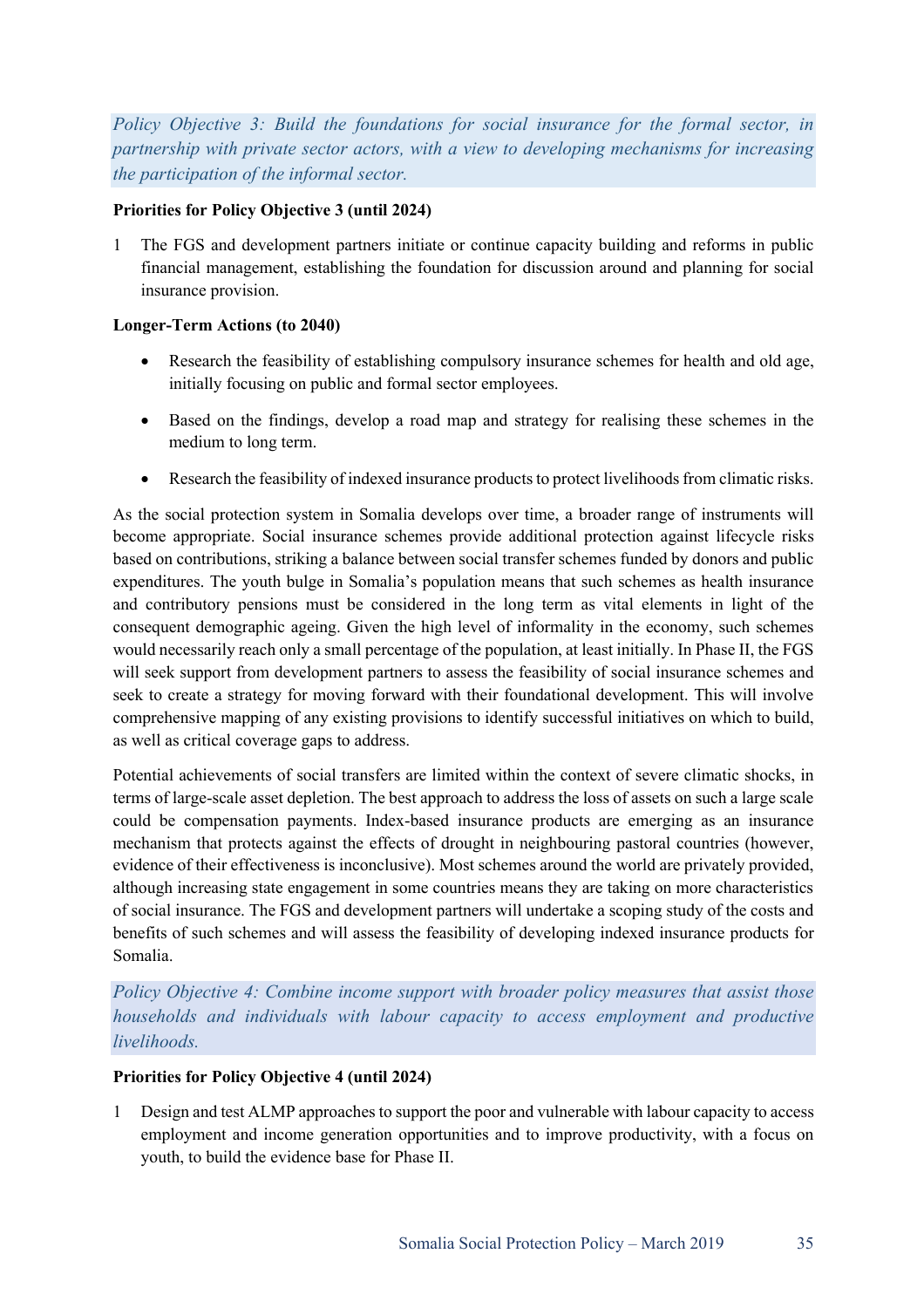*Policy Objective 3: Build the foundations for social insurance for the formal sector, in partnership with private sector actors, with a view to developing mechanisms for increasing the participation of the informal sector.*

**Priorities for Policy Objective 3 (until 2024)**

1 The FGS and development partners initiate or continue capacity building and reforms in public financial management, establishing the foundation for discussion around and planning for social insurance provision.

**Longer-Term Actions (to 2040)**

- Research the feasibility of establishing compulsory insurance schemes for health and old age, initially focusing on public and formal sector employees.
- Based on the findings, develop a road map and strategy for realising these schemes in the medium to long term.
- Research the feasibility of indexed insurance products to protect livelihoods from climatic risks.

As the social protection system in Somalia develops over time, a broader range of instruments will become appropriate. Social insurance schemes provide additional protection against lifecycle risks based on contributions, striking a balance between social transfer schemes funded by donors and public expenditures. The youth bulge in Somalia's population means that such schemes as health insurance and contributory pensions must be considered in the long term as vital elements in light of the consequent demographic ageing. Given the high level of informality in the economy, such schemes would necessarily reach only a small percentage of the population, at least initially. In Phase II, the FGS will seek support from development partners to assess the feasibility of social insurance schemes and seek to create a strategy for moving forward with their foundational development. This will involve comprehensive mapping of any existing provisions to identify successful initiatives on which to build, as well as critical coverage gaps to address.

Potential achievements of social transfers are limited within the context of severe climatic shocks, in terms of large-scale asset depletion. The best approach to address the loss of assets on such a large scale could be compensation payments. Index-based insurance products are emerging as an insurance mechanism that protects against the effects of drought in neighbouring pastoral countries (however, evidence of their effectiveness is inconclusive). Most schemes around the world are privately provided, although increasing state engagement in some countries means they are taking on more characteristics of social insurance. The FGS and development partners will undertake a scoping study of the costs and benefits of such schemes and will assess the feasibility of developing indexed insurance products for Somalia.

*Policy Objective 4: Combine income support with broader policy measures that assist those households and individuals with labour capacity to access employment and productive livelihoods.*

**Priorities for Policy Objective 4 (until 2024)**

1 Design and test ALMP approaches to support the poor and vulnerable with labour capacity to access employment and income generation opportunities and to improve productivity, with a focus on youth, to build the evidence base for Phase II.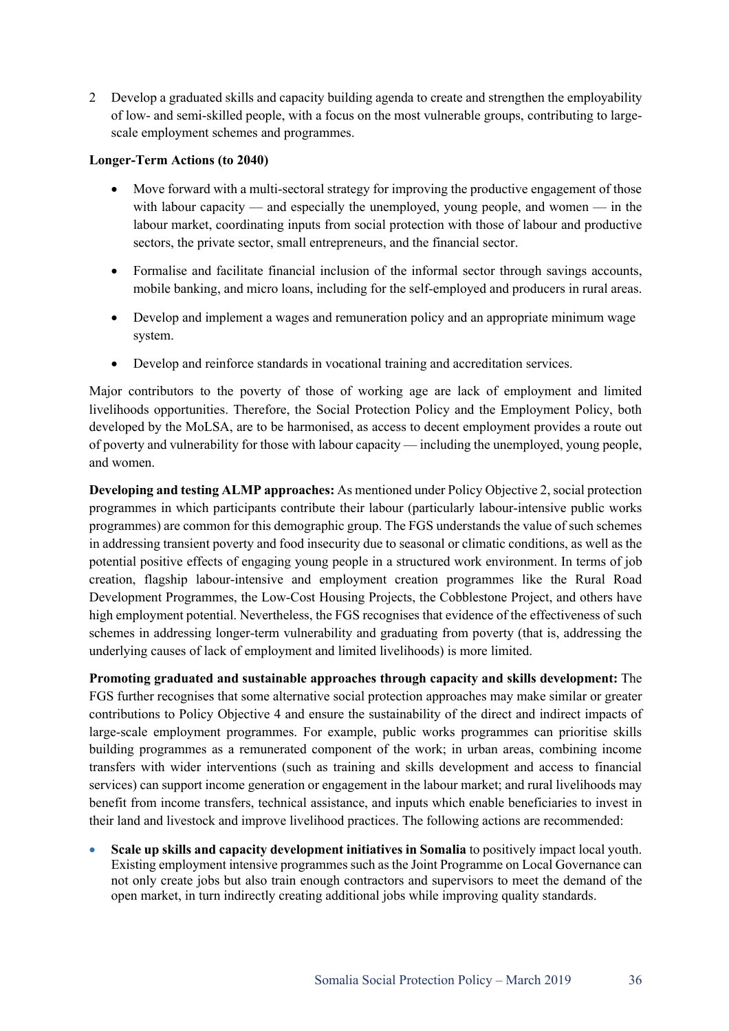2 Develop a graduated skills and capacity building agenda to create and strengthen the employability of low- and semi-skilled people, with a focus on the most vulnerable groups, contributing to large-scale employment schemes and programmes.

**Longer-Term Actions (to 2040)**

- Move forward with a multi-sectoral strategy for improving the productive engagement of those with labour capacity — and especially the unemployed, young people, and women — in the labour market, coordinating inputs from social protection with those of labour and productive sectors, the private sector, small entrepreneurs, and the financial sector.
- Formalise and facilitate financial inclusion of the informal sector through savings accounts, mobile banking, and micro loans, including for the self-employed and producers in rural areas.
- Develop and implement a wages and remuneration policy and an appropriate minimum wage system.
- Develop and reinforce standards in vocational training and accreditation services.

Major contributors to the poverty of those of working age are lack of employment and limited livelihoods opportunities. Therefore, the Social Protection Policy and the Employment Policy, both developed by the MoLSA, are to be harmonised, as access to decent employment provides a route out of poverty and vulnerability for those with labour capacity — including the unemployed, young people, and women.

**Developing and testing ALMP approaches:** As mentioned under Policy Objective 2, social protection programmes in which participants contribute their labour (particularly labour-intensive public works programmes) are common for this demographic group. The FGS understands the value of such schemes in addressing transient poverty and food insecurity due to seasonal or climatic conditions, as well as the potential positive effects of engaging young people in a structured work environment. In terms of job creation, flagship labour-intensive and employment creation programmes like the Rural Road Development Programmes, the Low-Cost Housing Projects, the Cobblestone Project, and others have high employment potential. Nevertheless, the FGS recognises that evidence of the effectiveness of such schemes in addressing longer-term vulnerability and graduating from poverty (that is, addressing the underlying causes of lack of employment and limited livelihoods) is more limited.

**Promoting graduated and sustainable approaches through capacity and skills development:** The FGS further recognises that some alternative social protection approaches may make similar or greater contributions to Policy Objective 4 and ensure the sustainability of the direct and indirect impacts of large-scale employment programmes. For example, public works programmes can prioritise skills building programmes as a remunerated component of the work; in urban areas, combining income transfers with wider interventions (such as training and skills development and access to financial services) can support income generation or engagement in the labour market; and rural livelihoods may benefit from income transfers, technical assistance, and inputs which enable beneficiaries to invest in their land and livestock and improve livelihood practices. The following actions are recommended:

- **Scale up skills and capacity development initiatives in Somalia** to positively impact local youth. Existing employment intensive programmes such as the Joint Programme on Local Governance can not only create jobs but also train enough contractors and supervisors to meet the demand of the open market, in turn indirectly creating additional jobs while improving quality standards.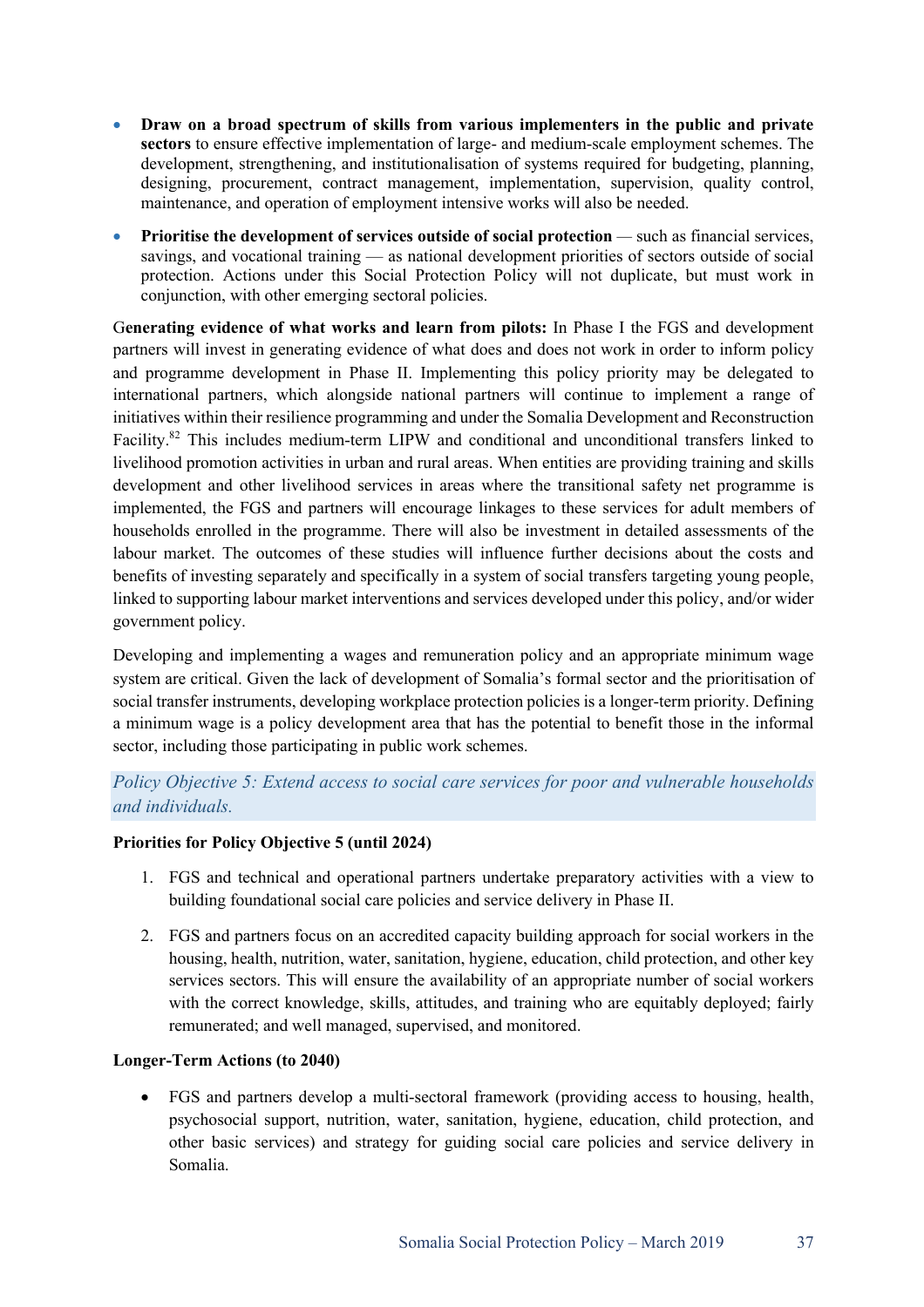- **Draw on a broad spectrum of skills from various implementers in the public and private sectors** to ensure effective implementation of large- and medium-scale employment schemes. The development, strengthening, and institutionalisation of systems required for budgeting, planning, designing, procurement, contract management, implementation, supervision, quality control, maintenance, and operation of employment intensive works will also be needed.
- **Prioritise the development of services outside of social protection** — such as financial services, savings, and vocational training — as national development priorities of sectors outside of social protection. Actions under this Social Protection Policy will not duplicate, but must work in conjunction, with other emerging sectoral policies.

G**enerating evidence of what works and learn from pilots:** In Phase I the FGS and development partners will invest in generating evidence of what does and does not work in order to inform policy and programme development in Phase II. Implementing this policy priority may be delegated to international partners, which alongside national partners will continue to implement a range of initiatives within their resilience programming and under the Somalia Development and Reconstruction Facility.[82] This includes medium-term LIPW and conditional and unconditional transfers linked to livelihood promotion activities in urban and rural areas. When entities are providing training and skills development and other livelihood services in areas where the transitional safety net programme is implemented, the FGS and partners will encourage linkages to these services for adult members of households enrolled in the programme. There will also be investment in detailed assessments of the labour market. The outcomes of these studies will influence further decisions about the costs and benefits of investing separately and specifically in a system of social transfers targeting young people, linked to supporting labour market interventions and services developed under this policy, and/or wider government policy.

Developing and implementing a wages and remuneration policy and an appropriate minimum wage system are critical. Given the lack of development of Somalia's formal sector and the prioritisation of social transfer instruments, developing workplace protection policies is a longer-term priority. Defining a minimum wage is a policy development area that has the potential to benefit those in the informal sector, including those participating in public work schemes.

*Policy Objective 5: Extend access to social care services for poor and vulnerable households and individuals.*

**Priorities for Policy Objective 5 (until 2024)**

1. FGS and technical and operational partners undertake preparatory activities with a view to building foundational social care policies and service delivery in Phase II.
2. FGS and partners focus on an accredited capacity building approach for social workers in the housing, health, nutrition, water, sanitation, hygiene, education, child protection, and other key services sectors. This will ensure the availability of an appropriate number of social workers with the correct knowledge, skills, attitudes, and training who are equitably deployed; fairly remunerated; and well managed, supervised, and monitored.

**Longer-Term Actions (to 2040)**

- FGS and partners develop a multi-sectoral framework (providing access to housing, health, psychosocial support, nutrition, water, sanitation, hygiene, education, child protection, and other basic services) and strategy for guiding social care policies and service delivery in Somalia.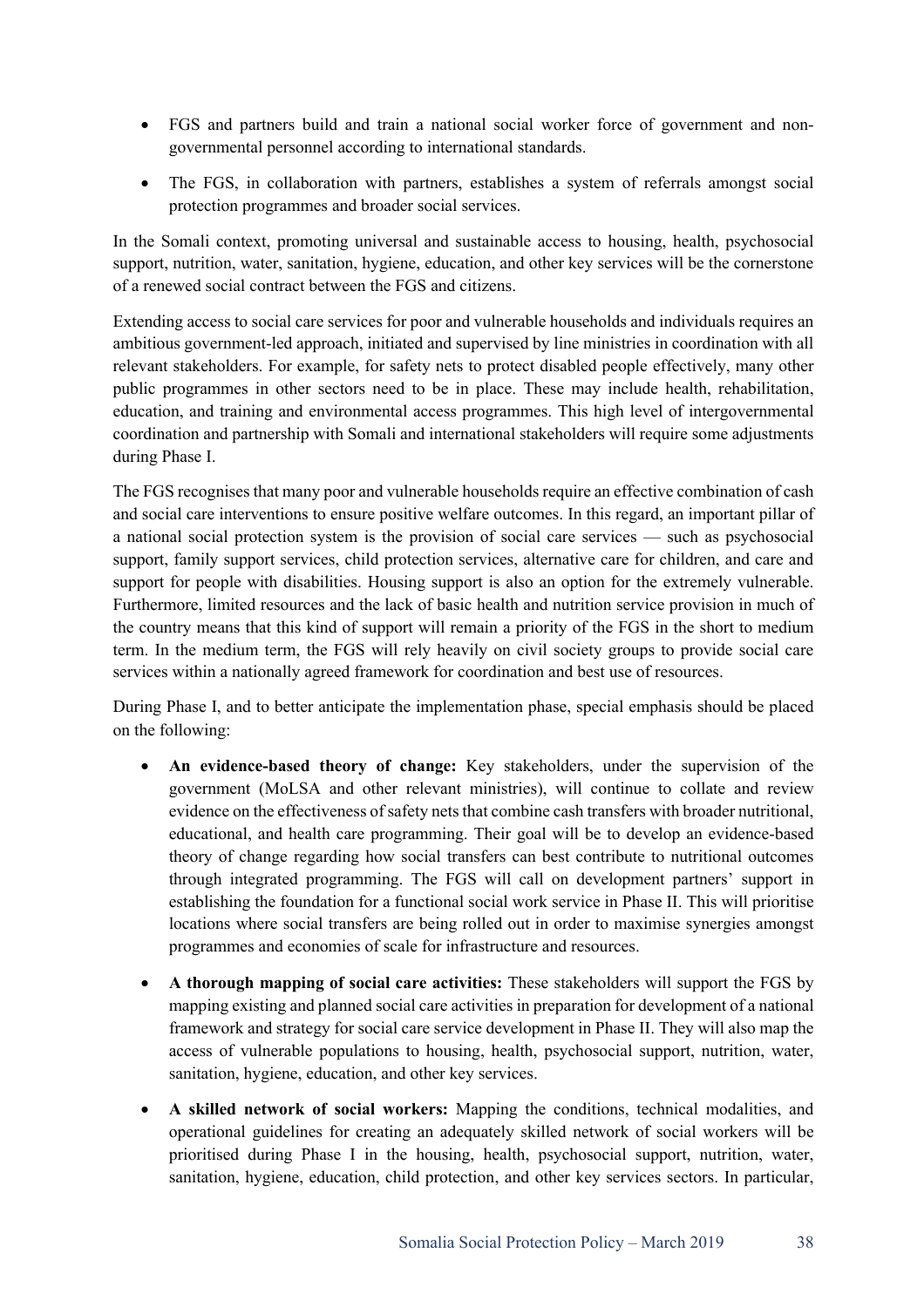- FGS and partners build and train a national social worker force of government and non-governmental personnel according to international standards.
- The FGS, in collaboration with partners, establishes a system of referrals amongst social protection programmes and broader social services.

In the Somali context, promoting universal and sustainable access to housing, health, psychosocial support, nutrition, water, sanitation, hygiene, education, and other key services will be the cornerstone of a renewed social contract between the FGS and citizens.

Extending access to social care services for poor and vulnerable households and individuals requires an ambitious government-led approach, initiated and supervised by line ministries in coordination with all relevant stakeholders. For example, for safety nets to protect disabled people effectively, many other public programmes in other sectors need to be in place. These may include health, rehabilitation, education, and training and environmental access programmes. This high level of intergovernmental coordination and partnership with Somali and international stakeholders will require some adjustments during Phase I.

The FGS recognises that many poor and vulnerable households require an effective combination of cash and social care interventions to ensure positive welfare outcomes. In this regard, an important pillar of a national social protection system is the provision of social care services — such as psychosocial support, family support services, child protection services, alternative care for children, and care and support for people with disabilities. Housing support is also an option for the extremely vulnerable. Furthermore, limited resources and the lack of basic health and nutrition service provision in much of the country means that this kind of support will remain a priority of the FGS in the short to medium term. In the medium term, the FGS will rely heavily on civil society groups to provide social care services within a nationally agreed framework for coordination and best use of resources.

During Phase I, and to better anticipate the implementation phase, special emphasis should be placed on the following:

- **An evidence-based theory of change:** Key stakeholders, under the supervision of the government (MoLSA and other relevant ministries), will continue to collate and review evidence on the effectiveness of safety nets that combine cash transfers with broader nutritional, educational, and health care programming. Their goal will be to develop an evidence-based theory of change regarding how social transfers can best contribute to nutritional outcomes through integrated programming. The FGS will call on development partners' support in establishing the foundation for a functional social work service in Phase II. This will prioritise locations where social transfers are being rolled out in order to maximise synergies amongst programmes and economies of scale for infrastructure and resources.
- **A thorough mapping of social care activities:** These stakeholders will support the FGS by mapping existing and planned social care activities in preparation for development of a national framework and strategy for social care service development in Phase II. They will also map the access of vulnerable populations to housing, health, psychosocial support, nutrition, water, sanitation, hygiene, education, and other key services.
- **A skilled network of social workers:** Mapping the conditions, technical modalities, and operational guidelines for creating an adequately skilled network of social workers will be prioritised during Phase I in the housing, health, psychosocial support, nutrition, water, sanitation, hygiene, education, child protection, and other key services sectors. In particular,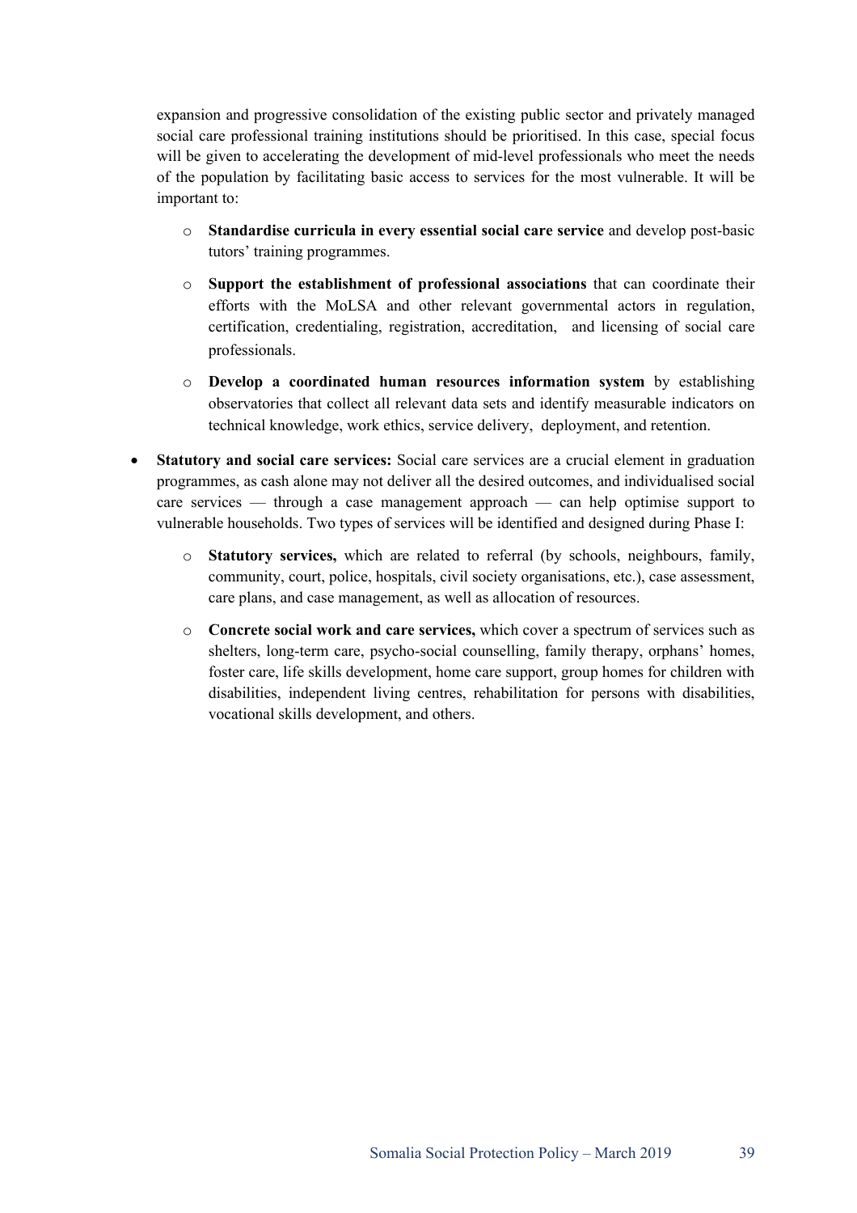expansion and progressive consolidation of the existing public sector and privately managed social care professional training institutions should be prioritised. In this case, special focus will be given to accelerating the development of mid-level professionals who meet the needs of the population by facilitating basic access to services for the most vulnerable. It will be important to:

    - **Standardise curricula in every essential social care service** and develop post-basic tutors' training programmes.
    - **Support the establishment of professional associations** that can coordinate their efforts with the MoLSA and other relevant governmental actors in regulation, certification, credentialing, registration, accreditation, and licensing of social care professionals.
    - **Develop a coordinated human resources information system** by establishing observatories that collect all relevant data sets and identify measurable indicators on technical knowledge, work ethics, service delivery, deployment, and retention.

- **Statutory and social care services:** Social care services are a crucial element in graduation programmes, as cash alone may not deliver all the desired outcomes, and individualised social care services — through a case management approach — can help optimise support to vulnerable households. Two types of services will be identified and designed during Phase I:
    - **Statutory services,** which are related to referral (by schools, neighbours, family, community, court, police, hospitals, civil society organisations, etc.), case assessment, care plans, and case management, as well as allocation of resources.
    - **Concrete social work and care services,** which cover a spectrum of services such as shelters, long-term care, psycho-social counselling, family therapy, orphans' homes, foster care, life skills development, home care support, group homes for children with disabilities, independent living centres, rehabilitation for persons with disabilities, vocational skills development, and others.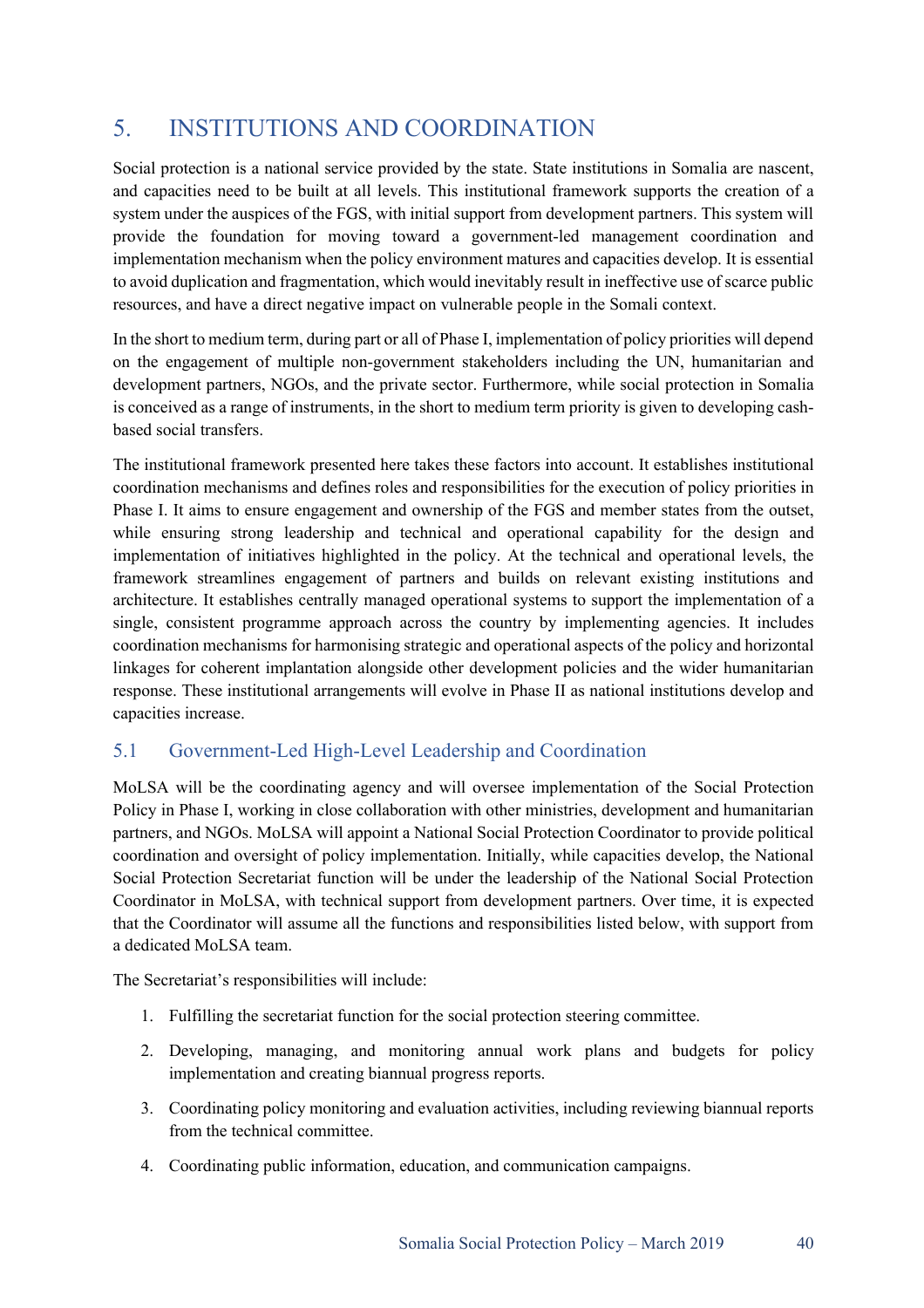# 5. INSTITUTIONS AND COORDINATION

Social protection is a national service provided by the state. State institutions in Somalia are nascent, and capacities need to be built at all levels. This institutional framework supports the creation of a system under the auspices of the FGS, with initial support from development partners. This system will provide the foundation for moving toward a government-led management coordination and implementation mechanism when the policy environment matures and capacities develop. It is essential to avoid duplication and fragmentation, which would inevitably result in ineffective use of scarce public resources, and have a direct negative impact on vulnerable people in the Somali context.

In the short to medium term, during part or all of Phase I, implementation of policy priorities will depend on the engagement of multiple non-government stakeholders including the UN, humanitarian and development partners, NGOs, and the private sector. Furthermore, while social protection in Somalia is conceived as a range of instruments, in the short to medium term priority is given to developing cash-based social transfers.

The institutional framework presented here takes these factors into account. It establishes institutional coordination mechanisms and defines roles and responsibilities for the execution of policy priorities in Phase I. It aims to ensure engagement and ownership of the FGS and member states from the outset, while ensuring strong leadership and technical and operational capability for the design and implementation of initiatives highlighted in the policy. At the technical and operational levels, the framework streamlines engagement of partners and builds on relevant existing institutions and architecture. It establishes centrally managed operational systems to support the implementation of a single, consistent programme approach across the country by implementing agencies. It includes coordination mechanisms for harmonising strategic and operational aspects of the policy and horizontal linkages for coherent implantation alongside other development policies and the wider humanitarian response. These institutional arrangements will evolve in Phase II as national institutions develop and capacities increase.

## 5.1 Government-Led High-Level Leadership and Coordination

MoLSA will be the coordinating agency and will oversee implementation of the Social Protection Policy in Phase I, working in close collaboration with other ministries, development and humanitarian partners, and NGOs. MoLSA will appoint a National Social Protection Coordinator to provide political coordination and oversight of policy implementation. Initially, while capacities develop, the National Social Protection Secretariat function will be under the leadership of the National Social Protection Coordinator in MoLSA, with technical support from development partners. Over time, it is expected that the Coordinator will assume all the functions and responsibilities listed below, with support from a dedicated MoLSA team.

The Secretariat's responsibilities will include:

1. Fulfilling the secretariat function for the social protection steering committee.
2. Developing, managing, and monitoring annual work plans and budgets for policy implementation and creating biannual progress reports.
3. Coordinating policy monitoring and evaluation activities, including reviewing biannual reports from the technical committee.
4. Coordinating public information, education, and communication campaigns.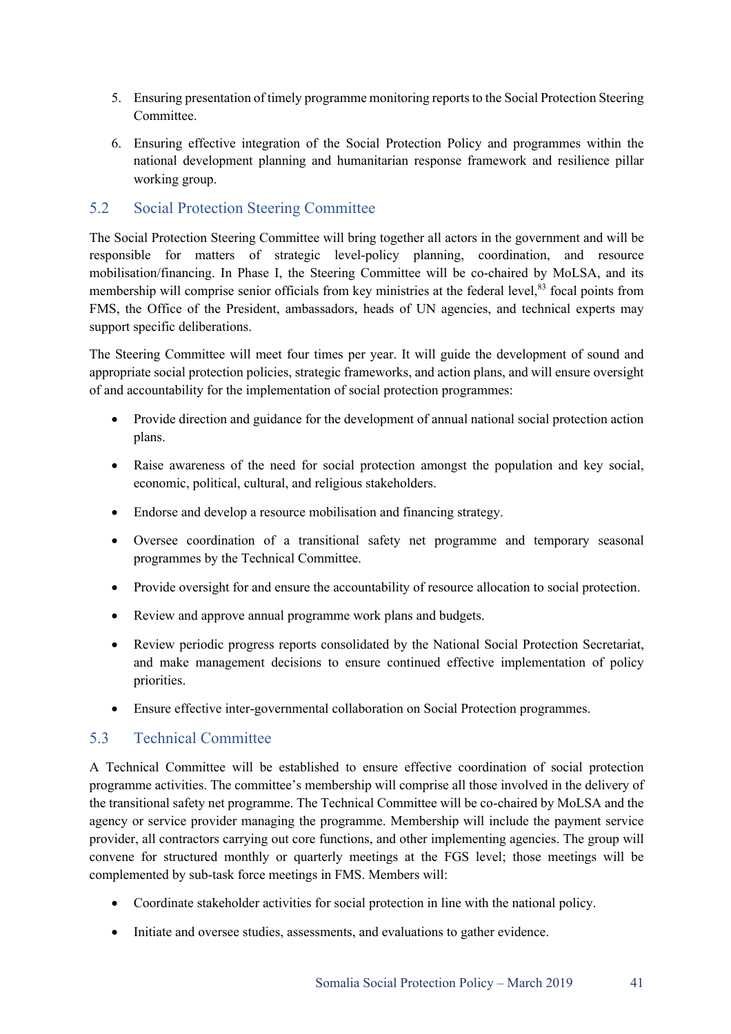5. Ensuring presentation of timely programme monitoring reports to the Social Protection Steering Committee.
6. Ensuring effective integration of the Social Protection Policy and programmes within the national development planning and humanitarian response framework and resilience pillar working group.

## 5.2 Social Protection Steering Committee

The Social Protection Steering Committee will bring together all actors in the government and will be responsible for matters of strategic level-policy planning, coordination, and resource mobilisation/financing. In Phase I, the Steering Committee will be co-chaired by MoLSA, and its membership will comprise senior officials from key ministries at the federal level,[83] focal points from FMS, the Office of the President, ambassadors, heads of UN agencies, and technical experts may support specific deliberations.

The Steering Committee will meet four times per year. It will guide the development of sound and appropriate social protection policies, strategic frameworks, and action plans, and will ensure oversight of and accountability for the implementation of social protection programmes:

- Provide direction and guidance for the development of annual national social protection action plans.
- Raise awareness of the need for social protection amongst the population and key social, economic, political, cultural, and religious stakeholders.
- Endorse and develop a resource mobilisation and financing strategy.
- Oversee coordination of a transitional safety net programme and temporary seasonal programmes by the Technical Committee.
- Provide oversight for and ensure the accountability of resource allocation to social protection.
- Review and approve annual programme work plans and budgets.
- Review periodic progress reports consolidated by the National Social Protection Secretariat, and make management decisions to ensure continued effective implementation of policy priorities.
- Ensure effective inter-governmental collaboration on Social Protection programmes.

## 5.3 Technical Committee

A Technical Committee will be established to ensure effective coordination of social protection programme activities. The committee's membership will comprise all those involved in the delivery of the transitional safety net programme. The Technical Committee will be co-chaired by MoLSA and the agency or service provider managing the programme. Membership will include the payment service provider, all contractors carrying out core functions, and other implementing agencies. The group will convene for structured monthly or quarterly meetings at the FGS level; those meetings will be complemented by sub-task force meetings in FMS. Members will:

- Coordinate stakeholder activities for social protection in line with the national policy.
- Initiate and oversee studies, assessments, and evaluations to gather evidence.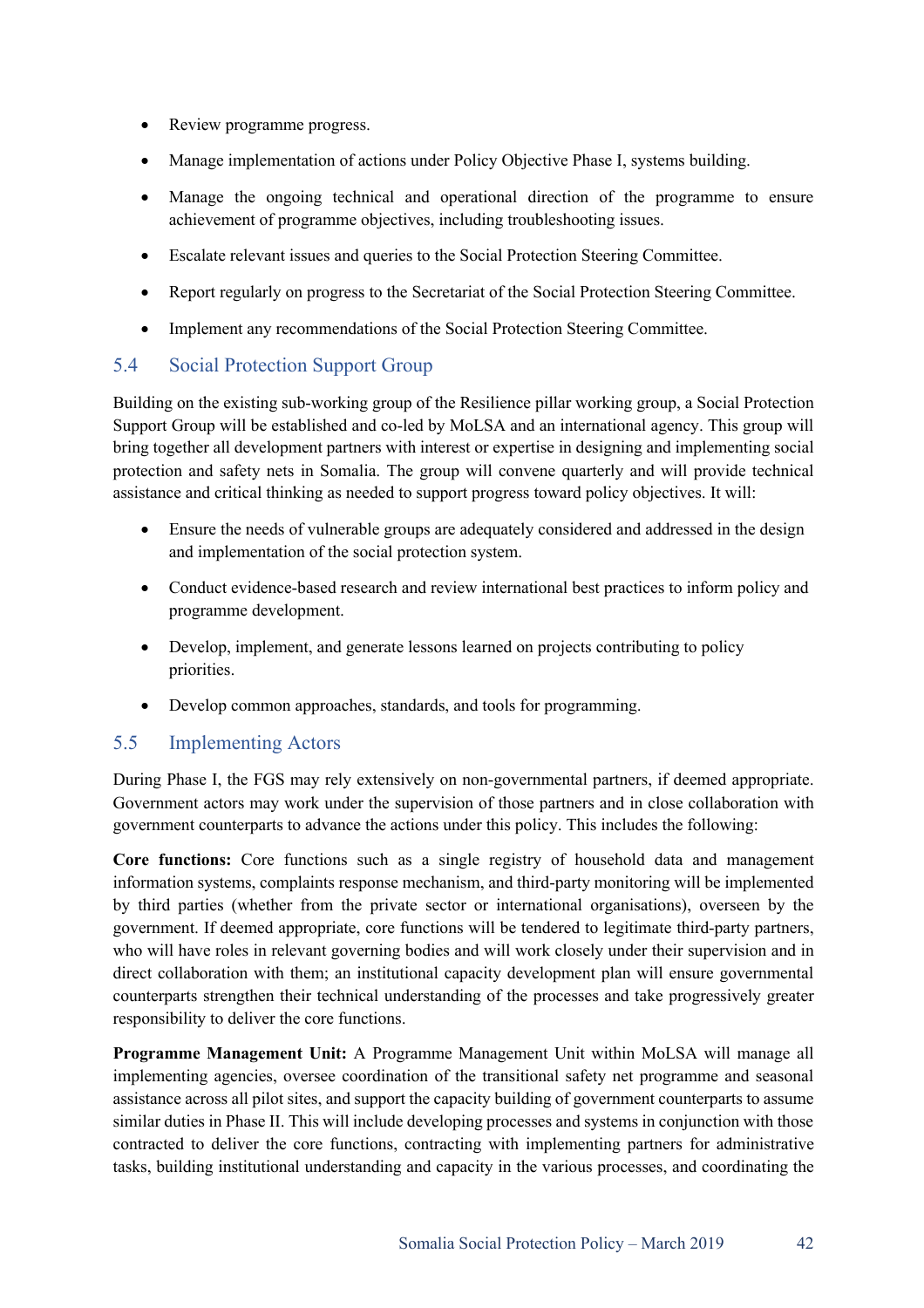- Review programme progress.
- Manage implementation of actions under Policy Objective Phase I, systems building.
- Manage the ongoing technical and operational direction of the programme to ensure achievement of programme objectives, including troubleshooting issues.
- Escalate relevant issues and queries to the Social Protection Steering Committee.
- Report regularly on progress to the Secretariat of the Social Protection Steering Committee.
- Implement any recommendations of the Social Protection Steering Committee.

## 5.4 Social Protection Support Group

Building on the existing sub-working group of the Resilience pillar working group, a Social Protection Support Group will be established and co-led by MoLSA and an international agency. This group will bring together all development partners with interest or expertise in designing and implementing social protection and safety nets in Somalia. The group will convene quarterly and will provide technical assistance and critical thinking as needed to support progress toward policy objectives. It will:

- Ensure the needs of vulnerable groups are adequately considered and addressed in the design and implementation of the social protection system.
- Conduct evidence-based research and review international best practices to inform policy and programme development.
- Develop, implement, and generate lessons learned on projects contributing to policy priorities.
- Develop common approaches, standards, and tools for programming.

## 5.5 Implementing Actors

During Phase I, the FGS may rely extensively on non-governmental partners, if deemed appropriate. Government actors may work under the supervision of those partners and in close collaboration with government counterparts to advance the actions under this policy. This includes the following:

**Core functions:** Core functions such as a single registry of household data and management information systems, complaints response mechanism, and third-party monitoring will be implemented by third parties (whether from the private sector or international organisations), overseen by the government. If deemed appropriate, core functions will be tendered to legitimate third-party partners, who will have roles in relevant governing bodies and will work closely under their supervision and in direct collaboration with them; an institutional capacity development plan will ensure governmental counterparts strengthen their technical understanding of the processes and take progressively greater responsibility to deliver the core functions.

**Programme Management Unit:** A Programme Management Unit within MoLSA will manage all implementing agencies, oversee coordination of the transitional safety net programme and seasonal assistance across all pilot sites, and support the capacity building of government counterparts to assume similar duties in Phase II. This will include developing processes and systems in conjunction with those contracted to deliver the core functions, contracting with implementing partners for administrative tasks, building institutional understanding and capacity in the various processes, and coordinating the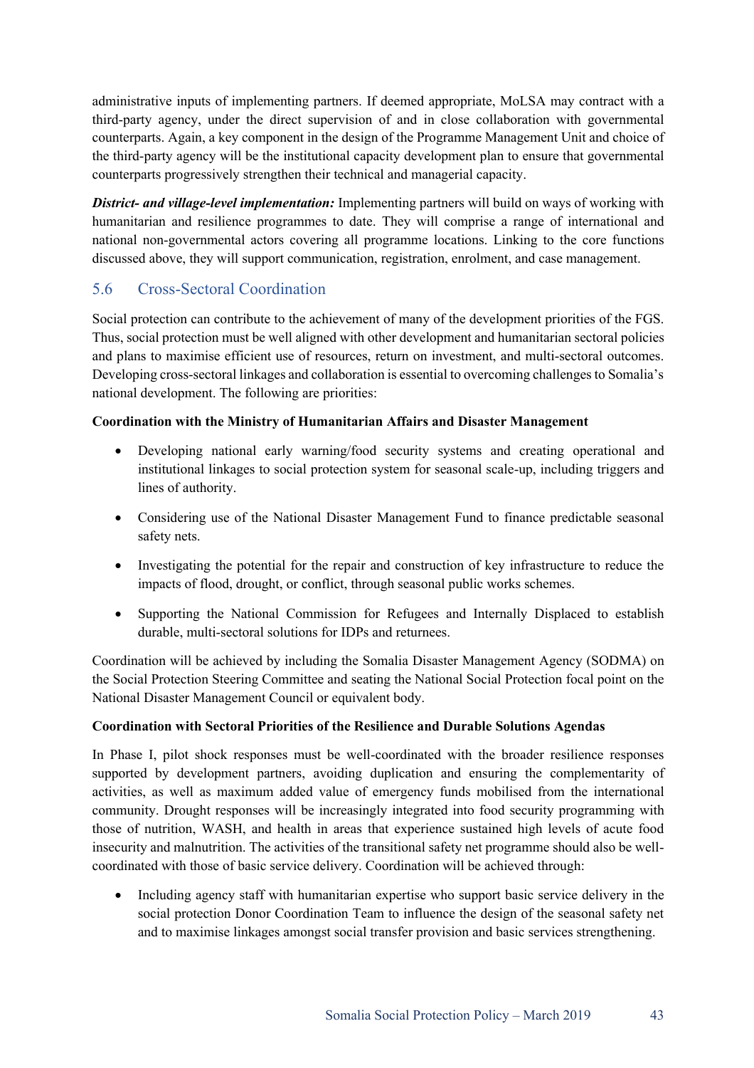administrative inputs of implementing partners. If deemed appropriate, MoLSA may contract with a third-party agency, under the direct supervision of and in close collaboration with governmental counterparts. Again, a key component in the design of the Programme Management Unit and choice of the third-party agency will be the institutional capacity development plan to ensure that governmental counterparts progressively strengthen their technical and managerial capacity.

***District- and village-level implementation:*** Implementing partners will build on ways of working with humanitarian and resilience programmes to date. They will comprise a range of international and national non-governmental actors covering all programme locations. Linking to the core functions discussed above, they will support communication, registration, enrolment, and case management.

## 5.6 Cross-Sectoral Coordination

Social protection can contribute to the achievement of many of the development priorities of the FGS. Thus, social protection must be well aligned with other development and humanitarian sectoral policies and plans to maximise efficient use of resources, return on investment, and multi-sectoral outcomes. Developing cross-sectoral linkages and collaboration is essential to overcoming challenges to Somalia's national development. The following are priorities:

**Coordination with the Ministry of Humanitarian Affairs and Disaster Management**

- Developing national early warning/food security systems and creating operational and institutional linkages to social protection system for seasonal scale-up, including triggers and lines of authority.
- Considering use of the National Disaster Management Fund to finance predictable seasonal safety nets.
- Investigating the potential for the repair and construction of key infrastructure to reduce the impacts of flood, drought, or conflict, through seasonal public works schemes.
- Supporting the National Commission for Refugees and Internally Displaced to establish durable, multi-sectoral solutions for IDPs and returnees.

Coordination will be achieved by including the Somalia Disaster Management Agency (SODMA) on the Social Protection Steering Committee and seating the National Social Protection focal point on the National Disaster Management Council or equivalent body.

**Coordination with Sectoral Priorities of the Resilience and Durable Solutions Agendas**

In Phase I, pilot shock responses must be well-coordinated with the broader resilience responses supported by development partners, avoiding duplication and ensuring the complementarity of activities, as well as maximum added value of emergency funds mobilised from the international community. Drought responses will be increasingly integrated into food security programming with those of nutrition, WASH, and health in areas that experience sustained high levels of acute food insecurity and malnutrition. The activities of the transitional safety net programme should also be well-coordinated with those of basic service delivery. Coordination will be achieved through:

- Including agency staff with humanitarian expertise who support basic service delivery in the social protection Donor Coordination Team to influence the design of the seasonal safety net and to maximise linkages amongst social transfer provision and basic services strengthening.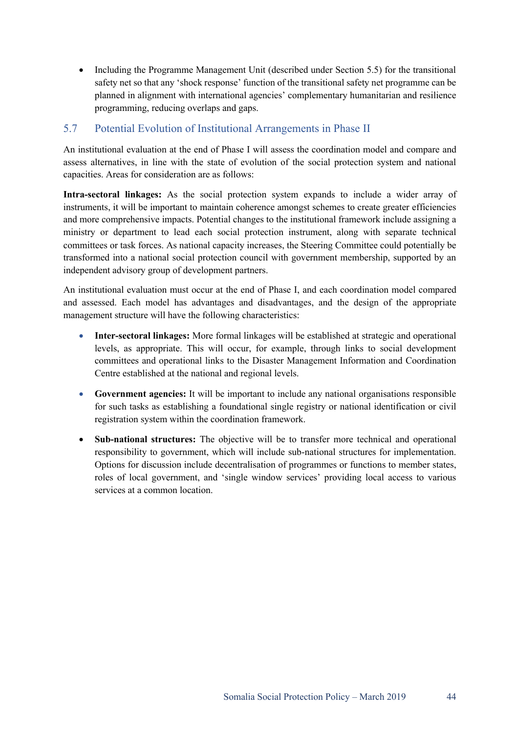- Including the Programme Management Unit (described under Section 5.5) for the transitional safety net so that any 'shock response' function of the transitional safety net programme can be planned in alignment with international agencies' complementary humanitarian and resilience programming, reducing overlaps and gaps.

## 5.7 Potential Evolution of Institutional Arrangements in Phase II

An institutional evaluation at the end of Phase I will assess the coordination model and compare and assess alternatives, in line with the state of evolution of the social protection system and national capacities. Areas for consideration are as follows:

**Intra-sectoral linkages:** As the social protection system expands to include a wider array of instruments, it will be important to maintain coherence amongst schemes to create greater efficiencies and more comprehensive impacts. Potential changes to the institutional framework include assigning a ministry or department to lead each social protection instrument, along with separate technical committees or task forces. As national capacity increases, the Steering Committee could potentially be transformed into a national social protection council with government membership, supported by an independent advisory group of development partners.

An institutional evaluation must occur at the end of Phase I, and each coordination model compared and assessed. Each model has advantages and disadvantages, and the design of the appropriate management structure will have the following characteristics:

- **Inter-sectoral linkages:** More formal linkages will be established at strategic and operational levels, as appropriate. This will occur, for example, through links to social development committees and operational links to the Disaster Management Information and Coordination Centre established at the national and regional levels.
- **Government agencies:** It will be important to include any national organisations responsible for such tasks as establishing a foundational single registry or national identification or civil registration system within the coordination framework.
- **Sub-national structures:** The objective will be to transfer more technical and operational responsibility to government, which will include sub-national structures for implementation. Options for discussion include decentralisation of programmes or functions to member states, roles of local government, and 'single window services' providing local access to various services at a common location.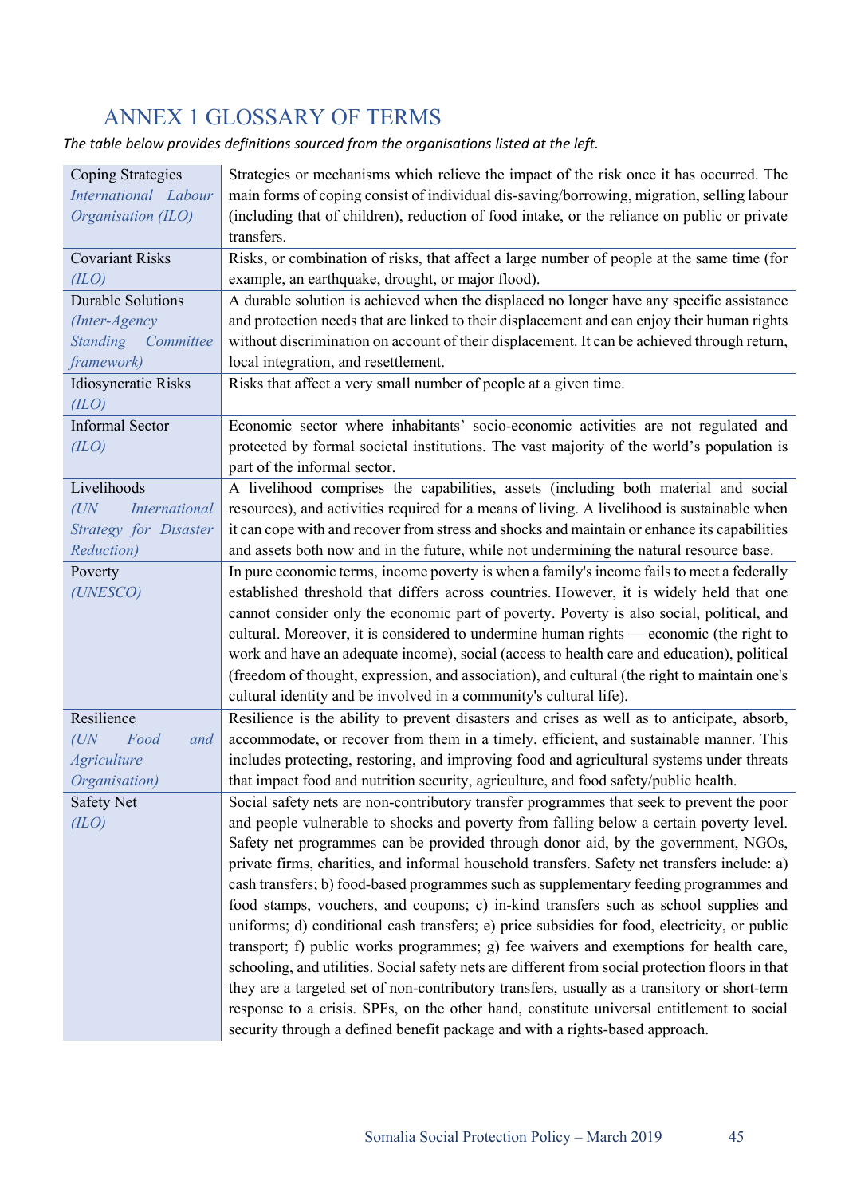# ANNEX 1 GLOSSARY OF TERMS

*The table below provides definitions sourced from the organisations listed at the left.*

| Term | Definition |
|---|---|
| Coping Strategies *International Labour Organisation (ILO)* | Strategies or mechanisms which relieve the impact of the risk once it has occurred. The main forms of coping consist of individual dis-saving/borrowing, migration, selling labour (including that of children), reduction of food intake, or the reliance on public or private transfers. |
| Covariant Risks *(ILO)* | Risks, or combination of risks, that affect a large number of people at the same time (for example, an earthquake, drought, or major flood). |
| Durable Solutions *(Inter-Agency Standing Committee framework)* | A durable solution is achieved when the displaced no longer have any specific assistance and protection needs that are linked to their displacement and can enjoy their human rights without discrimination on account of their displacement. It can be achieved through return, local integration, and resettlement. |
| Idiosyncratic Risks *(ILO)* | Risks that affect a very small number of people at a given time. |
| Informal Sector *(ILO)* | Economic sector where inhabitants' socio-economic activities are not regulated and protected by formal societal institutions. The vast majority of the world's population is part of the informal sector. |
| Livelihoods *(UN International Strategy for Disaster Reduction)* | A livelihood comprises the capabilities, assets (including both material and social resources), and activities required for a means of living. A livelihood is sustainable when it can cope with and recover from stress and shocks and maintain or enhance its capabilities and assets both now and in the future, while not undermining the natural resource base. |
| Poverty *(UNESCO)* | In pure economic terms, income poverty is when a family's income fails to meet a federally established threshold that differs across countries. However, it is widely held that one cannot consider only the economic part of poverty. Poverty is also social, political, and cultural. Moreover, it is considered to undermine human rights — economic (the right to work and have an adequate income), social (access to health care and education), political (freedom of thought, expression, and association), and cultural (the right to maintain one's cultural identity and be involved in a community's cultural life). |
| Resilience *(UN Food and Agriculture Organisation)* | Resilience is the ability to prevent disasters and crises as well as to anticipate, absorb, accommodate, or recover from them in a timely, efficient, and sustainable manner. This includes protecting, restoring, and improving food and agricultural systems under threats that impact food and nutrition security, agriculture, and food safety/public health. |
| Safety Net *(ILO)* | Social safety nets are non-contributory transfer programmes that seek to prevent the poor and people vulnerable to shocks and poverty from falling below a certain poverty level. Safety net programmes can be provided through donor aid, by the government, NGOs, private firms, charities, and informal household transfers. Safety net transfers include: a) cash transfers; b) food-based programmes such as supplementary feeding programmes and food stamps, vouchers, and coupons; c) in-kind transfers such as school supplies and uniforms; d) conditional cash transfers; e) price subsidies for food, electricity, or public transport; f) public works programmes; g) fee waivers and exemptions for health care, schooling, and utilities. Social safety nets are different from social protection floors in that they are a targeted set of non-contributory transfers, usually as a transitory or short-term response to a crisis. SPFs, on the other hand, constitute universal entitlement to social security through a defined benefit package and with a rights-based approach. |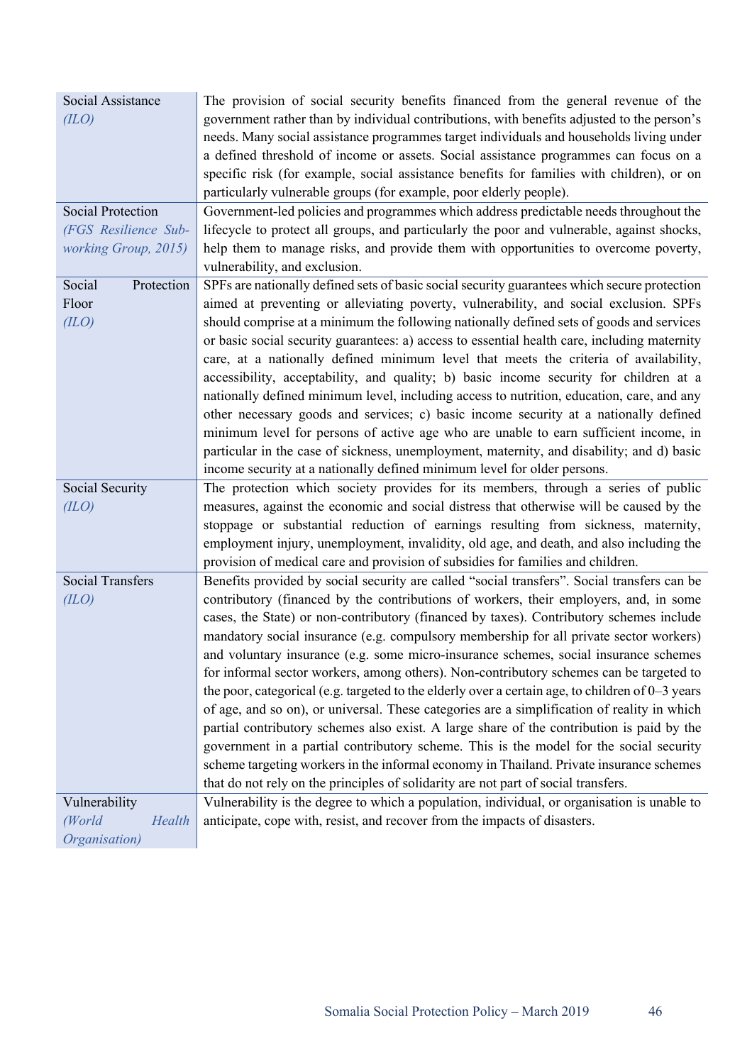| | |
|---|---|
| Social Assistance *(ILO)* | The provision of social security benefits financed from the general revenue of the government rather than by individual contributions, with benefits adjusted to the person's needs. Many social assistance programmes target individuals and households living under a defined threshold of income or assets. Social assistance programmes can focus on a specific risk (for example, social assistance benefits for families with children), or on particularly vulnerable groups (for example, poor elderly people). |
| Social Protection *(FGS Resilience Sub-working Group, 2015)* | Government-led policies and programmes which address predictable needs throughout the lifecycle to protect all groups, and particularly the poor and vulnerable, against shocks, help them to manage risks, and provide them with opportunities to overcome poverty, vulnerability, and exclusion. |
| Social Protection Floor *(ILO)* | SPFs are nationally defined sets of basic social security guarantees which secure protection aimed at preventing or alleviating poverty, vulnerability, and social exclusion. SPFs should comprise at a minimum the following nationally defined sets of goods and services or basic social security guarantees: a) access to essential health care, including maternity care, at a nationally defined minimum level that meets the criteria of availability, accessibility, acceptability, and quality; b) basic income security for children at a nationally defined minimum level, including access to nutrition, education, care, and any other necessary goods and services; c) basic income security at a nationally defined minimum level for persons of active age who are unable to earn sufficient income, in particular in the case of sickness, unemployment, maternity, and disability; and d) basic income security at a nationally defined minimum level for older persons. |
| Social Security *(ILO)* | The protection which society provides for its members, through a series of public measures, against the economic and social distress that otherwise will be caused by the stoppage or substantial reduction of earnings resulting from sickness, maternity, employment injury, unemployment, invalidity, old age, and death, and also including the provision of medical care and provision of subsidies for families and children. |
| Social Transfers *(ILO)* | Benefits provided by social security are called "social transfers". Social transfers can be contributory (financed by the contributions of workers, their employers, and, in some cases, the State) or non-contributory (financed by taxes). Contributory schemes include mandatory social insurance (e.g. compulsory membership for all private sector workers) and voluntary insurance (e.g. some micro-insurance schemes, social insurance schemes for informal sector workers, among others). Non-contributory schemes can be targeted to the poor, categorical (e.g. targeted to the elderly over a certain age, to children of 0–3 years of age, and so on), or universal. These categories are a simplification of reality in which partial contributory schemes also exist. A large share of the contribution is paid by the government in a partial contributory scheme. This is the model for the social security scheme targeting workers in the informal economy in Thailand. Private insurance schemes that do not rely on the principles of solidarity are not part of social transfers. |
| Vulnerability *(World Health Organisation)* | Vulnerability is the degree to which a population, individual, or organisation is unable to anticipate, cope with, resist, and recover from the impacts of disasters. |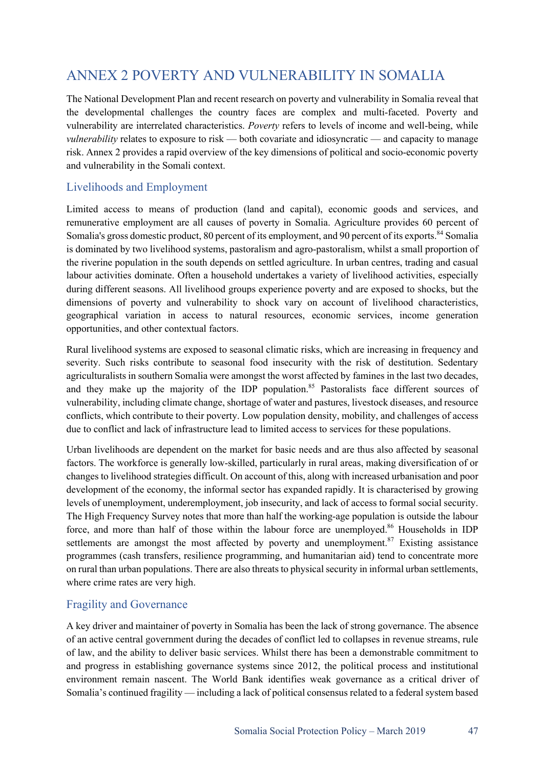# ANNEX 2 POVERTY AND VULNERABILITY IN SOMALIA

The National Development Plan and recent research on poverty and vulnerability in Somalia reveal that the developmental challenges the country faces are complex and multi-faceted. Poverty and vulnerability are interrelated characteristics. *Poverty* refers to levels of income and well-being, while *vulnerability* relates to exposure to risk — both covariate and idiosyncratic — and capacity to manage risk. Annex 2 provides a rapid overview of the key dimensions of political and socio-economic poverty and vulnerability in the Somali context.

## Livelihoods and Employment

Limited access to means of production (land and capital), economic goods and services, and remunerative employment are all causes of poverty in Somalia. Agriculture provides 60 percent of Somalia's gross domestic product, 80 percent of its employment, and 90 percent of its exports.[84] Somalia is dominated by two livelihood systems, pastoralism and agro-pastoralism, whilst a small proportion of the riverine population in the south depends on settled agriculture. In urban centres, trading and casual labour activities dominate. Often a household undertakes a variety of livelihood activities, especially during different seasons. All livelihood groups experience poverty and are exposed to shocks, but the dimensions of poverty and vulnerability to shock vary on account of livelihood characteristics, geographical variation in access to natural resources, economic services, income generation opportunities, and other contextual factors.

Rural livelihood systems are exposed to seasonal climatic risks, which are increasing in frequency and severity. Such risks contribute to seasonal food insecurity with the risk of destitution. Sedentary agriculturalists in southern Somalia were amongst the worst affected by famines in the last two decades, and they make up the majority of the IDP population.[85] Pastoralists face different sources of vulnerability, including climate change, shortage of water and pastures, livestock diseases, and resource conflicts, which contribute to their poverty. Low population density, mobility, and challenges of access due to conflict and lack of infrastructure lead to limited access to services for these populations.

Urban livelihoods are dependent on the market for basic needs and are thus also affected by seasonal factors. The workforce is generally low-skilled, particularly in rural areas, making diversification of or changes to livelihood strategies difficult. On account of this, along with increased urbanisation and poor development of the economy, the informal sector has expanded rapidly. It is characterised by growing levels of unemployment, underemployment, job insecurity, and lack of access to formal social security. The High Frequency Survey notes that more than half the working-age population is outside the labour force, and more than half of those within the labour force are unemployed.[86] Households in IDP settlements are amongst the most affected by poverty and unemployment.[87] Existing assistance programmes (cash transfers, resilience programming, and humanitarian aid) tend to concentrate more on rural than urban populations. There are also threats to physical security in informal urban settlements, where crime rates are very high.

## Fragility and Governance

A key driver and maintainer of poverty in Somalia has been the lack of strong governance. The absence of an active central government during the decades of conflict led to collapses in revenue streams, rule of law, and the ability to deliver basic services. Whilst there has been a demonstrable commitment to and progress in establishing governance systems since 2012, the political process and institutional environment remain nascent. The World Bank identifies weak governance as a critical driver of Somalia's continued fragility — including a lack of political consensus related to a federal system based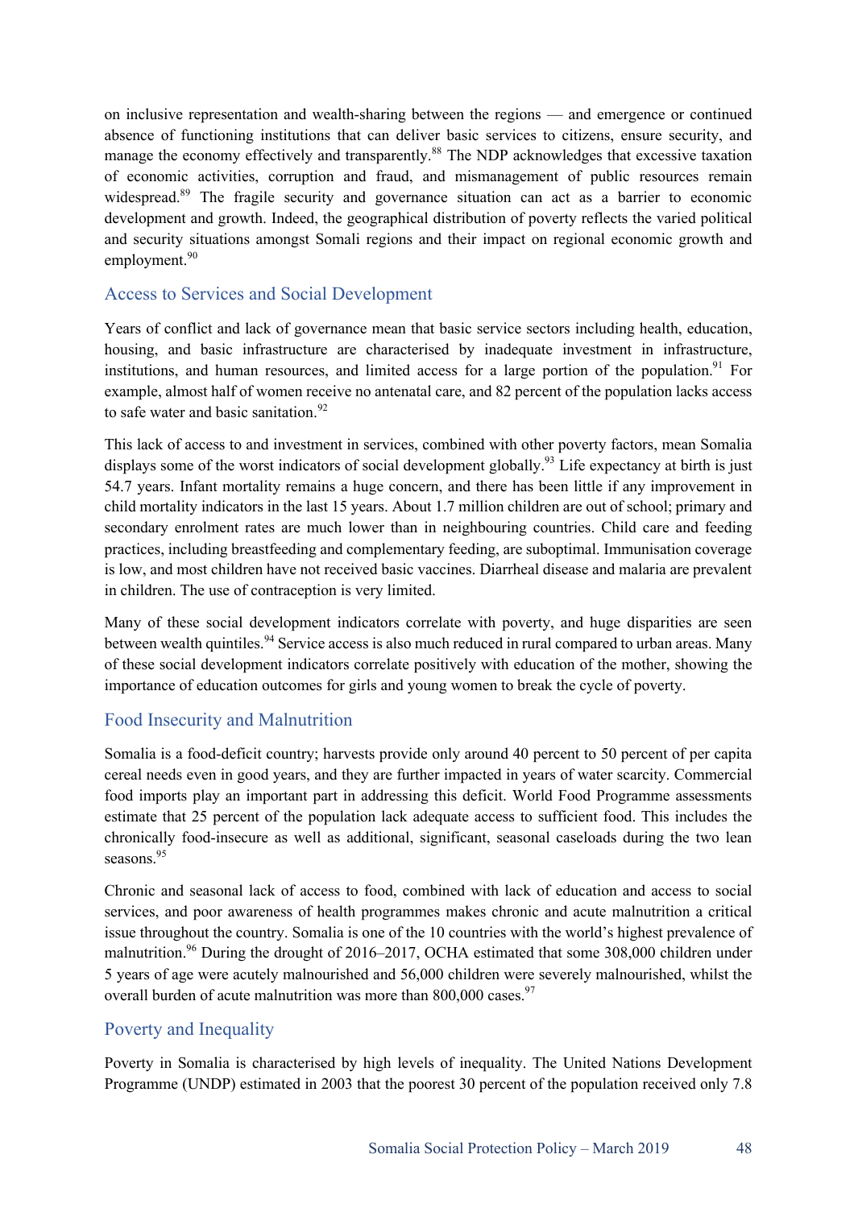on inclusive representation and wealth-sharing between the regions — and emergence or continued absence of functioning institutions that can deliver basic services to citizens, ensure security, and manage the economy effectively and transparently.[88] The NDP acknowledges that excessive taxation of economic activities, corruption and fraud, and mismanagement of public resources remain widespread.[89] The fragile security and governance situation can act as a barrier to economic development and growth. Indeed, the geographical distribution of poverty reflects the varied political and security situations amongst Somali regions and their impact on regional economic growth and employment.[90]

## Access to Services and Social Development

Years of conflict and lack of governance mean that basic service sectors including health, education, housing, and basic infrastructure are characterised by inadequate investment in infrastructure, institutions, and human resources, and limited access for a large portion of the population.[91] For example, almost half of women receive no antenatal care, and 82 percent of the population lacks access to safe water and basic sanitation.[92]

This lack of access to and investment in services, combined with other poverty factors, mean Somalia displays some of the worst indicators of social development globally.[93] Life expectancy at birth is just 54.7 years. Infant mortality remains a huge concern, and there has been little if any improvement in child mortality indicators in the last 15 years. About 1.7 million children are out of school; primary and secondary enrolment rates are much lower than in neighbouring countries. Child care and feeding practices, including breastfeeding and complementary feeding, are suboptimal. Immunisation coverage is low, and most children have not received basic vaccines. Diarrheal disease and malaria are prevalent in children. The use of contraception is very limited.

Many of these social development indicators correlate with poverty, and huge disparities are seen between wealth quintiles.[94] Service access is also much reduced in rural compared to urban areas. Many of these social development indicators correlate positively with education of the mother, showing the importance of education outcomes for girls and young women to break the cycle of poverty.

## Food Insecurity and Malnutrition

Somalia is a food-deficit country; harvests provide only around 40 percent to 50 percent of per capita cereal needs even in good years, and they are further impacted in years of water scarcity. Commercial food imports play an important part in addressing this deficit. World Food Programme assessments estimate that 25 percent of the population lack adequate access to sufficient food. This includes the chronically food-insecure as well as additional, significant, seasonal caseloads during the two lean seasons.[95]

Chronic and seasonal lack of access to food, combined with lack of education and access to social services, and poor awareness of health programmes makes chronic and acute malnutrition a critical issue throughout the country. Somalia is one of the 10 countries with the world's highest prevalence of malnutrition.[96] During the drought of 2016–2017, OCHA estimated that some 308,000 children under 5 years of age were acutely malnourished and 56,000 children were severely malnourished, whilst the overall burden of acute malnutrition was more than 800,000 cases.[97]

## Poverty and Inequality

Poverty in Somalia is characterised by high levels of inequality. The United Nations Development Programme (UNDP) estimated in 2003 that the poorest 30 percent of the population received only 7.8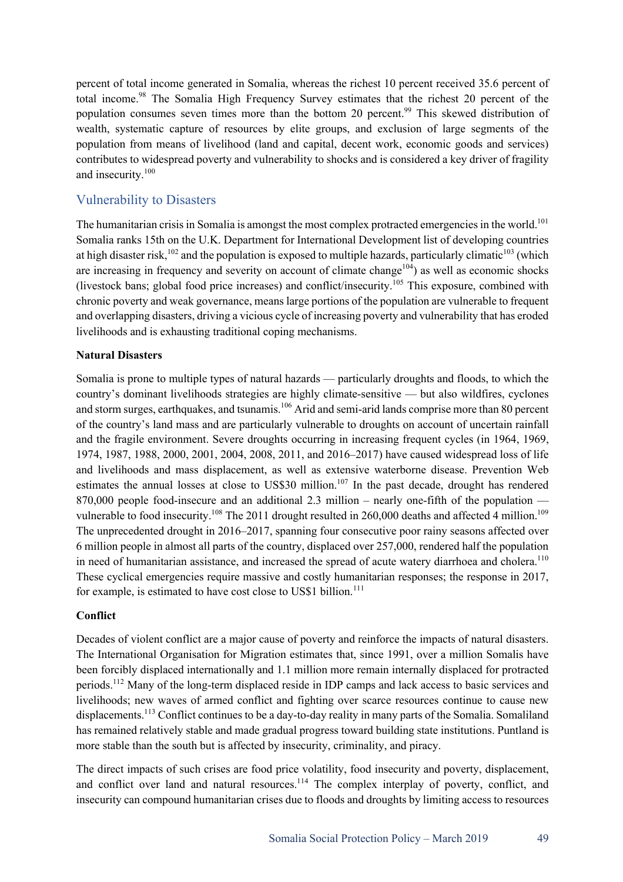percent of total income generated in Somalia, whereas the richest 10 percent received 35.6 percent of total income.[98] The Somalia High Frequency Survey estimates that the richest 20 percent of the population consumes seven times more than the bottom 20 percent.[99] This skewed distribution of wealth, systematic capture of resources by elite groups, and exclusion of large segments of the population from means of livelihood (land and capital, decent work, economic goods and services) contributes to widespread poverty and vulnerability to shocks and is considered a key driver of fragility and insecurity.[100]

## Vulnerability to Disasters

The humanitarian crisis in Somalia is amongst the most complex protracted emergencies in the world.[101] Somalia ranks 15th on the U.K. Department for International Development list of developing countries at high disaster risk,[102] and the population is exposed to multiple hazards, particularly climatic[103] (which are increasing in frequency and severity on account of climate change[104]) as well as economic shocks (livestock bans; global food price increases) and conflict/insecurity.[105] This exposure, combined with chronic poverty and weak governance, means large portions of the population are vulnerable to frequent and overlapping disasters, driving a vicious cycle of increasing poverty and vulnerability that has eroded livelihoods and is exhausting traditional coping mechanisms.

**Natural Disasters**

Somalia is prone to multiple types of natural hazards — particularly droughts and floods, to which the country's dominant livelihoods strategies are highly climate-sensitive — but also wildfires, cyclones and storm surges, earthquakes, and tsunamis.[106] Arid and semi-arid lands comprise more than 80 percent of the country's land mass and are particularly vulnerable to droughts on account of uncertain rainfall and the fragile environment. Severe droughts occurring in increasing frequent cycles (in 1964, 1969, 1974, 1987, 1988, 2000, 2001, 2004, 2008, 2011, and 2016–2017) have caused widespread loss of life and livelihoods and mass displacement, as well as extensive waterborne disease. Prevention Web estimates the annual losses at close to US$30 million.[107] In the past decade, drought has rendered 870,000 people food-insecure and an additional 2.3 million – nearly one-fifth of the population — vulnerable to food insecurity.[108] The 2011 drought resulted in 260,000 deaths and affected 4 million.[109] The unprecedented drought in 2016–2017, spanning four consecutive poor rainy seasons affected over 6 million people in almost all parts of the country, displaced over 257,000, rendered half the population in need of humanitarian assistance, and increased the spread of acute watery diarrhoea and cholera.[110] These cyclical emergencies require massive and costly humanitarian responses; the response in 2017, for example, is estimated to have cost close to US$1 billion.[111]

**Conflict**

Decades of violent conflict are a major cause of poverty and reinforce the impacts of natural disasters. The International Organisation for Migration estimates that, since 1991, over a million Somalis have been forcibly displaced internationally and 1.1 million more remain internally displaced for protracted periods.[112] Many of the long-term displaced reside in IDP camps and lack access to basic services and livelihoods; new waves of armed conflict and fighting over scarce resources continue to cause new displacements.[113] Conflict continues to be a day-to-day reality in many parts of the Somalia. Somaliland has remained relatively stable and made gradual progress toward building state institutions. Puntland is more stable than the south but is affected by insecurity, criminality, and piracy.

The direct impacts of such crises are food price volatility, food insecurity and poverty, displacement, and conflict over land and natural resources.[114] The complex interplay of poverty, conflict, and insecurity can compound humanitarian crises due to floods and droughts by limiting access to resources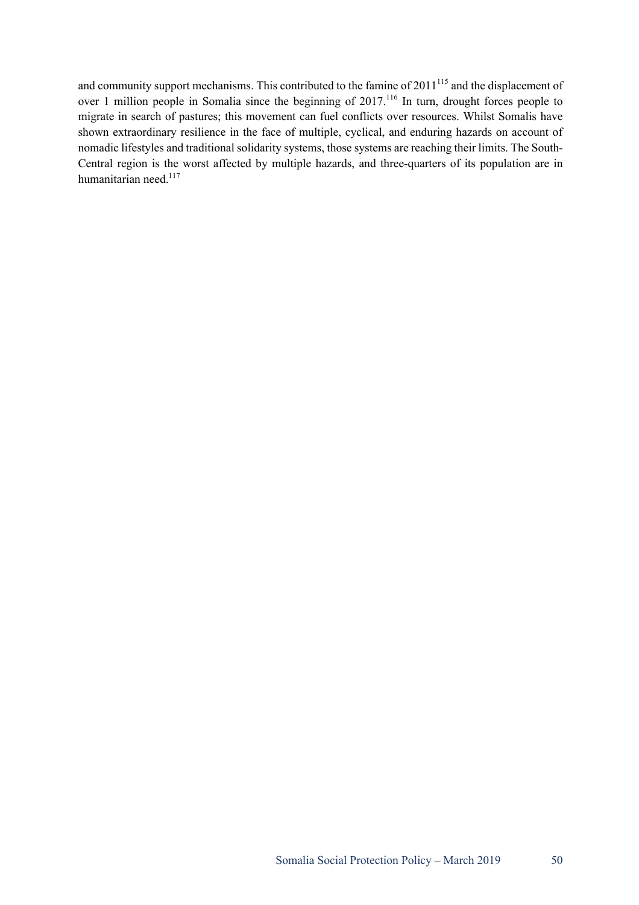and community support mechanisms. This contributed to the famine of 2011[115] and the displacement of over 1 million people in Somalia since the beginning of 2017.[116] In turn, drought forces people to migrate in search of pastures; this movement can fuel conflicts over resources. Whilst Somalis have shown extraordinary resilience in the face of multiple, cyclical, and enduring hazards on account of nomadic lifestyles and traditional solidarity systems, those systems are reaching their limits. The South-Central region is the worst affected by multiple hazards, and three-quarters of its population are in humanitarian need.[117]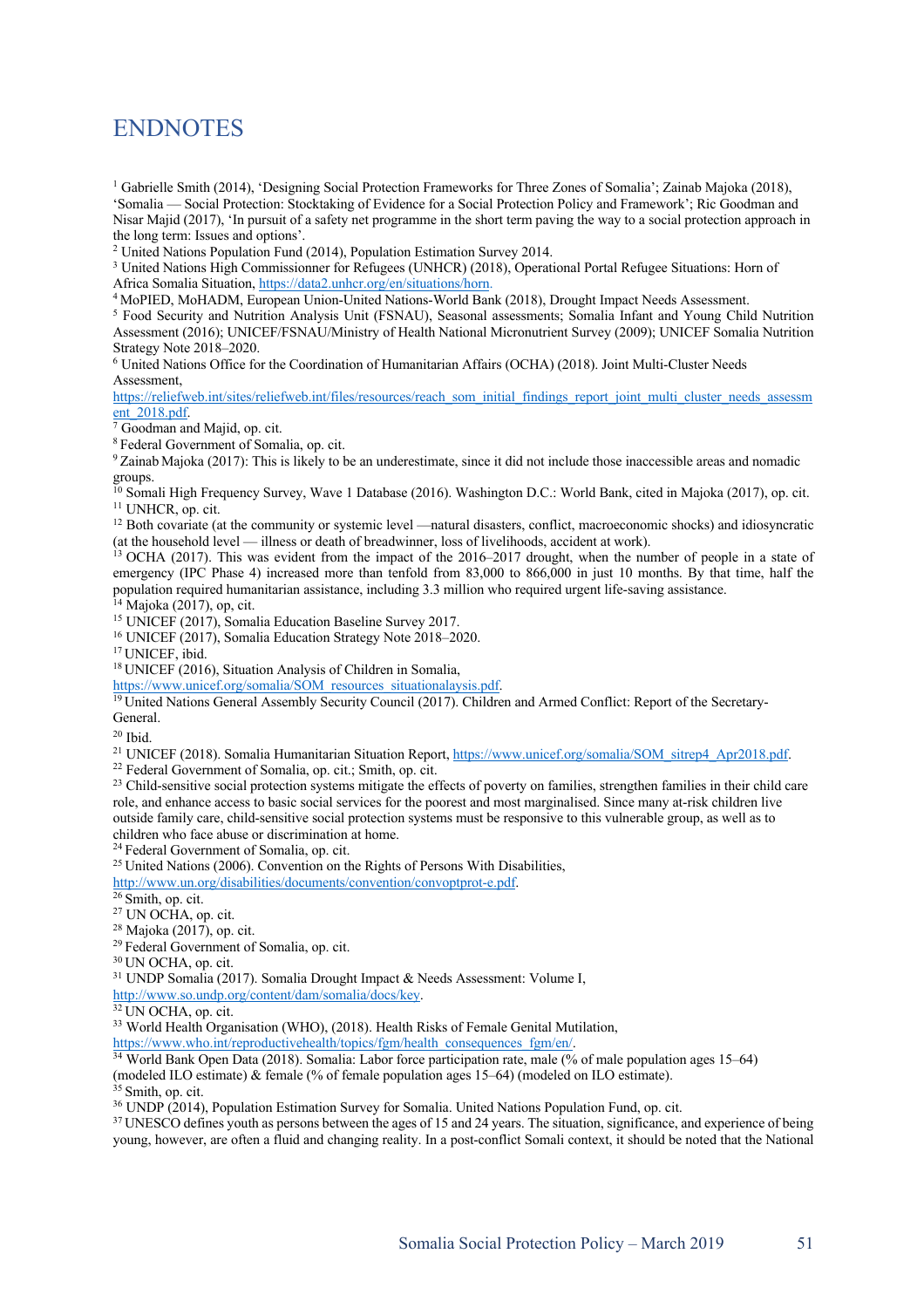# ENDNOTES

[1] Gabrielle Smith (2014), 'Designing Social Protection Frameworks for Three Zones of Somalia'; Zainab Majoka (2018), 'Somalia — Social Protection: Stocktaking of Evidence for a Social Protection Policy and Framework'; Ric Goodman and Nisar Majid (2017), 'In pursuit of a safety net programme in the short term paving the way to a social protection approach in the long term: Issues and options'.
[2] United Nations Population Fund (2014), Population Estimation Survey 2014.
[3] United Nations High Commissionner for Refugees (UNHCR) (2018), Operational Portal Refugee Situations: Horn of Africa Somalia Situation, https://data2.unhcr.org/en/situations/horn.
[4] MoPIED, MoHADM, European Union-United Nations-World Bank (2018), Drought Impact Needs Assessment.
[5] Food Security and Nutrition Analysis Unit (FSNAU), Seasonal assessments; Somalia Infant and Young Child Nutrition Assessment (2016); UNICEF/FSNAU/Ministry of Health National Micronutrient Survey (2009); UNICEF Somalia Nutrition Strategy Note 2018–2020.
[6] United Nations Office for the Coordination of Humanitarian Affairs (OCHA) (2018). Joint Multi-Cluster Needs Assessment, https://reliefweb.int/sites/reliefweb.int/files/resources/reach_som_initial_findings_report_joint_multi_cluster_needs_assessment_2018.pdf.
[7] Goodman and Majid, op. cit.
[8] Federal Government of Somalia, op. cit.
[9] Zainab Majoka (2017): This is likely to be an underestimate, since it did not include those inaccessible areas and nomadic groups.
[10] Somali High Frequency Survey, Wave 1 Database (2016). Washington D.C.: World Bank, cited in Majoka (2017), op. cit.
[11] UNHCR, op. cit.
[12] Both covariate (at the community or systemic level —natural disasters, conflict, macroeconomic shocks) and idiosyncratic (at the household level — illness or death of breadwinner, loss of livelihoods, accident at work).
[13] OCHA (2017). This was evident from the impact of the 2016–2017 drought, when the number of people in a state of emergency (IPC Phase 4) increased more than tenfold from 83,000 to 866,000 in just 10 months. By that time, half the population required humanitarian assistance, including 3.3 million who required urgent life-saving assistance.
[14] Majoka (2017), op, cit.
[15] UNICEF (2017), Somalia Education Baseline Survey 2017.
[16] UNICEF (2017), Somalia Education Strategy Note 2018–2020.
[17] UNICEF, ibid.
[18] UNICEF (2016), Situation Analysis of Children in Somalia, https://www.unicef.org/somalia/SOM_resources_situationalaysis.pdf.
[19] United Nations General Assembly Security Council (2017). Children and Armed Conflict: Report of the Secretary-General.
[20] Ibid.
[21] UNICEF (2018). Somalia Humanitarian Situation Report, https://www.unicef.org/somalia/SOM_sitrep4_Apr2018.pdf.
[22] Federal Government of Somalia, op. cit.; Smith, op. cit.
[23] Child-sensitive social protection systems mitigate the effects of poverty on families, strengthen families in their child care role, and enhance access to basic social services for the poorest and most marginalised. Since many at-risk children live outside family care, child-sensitive social protection systems must be responsive to this vulnerable group, as well as to children who face abuse or discrimination at home.
[24] Federal Government of Somalia, op. cit.
[25] United Nations (2006). Convention on the Rights of Persons With Disabilities, http://www.un.org/disabilities/documents/convention/convoptprot-e.pdf.
[26] Smith, op. cit.
[27] UN OCHA, op. cit.
[28] Majoka (2017), op. cit.
[29] Federal Government of Somalia, op. cit.
[30] UN OCHA, op. cit.
[31] UNDP Somalia (2017). Somalia Drought Impact & Needs Assessment: Volume I, http://www.so.undp.org/content/dam/somalia/docs/key.
[32] UN OCHA, op. cit.
[33] World Health Organisation (WHO), (2018). Health Risks of Female Genital Mutilation, https://www.who.int/reproductivehealth/topics/fgm/health_consequences_fgm/en/.
[34] World Bank Open Data (2018). Somalia: Labor force participation rate, male (% of male population ages 15–64) (modeled ILO estimate) & female (% of female population ages 15–64) (modeled on ILO estimate).
[35] Smith, op. cit.
[36] UNDP (2014), Population Estimation Survey for Somalia. United Nations Population Fund, op. cit.
[37] UNESCO defines youth as persons between the ages of 15 and 24 years. The situation, significance, and experience of being young, however, are often a fluid and changing reality. In a post-conflict Somali context, it should be noted that the National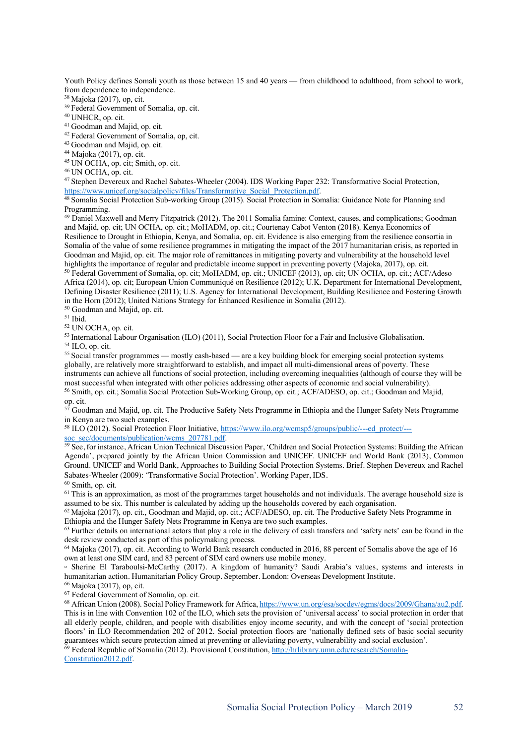Youth Policy defines Somali youth as those between 15 and 40 years — from childhood to adulthood, from school to work, from dependence to independence.

[38] Majoka (2017), op, cit.

[39] Federal Government of Somalia, op. cit.

[40] UNHCR, op. cit.

[41] Goodman and Majid, op. cit.

[42] Federal Government of Somalia, op, cit.

[43] Goodman and Majid, op. cit.

[44] Majoka (2017), op. cit.

[45] UN OCHA, op. cit; Smith, op. cit.

[46] UN OCHA, op. cit.

[47] Stephen Devereux and Rachel Sabates-Wheeler (2004). IDS Working Paper 232: Transformative Social Protection, https://www.unicef.org/socialpolicy/files/Transformative_Social_Protection.pdf.

[48] Somalia Social Protection Sub-working Group (2015). Social Protection in Somalia: Guidance Note for Planning and Programming.

[49] Daniel Maxwell and Merry Fitzpatrick (2012). The 2011 Somalia famine: Context, causes, and complications; Goodman and Majid, op. cit; UN OCHA, op. cit.; MoHADM, op. cit.; Courtenay Cabot Venton (2018). Kenya Economics of Resilience to Drought in Ethiopia, Kenya, and Somalia, op. cit. Evidence is also emerging from the resilience consortia in Somalia of the value of some resilience programmes in mitigating the impact of the 2017 humanitarian crisis, as reported in Goodman and Majid, op. cit. The major role of remittances in mitigating poverty and vulnerability at the household level highlights the importance of regular and predictable income support in preventing poverty (Majoka, 2017), op. cit.

[50] Federal Government of Somalia, op. cit; MoHADM, op. cit.; UNICEF (2013), op. cit; UN OCHA, op. cit.; ACF/Adeso Africa (2014), op. cit; European Union Communiqué on Resilience (2012); U.K. Department for International Development, Defining Disaster Resilience (2011); U.S. Agency for International Development, Building Resilience and Fostering Growth in the Horn (2012); United Nations Strategy for Enhanced Resilience in Somalia (2012).

[50] Goodman and Majid, op. cit.

[51] Ibid.

[52] UN OCHA, op. cit.

[53] International Labour Organisation (ILO) (2011), Social Protection Floor for a Fair and Inclusive Globalisation.

[54] ILO, op. cit.

[55] Social transfer programmes — mostly cash-based — are a key building block for emerging social protection systems globally, are relatively more straightforward to establish, and impact all multi-dimensional areas of poverty. These instruments can achieve all functions of social protection, including overcoming inequalities (although of course they will be most successful when integrated with other policies addressing other aspects of economic and social vulnerability).

[56] Smith, op. cit.; Somalia Social Protection Sub-Working Group, op. cit.; ACF/ADESO, op. cit.; Goodman and Majid, op. cit.

[57] Goodman and Majid, op. cit. The Productive Safety Nets Programme in Ethiopia and the Hunger Safety Nets Programme in Kenya are two such examples.

[58] ILO (2012). Social Protection Floor Initiative, https://www.ilo.org/wcmsp5/groups/public/---ed_protect/---soc_sec/documents/publication/wcms_207781.pdf.

[59] See, for instance, African Union Technical Discussion Paper, 'Children and Social Protection Systems: Building the African Agenda', prepared jointly by the African Union Commission and UNICEF. UNICEF and World Bank (2013), Common Ground. UNICEF and World Bank, Approaches to Building Social Protection Systems. Brief. Stephen Devereux and Rachel Sabates-Wheeler (2009): 'Transformative Social Protection'. Working Paper, IDS.

[60] Smith, op. cit.

[61] This is an approximation, as most of the programmes target households and not individuals. The average household size is assumed to be six. This number is calculated by adding up the households covered by each organisation.

[62] Majoka (2017), op. cit., Goodman and Majid, op. cit.; ACF/ADESO, op. cit. The Productive Safety Nets Programme in Ethiopia and the Hunger Safety Nets Programme in Kenya are two such examples.

[63] Further details on international actors that play a role in the delivery of cash transfers and 'safety nets' can be found in the desk review conducted as part of this policymaking process.

[64] Majoka (2017), op. cit. According to World Bank research conducted in 2016, 88 percent of Somalis above the age of 16 own at least one SIM card, and 83 percent of SIM card owners use mobile money.

[65] Sherine El Taraboulsi-McCarthy (2017). A kingdom of humanity? Saudi Arabia's values, systems and interests in humanitarian action. Humanitarian Policy Group. September. London: Overseas Development Institute.

[66] Majoka (2017), op, cit.

[67] Federal Government of Somalia, op. cit.

[68] African Union (2008). Social Policy Framework for Africa, https://www.un.org/esa/socdev/egms/docs/2009/Ghana/au2.pdf. This is in line with Convention 102 of the ILO, which sets the provision of 'universal access' to social protection in order that all elderly people, children, and people with disabilities enjoy income security, and with the concept of 'social protection floors' in ILO Recommendation 202 of 2012. Social protection floors are 'nationally defined sets of basic social security guarantees which secure protection aimed at preventing or alleviating poverty, vulnerability and social exclusion'.

[69] Federal Republic of Somalia (2012). Provisional Constitution, http://hrlibrary.umn.edu/research/Somalia-Constitution2012.pdf.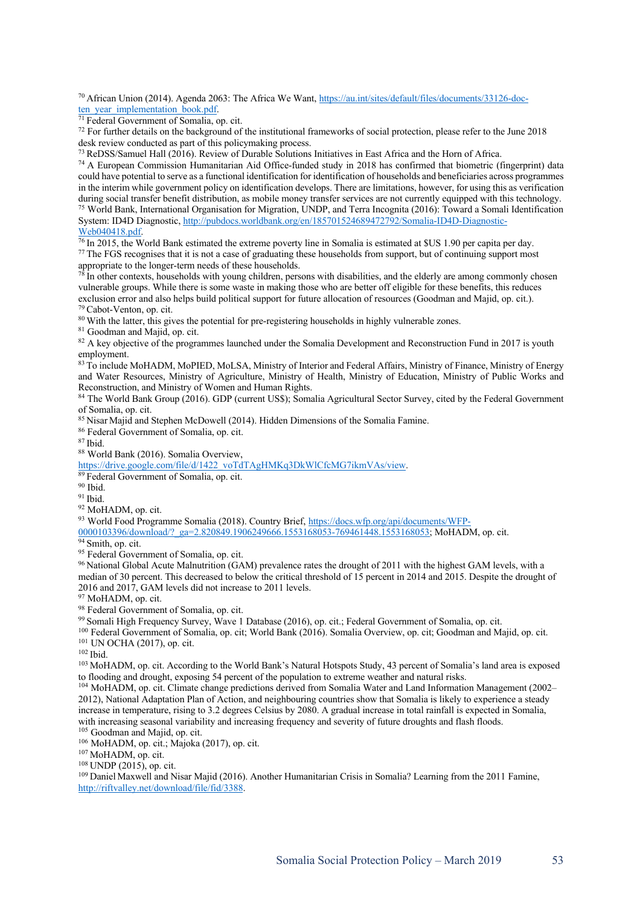[70] African Union (2014). Agenda 2063: The Africa We Want, https://au.int/sites/default/files/documents/33126-doc-ten_year_implementation_book.pdf.

[71] Federal Government of Somalia, op. cit.

[72] For further details on the background of the institutional frameworks of social protection, please refer to the June 2018 desk review conducted as part of this policymaking process.

[73] ReDSS/Samuel Hall (2016). Review of Durable Solutions Initiatives in East Africa and the Horn of Africa.

[74] A European Commission Humanitarian Aid Office-funded study in 2018 has confirmed that biometric (fingerprint) data could have potential to serve as a functional identification for identification of households and beneficiaries across programmes in the interim while government policy on identification develops. There are limitations, however, for using this as verification during social transfer benefit distribution, as mobile money transfer services are not currently equipped with this technology.

[75] World Bank, International Organisation for Migration, UNDP, and Terra Incognita (2016): Toward a Somali Identification System: ID4D Diagnostic, http://pubdocs.worldbank.org/en/185701524689472792/Somalia-ID4D-Diagnostic-Web040418.pdf.

[76] In 2015, the World Bank estimated the extreme poverty line in Somalia is estimated at $US 1.90 per capita per day.

[77] The FGS recognises that it is not a case of graduating these households from support, but of continuing support most appropriate to the longer-term needs of these households.

[78] In other contexts, households with young children, persons with disabilities, and the elderly are among commonly chosen vulnerable groups. While there is some waste in making those who are better off eligible for these benefits, this reduces exclusion error and also helps build political support for future allocation of resources (Goodman and Majid, op. cit.).

[79] Cabot-Venton, op. cit.

[80] With the latter, this gives the potential for pre-registering households in highly vulnerable zones.

[81] Goodman and Majid, op. cit.

[82] A key objective of the programmes launched under the Somalia Development and Reconstruction Fund in 2017 is youth employment.

[83] To include MoHADM, MoPIED, MoLSA, Ministry of Interior and Federal Affairs, Ministry of Finance, Ministry of Energy and Water Resources, Ministry of Agriculture, Ministry of Health, Ministry of Education, Ministry of Public Works and Reconstruction, and Ministry of Women and Human Rights.

[84] The World Bank Group (2016). GDP (current US$); Somalia Agricultural Sector Survey, cited by the Federal Government of Somalia, op. cit.

[85] Nisar Majid and Stephen McDowell (2014). Hidden Dimensions of the Somalia Famine.

[86] Federal Government of Somalia, op. cit.

[87] Ibid.

[88] World Bank (2016). Somalia Overview, https://drive.google.com/file/d/1422_voTdTAgHMKq3DkWlCfcMG7ikmVAs/view.

[89] Federal Government of Somalia, op. cit.

[90] Ibid.

[91] Ibid.

[92] MoHADM, op. cit.

[93] World Food Programme Somalia (2018). Country Brief, https://docs.wfp.org/api/documents/WFP-0000103396/download/?_ga=2.820849.1906249666.1553168053-769461448.1553168053; MoHADM, op. cit.

[94] Smith, op. cit.

[95] Federal Government of Somalia, op. cit.

[96] National Global Acute Malnutrition (GAM) prevalence rates the drought of 2011 with the highest GAM levels, with a median of 30 percent. This decreased to below the critical threshold of 15 percent in 2014 and 2015. Despite the drought of 2016 and 2017, GAM levels did not increase to 2011 levels.

[97] MoHADM, op. cit.

[98] Federal Government of Somalia, op. cit.

[99] Somali High Frequency Survey, Wave 1 Database (2016), op. cit.; Federal Government of Somalia, op. cit.

[100] Federal Government of Somalia, op. cit; World Bank (2016). Somalia Overview, op. cit; Goodman and Majid, op. cit.

[101] UN OCHA (2017), op. cit.

[102] Ibid.

[103] MoHADM, op. cit. According to the World Bank's Natural Hotspots Study, 43 percent of Somalia's land area is exposed to flooding and drought, exposing 54 percent of the population to extreme weather and natural risks.

[104] MoHADM, op. cit. Climate change predictions derived from Somalia Water and Land Information Management (2002–2012), National Adaptation Plan of Action, and neighbouring countries show that Somalia is likely to experience a steady increase in temperature, rising to 3.2 degrees Celsius by 2080. A gradual increase in total rainfall is expected in Somalia, with increasing seasonal variability and increasing frequency and severity of future droughts and flash floods.

[105] Goodman and Majid, op. cit.

[106] MoHADM, op. cit.; Majoka (2017), op. cit.

[107] MoHADM, op. cit.

[108] UNDP (2015), op. cit.

[109] Daniel Maxwell and Nisar Majid (2016). Another Humanitarian Crisis in Somalia? Learning from the 2011 Famine, http://riftvalley.net/download/file/fid/3388.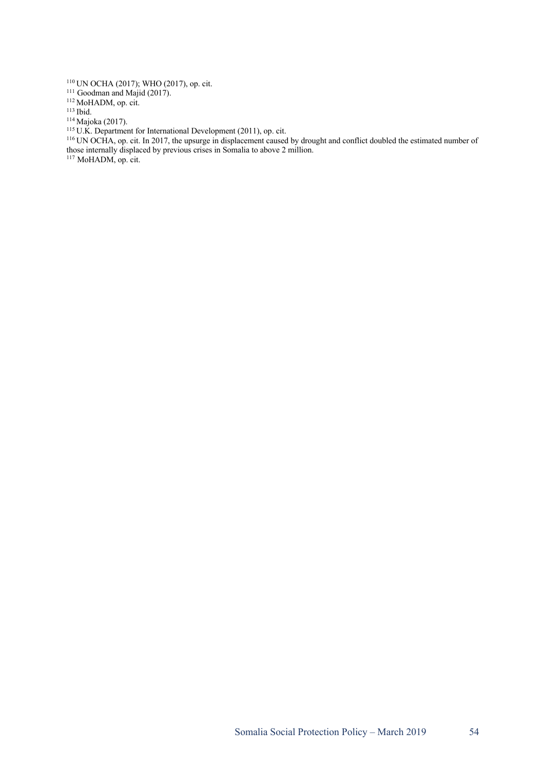[110] UN OCHA (2017); WHO (2017), op. cit.

[111] Goodman and Majid (2017).

[112] MoHADM, op. cit.

[113] Ibid.

[114] Majoka (2017).

[115] U.K. Department for International Development (2011), op. cit.

[116] UN OCHA, op. cit. In 2017, the upsurge in displacement caused by drought and conflict doubled the estimated number of those internally displaced by previous crises in Somalia to above 2 million.

[117] MoHADM, op. cit.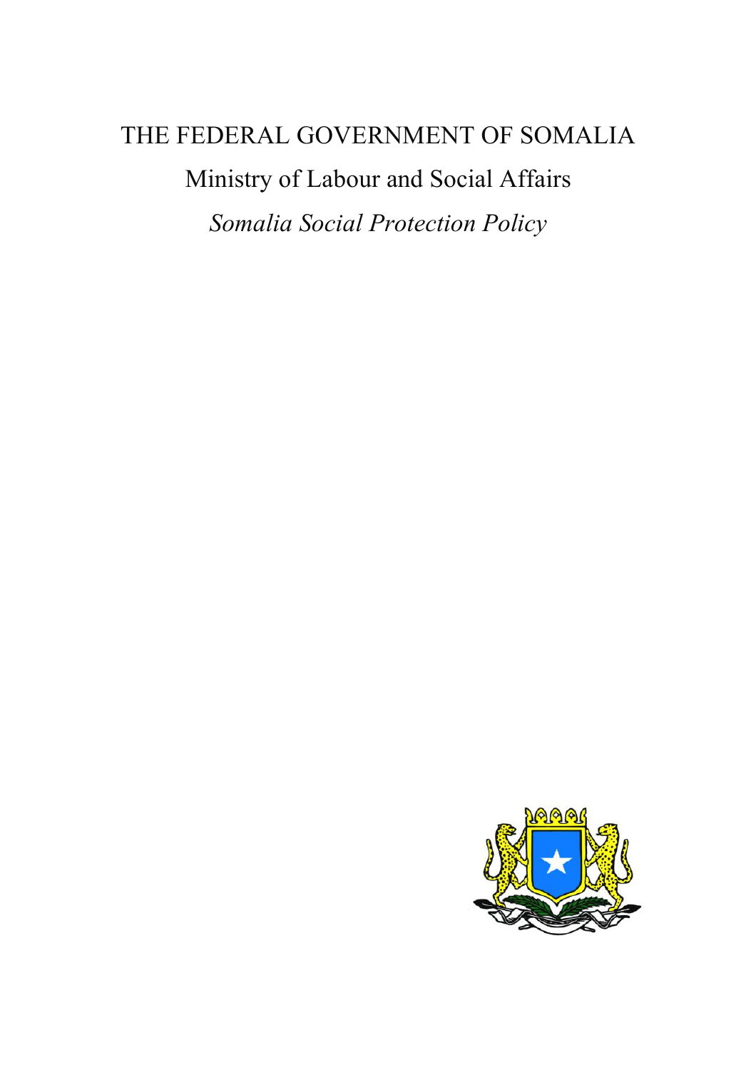THE FEDERAL GOVERNMENT OF SOMALIA

Ministry of Labour and Social Affairs

*Somalia Social Protection Policy*